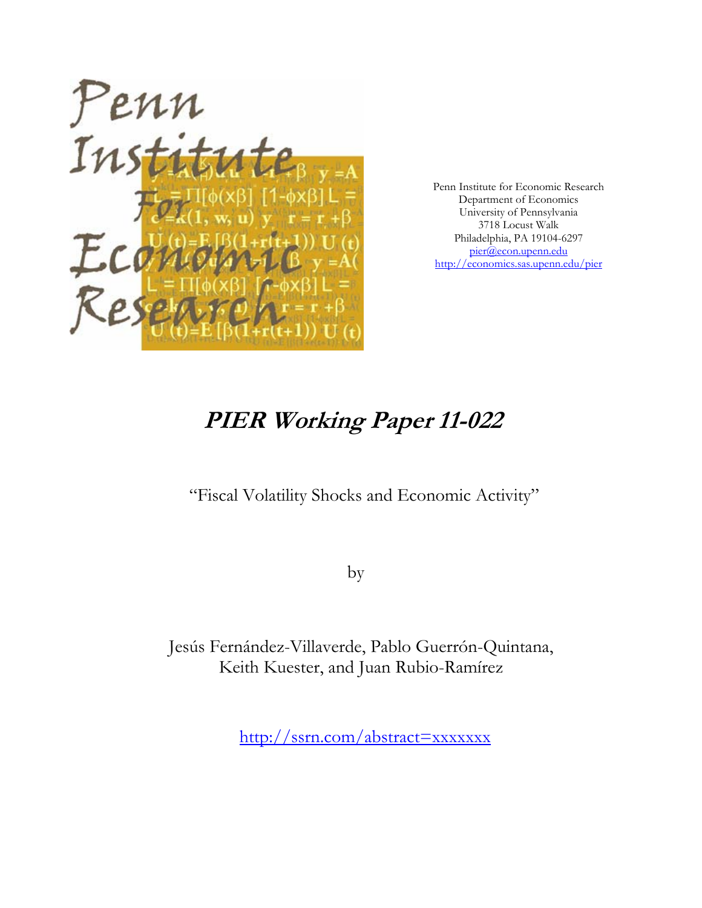Penn Institute for Economic Research
Department of Economics
University of Pennsylvania
3718 Locust Walk
Philadelphia, PA 19104-6297
pier@econ.upenn.edu
http://economics.sas.upenn.edu/pier

# *PIER Working Paper 11-022*

"Fiscal Volatility Shocks and Economic Activity"

by

Jesús Fernández-Villaverde, Pablo Guerrón-Quintana,
Keith Kuester, and Juan Rubio-Ramírez

http://ssrn.com/abstract=xxxxxxx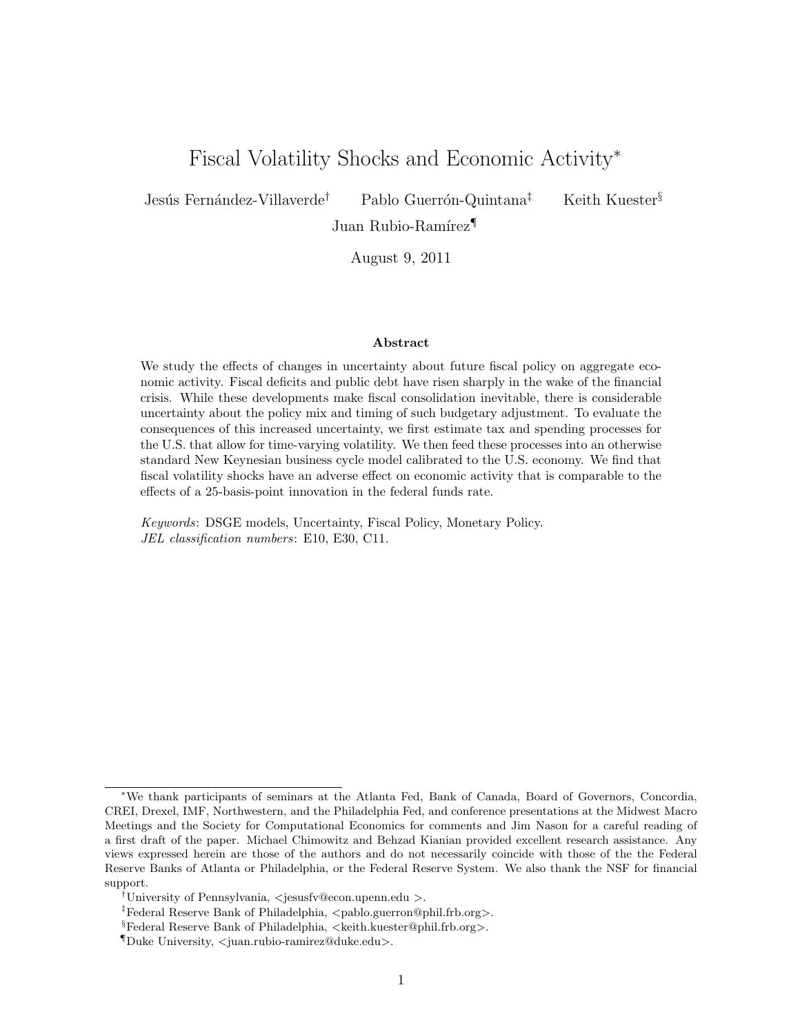# Fiscal Volatility Shocks and Economic Activity*

Jesús Fernández-Villaverde[†] Pablo Guerrón-Quintana[‡] Keith Kuester[§]

Juan Rubio-Ramírez[¶]

August 9, 2011

### Abstract

We study the effects of changes in uncertainty about future fiscal policy on aggregate economic activity. Fiscal deficits and public debt have risen sharply in the wake of the financial crisis. While these developments make fiscal consolidation inevitable, there is considerable uncertainty about the policy mix and timing of such budgetary adjustment. To evaluate the consequences of this increased uncertainty, we first estimate tax and spending processes for the U.S. that allow for time-varying volatility. We then feed these processes into an otherwise standard New Keynesian business cycle model calibrated to the U.S. economy. We find that fiscal volatility shocks have an adverse effect on economic activity that is comparable to the effects of a 25-basis-point innovation in the federal funds rate.

*Keywords*: DSGE models, Uncertainty, Fiscal Policy, Monetary Policy.
*JEL classification numbers*: E10, E30, C11.

---

*We thank participants of seminars at the Atlanta Fed, Bank of Canada, Board of Governors, Concordia, CREI, Drexel, IMF, Northwestern, and the Philadelphia Fed, and conference presentations at the Midwest Macro Meetings and the Society for Computational Economics for comments and Jim Nason for a careful reading of a first draft of the paper. Michael Chimowitz and Behzad Kianian provided excellent research assistance. Any views expressed herein are those of the authors and do not necessarily coincide with those of the the Federal Reserve Banks of Atlanta or Philadelphia, or the Federal Reserve System. We also thank the NSF for financial support.

[†]University of Pennsylvania, <jesusfv@econ.upenn.edu >.

[‡]Federal Reserve Bank of Philadelphia, <pablo.guerron@phil.frb.org>.

[§]Federal Reserve Bank of Philadelphia, <keith.kuester@phil.frb.org>.

[¶]Duke University, <juan.rubio-ramirez@duke.edu>.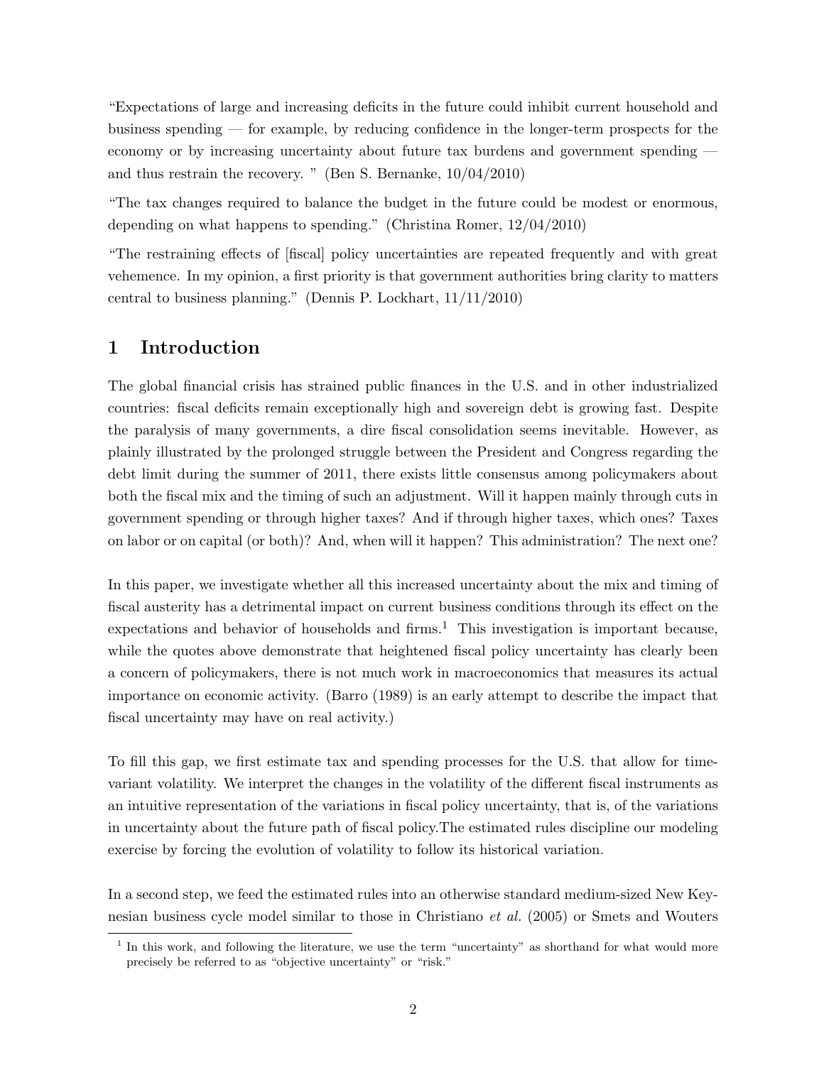"Expectations of large and increasing deficits in the future could inhibit current household and business spending — for example, by reducing confidence in the longer-term prospects for the economy or by increasing uncertainty about future tax burdens and government spending — and thus restrain the recovery. " (Ben S. Bernanke, 10/04/2010)

"The tax changes required to balance the budget in the future could be modest or enormous, depending on what happens to spending." (Christina Romer, 12/04/2010)

"The restraining effects of [fiscal] policy uncertainties are repeated frequently and with great vehemence. In my opinion, a first priority is that government authorities bring clarity to matters central to business planning." (Dennis P. Lockhart, 11/11/2010)

# 1 Introduction

The global financial crisis has strained public finances in the U.S. and in other industrialized countries: fiscal deficits remain exceptionally high and sovereign debt is growing fast. Despite the paralysis of many governments, a dire fiscal consolidation seems inevitable. However, as plainly illustrated by the prolonged struggle between the President and Congress regarding the debt limit during the summer of 2011, there exists little consensus among policymakers about both the fiscal mix and the timing of such an adjustment. Will it happen mainly through cuts in government spending or through higher taxes? And if through higher taxes, which ones? Taxes on labor or on capital (or both)? And, when will it happen? This administration? The next one?

In this paper, we investigate whether all this increased uncertainty about the mix and timing of fiscal austerity has a detrimental impact on current business conditions through its effect on the expectations and behavior of households and firms.[1] This investigation is important because, while the quotes above demonstrate that heightened fiscal policy uncertainty has clearly been a concern of policymakers, there is not much work in macroeconomics that measures its actual importance on economic activity. (Barro (1989) is an early attempt to describe the impact that fiscal uncertainty may have on real activity.)

To fill this gap, we first estimate tax and spending processes for the U.S. that allow for time-variant volatility. We interpret the changes in the volatility of the different fiscal instruments as an intuitive representation of the variations in fiscal policy uncertainty, that is, of the variations in uncertainty about the future path of fiscal policy.The estimated rules discipline our modeling exercise by forcing the evolution of volatility to follow its historical variation.

In a second step, we feed the estimated rules into an otherwise standard medium-sized New Keynesian business cycle model similar to those in Christiano *et al.* (2005) or Smets and Wouters

[1] In this work, and following the literature, we use the term "uncertainty" as shorthand for what would more precisely be referred to as "objective uncertainty" or "risk."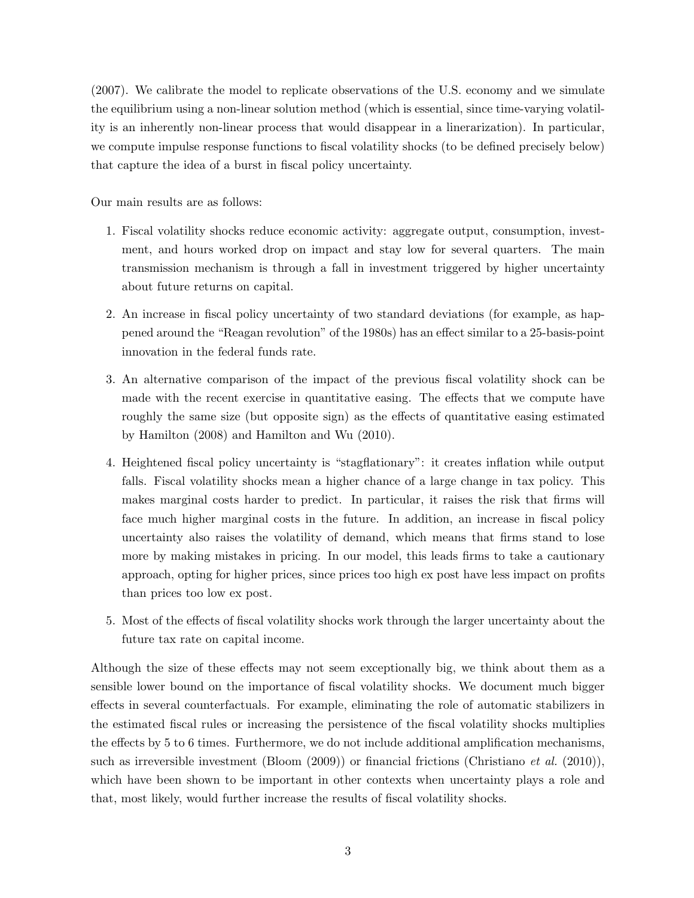(2007). We calibrate the model to replicate observations of the U.S. economy and we simulate the equilibrium using a non-linear solution method (which is essential, since time-varying volatility is an inherently non-linear process that would disappear in a linerarization). In particular, we compute impulse response functions to fiscal volatility shocks (to be defined precisely below) that capture the idea of a burst in fiscal policy uncertainty.

Our main results are as follows:

1. Fiscal volatility shocks reduce economic activity: aggregate output, consumption, investment, and hours worked drop on impact and stay low for several quarters. The main transmission mechanism is through a fall in investment triggered by higher uncertainty about future returns on capital.

2. An increase in fiscal policy uncertainty of two standard deviations (for example, as happened around the "Reagan revolution" of the 1980s) has an effect similar to a 25-basis-point innovation in the federal funds rate.

3. An alternative comparison of the impact of the previous fiscal volatility shock can be made with the recent exercise in quantitative easing. The effects that we compute have roughly the same size (but opposite sign) as the effects of quantitative easing estimated by Hamilton (2008) and Hamilton and Wu (2010).

4. Heightened fiscal policy uncertainty is "stagflationary": it creates inflation while output falls. Fiscal volatility shocks mean a higher chance of a large change in tax policy. This makes marginal costs harder to predict. In particular, it raises the risk that firms will face much higher marginal costs in the future. In addition, an increase in fiscal policy uncertainty also raises the volatility of demand, which means that firms stand to lose more by making mistakes in pricing. In our model, this leads firms to take a cautionary approach, opting for higher prices, since prices too high ex post have less impact on profits than prices too low ex post.

5. Most of the effects of fiscal volatility shocks work through the larger uncertainty about the future tax rate on capital income.

Although the size of these effects may not seem exceptionally big, we think about them as a sensible lower bound on the importance of fiscal volatility shocks. We document much bigger effects in several counterfactuals. For example, eliminating the role of automatic stabilizers in the estimated fiscal rules or increasing the persistence of the fiscal volatility shocks multiplies the effects by 5 to 6 times. Furthermore, we do not include additional amplification mechanisms, such as irreversible investment (Bloom (2009)) or financial frictions (Christiano *et al.* (2010)), which have been shown to be important in other contexts when uncertainty plays a role and that, most likely, would further increase the results of fiscal volatility shocks.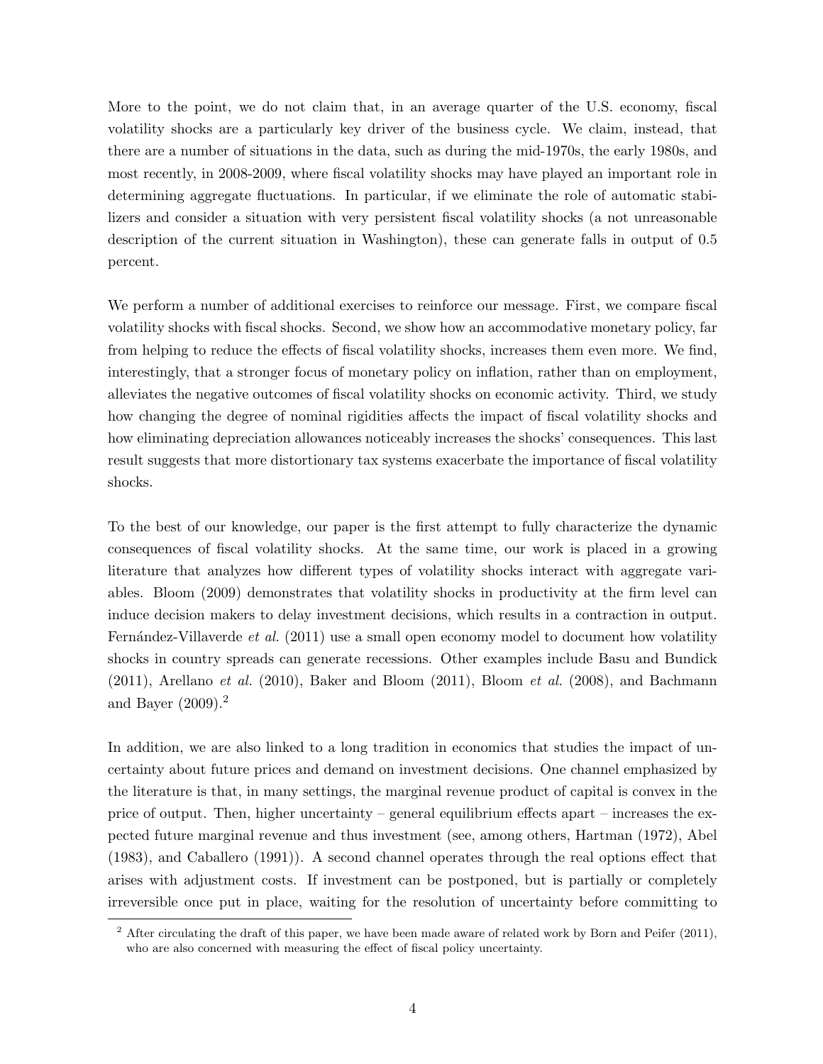More to the point, we do not claim that, in an average quarter of the U.S. economy, fiscal volatility shocks are a particularly key driver of the business cycle. We claim, instead, that there are a number of situations in the data, such as during the mid-1970s, the early 1980s, and most recently, in 2008-2009, where fiscal volatility shocks may have played an important role in determining aggregate fluctuations. In particular, if we eliminate the role of automatic stabilizers and consider a situation with very persistent fiscal volatility shocks (a not unreasonable description of the current situation in Washington), these can generate falls in output of 0.5 percent.

We perform a number of additional exercises to reinforce our message. First, we compare fiscal volatility shocks with fiscal shocks. Second, we show how an accommodative monetary policy, far from helping to reduce the effects of fiscal volatility shocks, increases them even more. We find, interestingly, that a stronger focus of monetary policy on inflation, rather than on employment, alleviates the negative outcomes of fiscal volatility shocks on economic activity. Third, we study how changing the degree of nominal rigidities affects the impact of fiscal volatility shocks and how eliminating depreciation allowances noticeably increases the shocks' consequences. This last result suggests that more distortionary tax systems exacerbate the importance of fiscal volatility shocks.

To the best of our knowledge, our paper is the first attempt to fully characterize the dynamic consequences of fiscal volatility shocks. At the same time, our work is placed in a growing literature that analyzes how different types of volatility shocks interact with aggregate variables. Bloom (2009) demonstrates that volatility shocks in productivity at the firm level can induce decision makers to delay investment decisions, which results in a contraction in output. Fernández-Villaverde *et al.* (2011) use a small open economy model to document how volatility shocks in country spreads can generate recessions. Other examples include Basu and Bundick (2011), Arellano *et al.* (2010), Baker and Bloom (2011), Bloom *et al.* (2008), and Bachmann and Bayer (2009).[2]

In addition, we are also linked to a long tradition in economics that studies the impact of uncertainty about future prices and demand on investment decisions. One channel emphasized by the literature is that, in many settings, the marginal revenue product of capital is convex in the price of output. Then, higher uncertainty – general equilibrium effects apart – increases the expected future marginal revenue and thus investment (see, among others, Hartman (1972), Abel (1983), and Caballero (1991)). A second channel operates through the real options effect that arises with adjustment costs. If investment can be postponed, but is partially or completely irreversible once put in place, waiting for the resolution of uncertainty before committing to

[2] After circulating the draft of this paper, we have been made aware of related work by Born and Peifer (2011), who are also concerned with measuring the effect of fiscal policy uncertainty.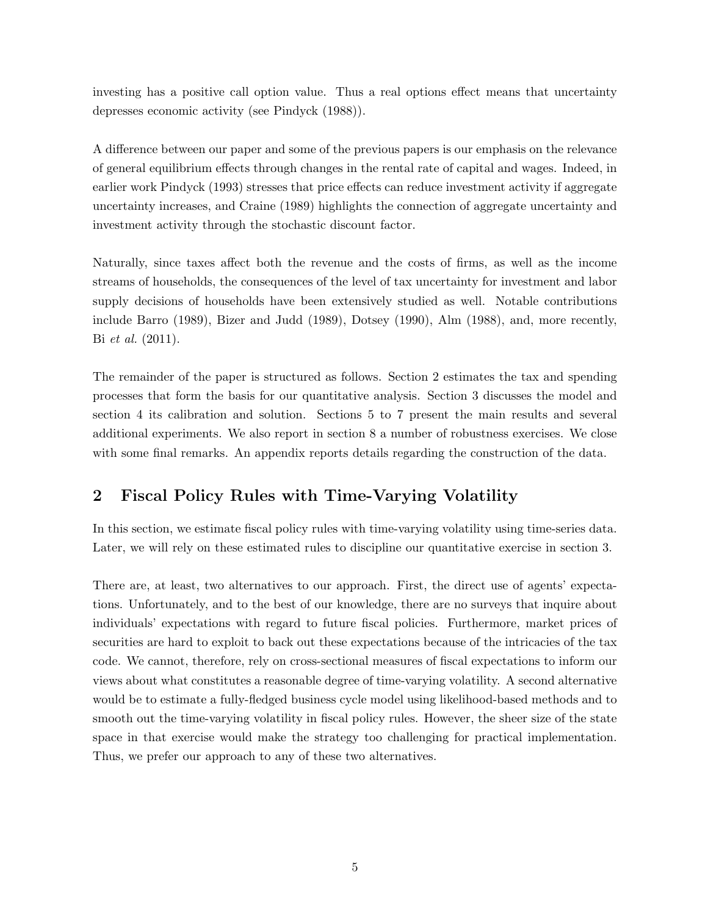investing has a positive call option value. Thus a real options effect means that uncertainty depresses economic activity (see Pindyck (1988)).

A difference between our paper and some of the previous papers is our emphasis on the relevance of general equilibrium effects through changes in the rental rate of capital and wages. Indeed, in earlier work Pindyck (1993) stresses that price effects can reduce investment activity if aggregate uncertainty increases, and Craine (1989) highlights the connection of aggregate uncertainty and investment activity through the stochastic discount factor.

Naturally, since taxes affect both the revenue and the costs of firms, as well as the income streams of households, the consequences of the level of tax uncertainty for investment and labor supply decisions of households have been extensively studied as well. Notable contributions include Barro (1989), Bizer and Judd (1989), Dotsey (1990), Alm (1988), and, more recently, Bi *et al.* (2011).

The remainder of the paper is structured as follows. Section 2 estimates the tax and spending processes that form the basis for our quantitative analysis. Section 3 discusses the model and section 4 its calibration and solution. Sections 5 to 7 present the main results and several additional experiments. We also report in section 8 a number of robustness exercises. We close with some final remarks. An appendix reports details regarding the construction of the data.

## 2 Fiscal Policy Rules with Time-Varying Volatility

In this section, we estimate fiscal policy rules with time-varying volatility using time-series data. Later, we will rely on these estimated rules to discipline our quantitative exercise in section 3.

There are, at least, two alternatives to our approach. First, the direct use of agents' expectations. Unfortunately, and to the best of our knowledge, there are no surveys that inquire about individuals' expectations with regard to future fiscal policies. Furthermore, market prices of securities are hard to exploit to back out these expectations because of the intricacies of the tax code. We cannot, therefore, rely on cross-sectional measures of fiscal expectations to inform our views about what constitutes a reasonable degree of time-varying volatility. A second alternative would be to estimate a fully-fledged business cycle model using likelihood-based methods and to smooth out the time-varying volatility in fiscal policy rules. However, the sheer size of the state space in that exercise would make the strategy too challenging for practical implementation. Thus, we prefer our approach to any of these two alternatives.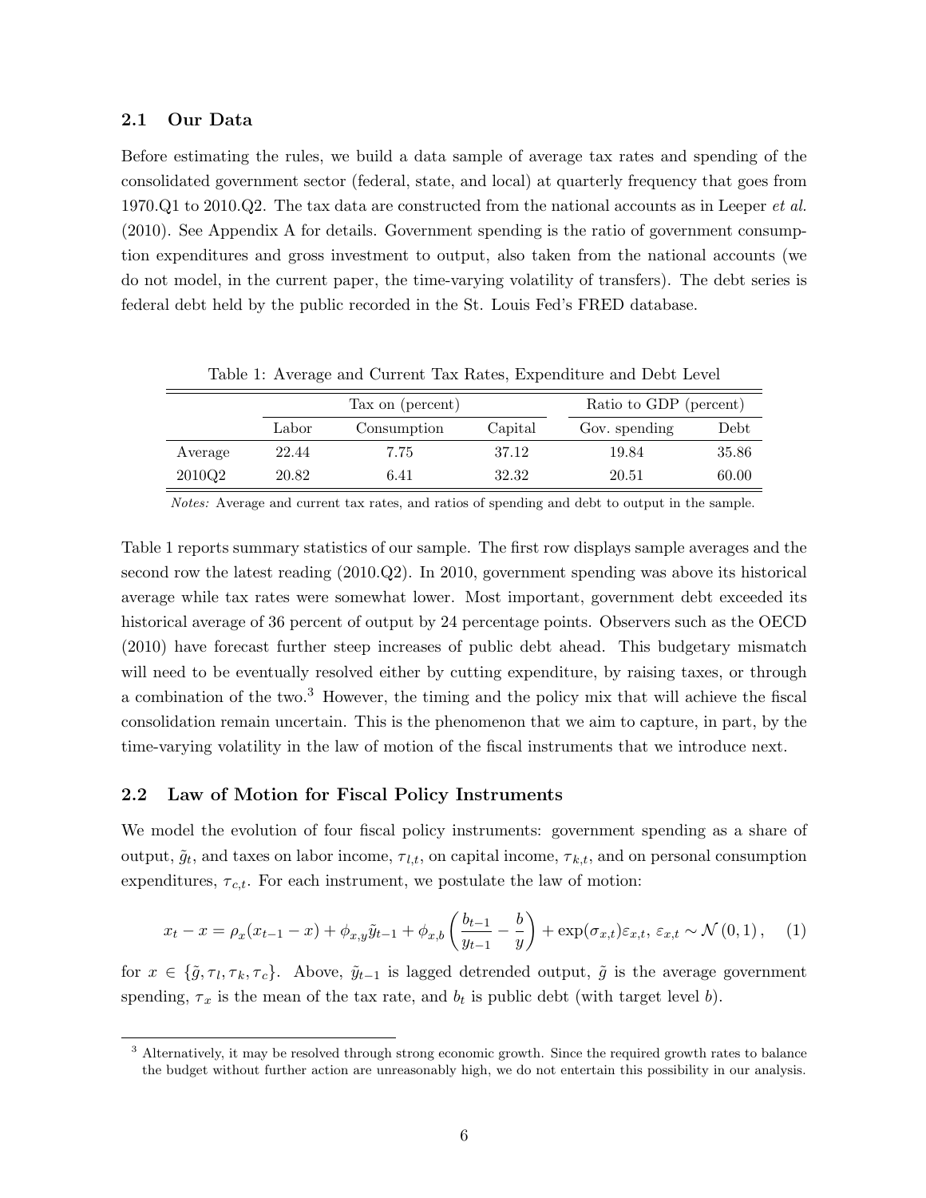### 2.1 Our Data

Before estimating the rules, we build a data sample of average tax rates and spending of the consolidated government sector (federal, state, and local) at quarterly frequency that goes from 1970.Q1 to 2010.Q2. The tax data are constructed from the national accounts as in Leeper *et al.* (2010). See Appendix A for details. Government spending is the ratio of government consumption expenditures and gross investment to output, also taken from the national accounts (we do not model, in the current paper, the time-varying volatility of transfers). The debt series is federal debt held by the public recorded in the St. Louis Fed's FRED database.

Table 1: Average and Current Tax Rates, Expenditure and Debt Level

| | Tax on (percent) | | | Ratio to GDP (percent) | |
|---|---|---|---|---|---|
| | Labor | Consumption | Capital | Gov. spending | Debt |
| Average | 22.44 | 7.75 | 37.12 | 19.84 | 35.86 |
| 2010Q2 | 20.82 | 6.41 | 32.32 | 20.51 | 60.00 |

*Notes:* Average and current tax rates, and ratios of spending and debt to output in the sample.

Table 1 reports summary statistics of our sample. The first row displays sample averages and the second row the latest reading (2010.Q2). In 2010, government spending was above its historical average while tax rates were somewhat lower. Most important, government debt exceeded its historical average of 36 percent of output by 24 percentage points. Observers such as the OECD (2010) have forecast further steep increases of public debt ahead. This budgetary mismatch will need to be eventually resolved either by cutting expenditure, by raising taxes, or through a combination of the two.[3] However, the timing and the policy mix that will achieve the fiscal consolidation remain uncertain. This is the phenomenon that we aim to capture, in part, by the time-varying volatility in the law of motion of the fiscal instruments that we introduce next.

### 2.2 Law of Motion for Fiscal Policy Instruments

We model the evolution of four fiscal policy instruments: government spending as a share of output, $\tilde{g}_t$, and taxes on labor income, $\tau_{l,t}$, on capital income, $\tau_{k,t}$, and on personal consumption expenditures, $\tau_{c,t}$. For each instrument, we postulate the law of motion:

$$x_t - x = \rho_x (x_{t-1} - x) + \phi_{x,y} \tilde{y}_{t-1} + \phi_{x,b} \left( \frac{b_{t-1}}{y_{t-1}} - \frac{b}{y} \right) + \exp(\sigma_{x,t}) \varepsilon_{x,t},\ \varepsilon_{x,t} \sim \mathcal{N}(0,1), \quad (1)$$

for $x \in \{\tilde{g}, \tau_l, \tau_k, \tau_c\}$. Above, $\tilde{y}_{t-1}$ is lagged detrended output, $\tilde{g}$ is the average government spending, $\tau_x$ is the mean of the tax rate, and $b_t$ is public debt (with target level $b$).

[3] Alternatively, it may be resolved through strong economic growth. Since the required growth rates to balance the budget without further action are unreasonably high, we do not entertain this possibility in our analysis.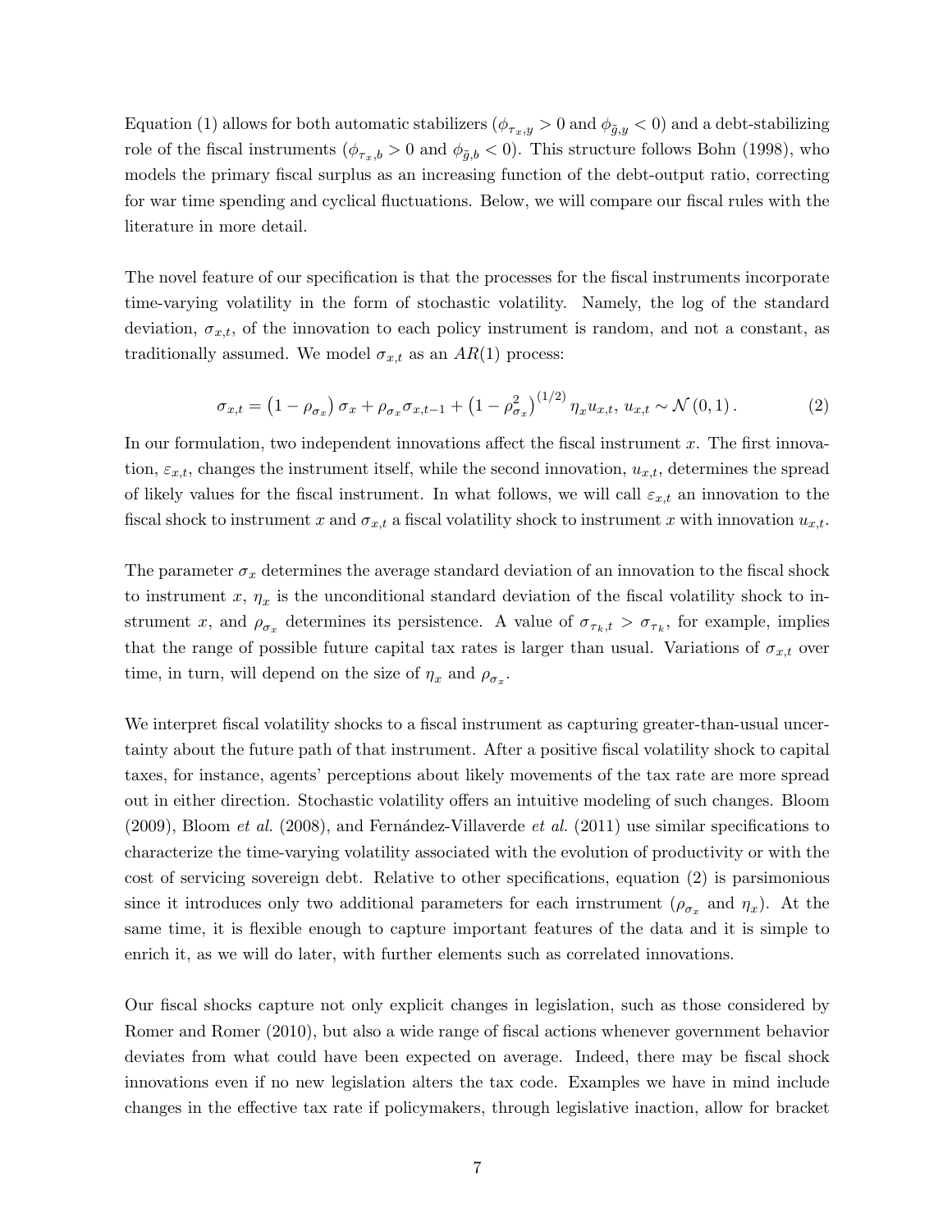Equation (1) allows for both automatic stabilizers ($\phi_{\tau_x,y} > 0$ and $\phi_{\tilde{g},y} < 0$) and a debt-stabilizing role of the fiscal instruments ($\phi_{\tau_x,b} > 0$ and $\phi_{\tilde{g},b} < 0$). This structure follows Bohn (1998), who models the primary fiscal surplus as an increasing function of the debt-output ratio, correcting for war time spending and cyclical fluctuations. Below, we will compare our fiscal rules with the literature in more detail.

The novel feature of our specification is that the processes for the fiscal instruments incorporate time-varying volatility in the form of stochastic volatility. Namely, the log of the standard deviation, $\sigma_{x,t}$, of the innovation to each policy instrument is random, and not a constant, as traditionally assumed. We model $\sigma_{x,t}$ as an $AR(1)$ process:

$$\sigma_{x,t} = \left(1 - \rho_{\sigma_x}\right) \sigma_x + \rho_{\sigma_x} \sigma_{x,t-1} + \left(1 - \rho_{\sigma_x}^2\right)^{(1/2)} \eta_x u_{x,t},\ u_{x,t} \sim \mathcal{N}\left(0, 1\right). \tag{2}$$

In our formulation, two independent innovations affect the fiscal instrument $x$. The first innovation, $\varepsilon_{x,t}$, changes the instrument itself, while the second innovation, $u_{x,t}$, determines the spread of likely values for the fiscal instrument. In what follows, we will call $\varepsilon_{x,t}$ an innovation to the fiscal shock to instrument $x$ and $\sigma_{x,t}$ a fiscal volatility shock to instrument $x$ with innovation $u_{x,t}$.

The parameter $\sigma_x$ determines the average standard deviation of an innovation to the fiscal shock to instrument $x$, $\eta_x$ is the unconditional standard deviation of the fiscal volatility shock to instrument $x$, and $\rho_{\sigma_x}$ determines its persistence. A value of $\sigma_{\tau_k,t} > \sigma_{\tau_k}$, for example, implies that the range of possible future capital tax rates is larger than usual. Variations of $\sigma_{x,t}$ over time, in turn, will depend on the size of $\eta_x$ and $\rho_{\sigma_x}$.

We interpret fiscal volatility shocks to a fiscal instrument as capturing greater-than-usual uncertainty about the future path of that instrument. After a positive fiscal volatility shock to capital taxes, for instance, agents' perceptions about likely movements of the tax rate are more spread out in either direction. Stochastic volatility offers an intuitive modeling of such changes. Bloom (2009), Bloom *et al.* (2008), and Fernández-Villaverde *et al.* (2011) use similar specifications to characterize the time-varying volatility associated with the evolution of productivity or with the cost of servicing sovereign debt. Relative to other specifications, equation (2) is parsimonious since it introduces only two additional parameters for each irnstrument ($\rho_{\sigma_x}$ and $\eta_x$). At the same time, it is flexible enough to capture important features of the data and it is simple to enrich it, as we will do later, with further elements such as correlated innovations.

Our fiscal shocks capture not only explicit changes in legislation, such as those considered by Romer and Romer (2010), but also a wide range of fiscal actions whenever government behavior deviates from what could have been expected on average. Indeed, there may be fiscal shock innovations even if no new legislation alters the tax code. Examples we have in mind include changes in the effective tax rate if policymakers, through legislative inaction, allow for bracket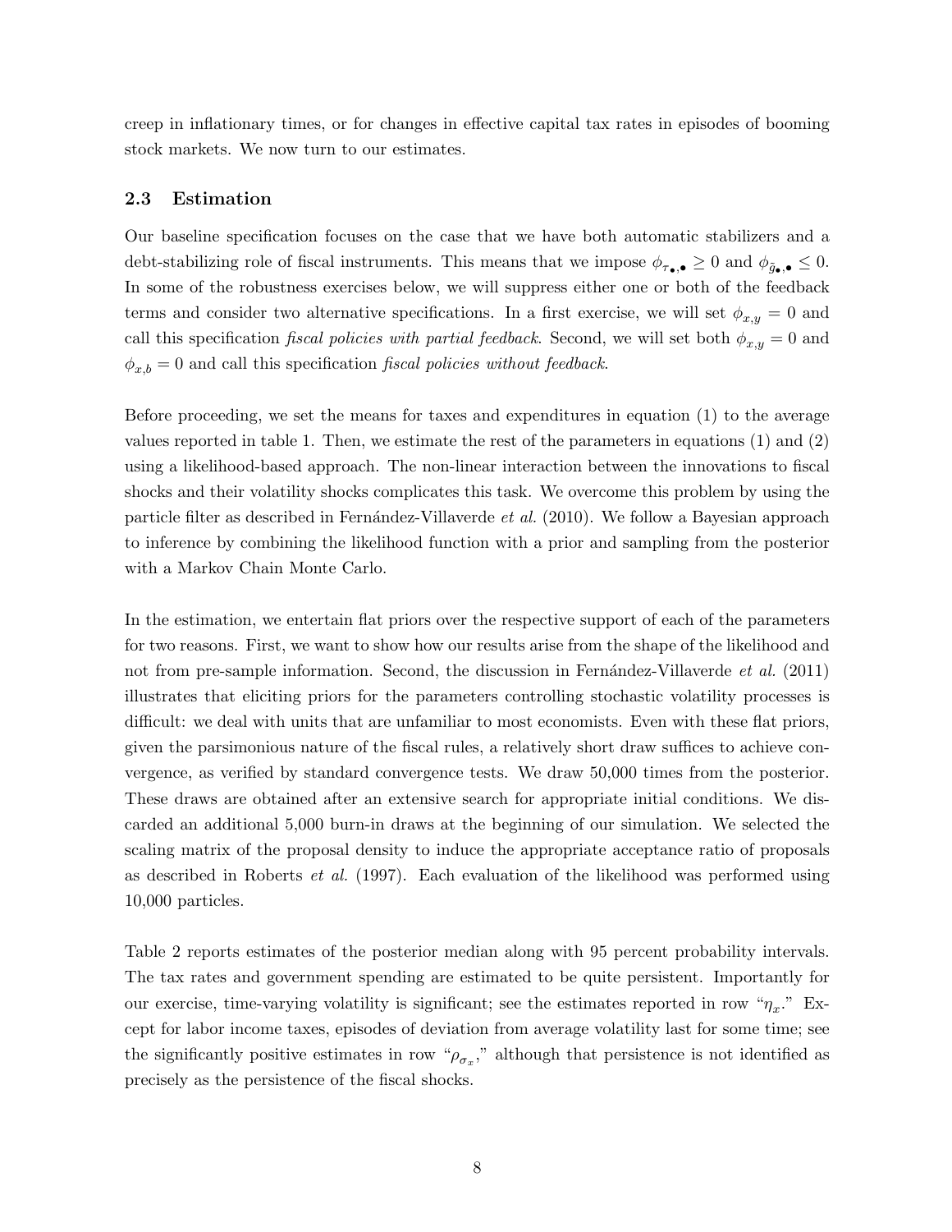creep in inflationary times, or for changes in effective capital tax rates in episodes of booming stock markets. We now turn to our estimates.

### 2.3 Estimation

Our baseline specification focuses on the case that we have both automatic stabilizers and a debt-stabilizing role of fiscal instruments. This means that we impose $\phi_{\tau_\bullet,\bullet} \geq 0$ and $\phi_{\tilde{g}_\bullet,\bullet} \leq 0$. In some of the robustness exercises below, we will suppress either one or both of the feedback terms and consider two alternative specifications. In a first exercise, we will set $\phi_{x,y} = 0$ and call this specification *fiscal policies with partial feedback*. Second, we will set both $\phi_{x,y} = 0$ and $\phi_{x,b} = 0$ and call this specification *fiscal policies without feedback*.

Before proceeding, we set the means for taxes and expenditures in equation (1) to the average values reported in table 1. Then, we estimate the rest of the parameters in equations (1) and (2) using a likelihood-based approach. The non-linear interaction between the innovations to fiscal shocks and their volatility shocks complicates this task. We overcome this problem by using the particle filter as described in Fernández-Villaverde *et al.* (2010). We follow a Bayesian approach to inference by combining the likelihood function with a prior and sampling from the posterior with a Markov Chain Monte Carlo.

In the estimation, we entertain flat priors over the respective support of each of the parameters for two reasons. First, we want to show how our results arise from the shape of the likelihood and not from pre-sample information. Second, the discussion in Fernández-Villaverde *et al.* (2011) illustrates that eliciting priors for the parameters controlling stochastic volatility processes is difficult: we deal with units that are unfamiliar to most economists. Even with these flat priors, given the parsimonious nature of the fiscal rules, a relatively short draw suffices to achieve convergence, as verified by standard convergence tests. We draw 50,000 times from the posterior. These draws are obtained after an extensive search for appropriate initial conditions. We discarded an additional 5,000 burn-in draws at the beginning of our simulation. We selected the scaling matrix of the proposal density to induce the appropriate acceptance ratio of proposals as described in Roberts *et al.* (1997). Each evaluation of the likelihood was performed using 10,000 particles.

Table 2 reports estimates of the posterior median along with 95 percent probability intervals. The tax rates and government spending are estimated to be quite persistent. Importantly for our exercise, time-varying volatility is significant; see the estimates reported in row "$\eta_x$." Except for labor income taxes, episodes of deviation from average volatility last for some time; see the significantly positive estimates in row "$\rho_{\sigma_x}$," although that persistence is not identified as precisely as the persistence of the fiscal shocks.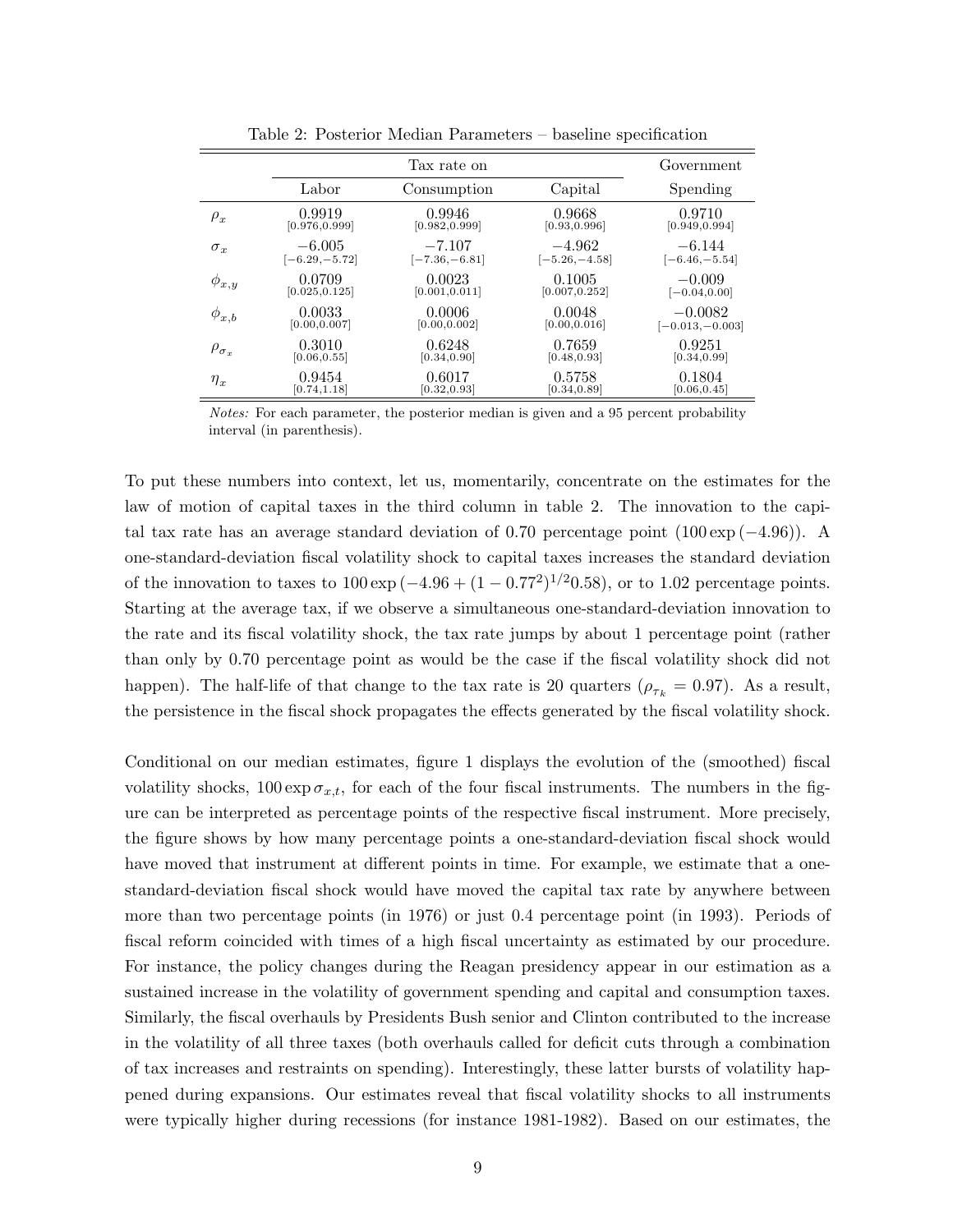Table 2: Posterior Median Parameters – baseline specification

| | Tax rate on | | | Government |
|---|---|---|---|---|
| | Labor | Consumption | Capital | Spending |
| $\rho_x$ | 0.9919 [0.976,0.999] | 0.9946 [0.982,0.999] | 0.9668 [0.93,0.996] | 0.9710 [0.949,0.994] |
| $\sigma_x$ | $-6.005$ [$-6.29$,$-5.72$] | $-7.107$ [$-7.36$,$-6.81$] | $-4.962$ [$-5.26$,$-4.58$] | $-6.144$ [$-6.46$,$-5.54$] |
| $\phi_{x,y}$ | 0.0709 [0.025,0.125] | 0.0023 [0.001,0.011] | 0.1005 [0.007,0.252] | $-0.009$ [$-0.04$,0.00] |
| $\phi_{x,b}$ | 0.0033 [0.00,0.007] | 0.0006 [0.00,0.002] | 0.0048 [0.00,0.016] | $-0.0082$ [$-0.013$,$-0.003$] |
| $\rho_{\sigma_x}$ | 0.3010 [0.06,0.55] | 0.6248 [0.34,0.90] | 0.7659 [0.48,0.93] | 0.9251 [0.34,0.99] |
| $\eta_x$ | 0.9454 [0.74,1.18] | 0.6017 [0.32,0.93] | 0.5758 [0.34,0.89] | 0.1804 [0.06,0.45] |

*Notes:* For each parameter, the posterior median is given and a 95 percent probability interval (in parenthesis).

To put these numbers into context, let us, momentarily, concentrate on the estimates for the law of motion of capital taxes in the third column in table 2. The innovation to the capital tax rate has an average standard deviation of 0.70 percentage point ($100 \exp(-4.96)$). A one-standard-deviation fiscal volatility shock to capital taxes increases the standard deviation of the innovation to taxes to $100 \exp(-4.96 + (1 - 0.77^2)^{1/2} 0.58)$, or to 1.02 percentage points. Starting at the average tax, if we observe a simultaneous one-standard-deviation innovation to the rate and its fiscal volatility shock, the tax rate jumps by about 1 percentage point (rather than only by 0.70 percentage point as would be the case if the fiscal volatility shock did not happen). The half-life of that change to the tax rate is 20 quarters ($\rho_{\tau_k} = 0.97$). As a result, the persistence in the fiscal shock propagates the effects generated by the fiscal volatility shock.

Conditional on our median estimates, figure 1 displays the evolution of the (smoothed) fiscal volatility shocks, $100 \exp \sigma_{x,t}$, for each of the four fiscal instruments. The numbers in the figure can be interpreted as percentage points of the respective fiscal instrument. More precisely, the figure shows by how many percentage points a one-standard-deviation fiscal shock would have moved that instrument at different points in time. For example, we estimate that a one-standard-deviation fiscal shock would have moved the capital tax rate by anywhere between more than two percentage points (in 1976) or just 0.4 percentage point (in 1993). Periods of fiscal reform coincided with times of a high fiscal uncertainty as estimated by our procedure. For instance, the policy changes during the Reagan presidency appear in our estimation as a sustained increase in the volatility of government spending and capital and consumption taxes. Similarly, the fiscal overhauls by Presidents Bush senior and Clinton contributed to the increase in the volatility of all three taxes (both overhauls called for deficit cuts through a combination of tax increases and restraints on spending). Interestingly, these latter bursts of volatility happened during expansions. Our estimates reveal that fiscal volatility shocks to all instruments were typically higher during recessions (for instance 1981-1982). Based on our estimates, the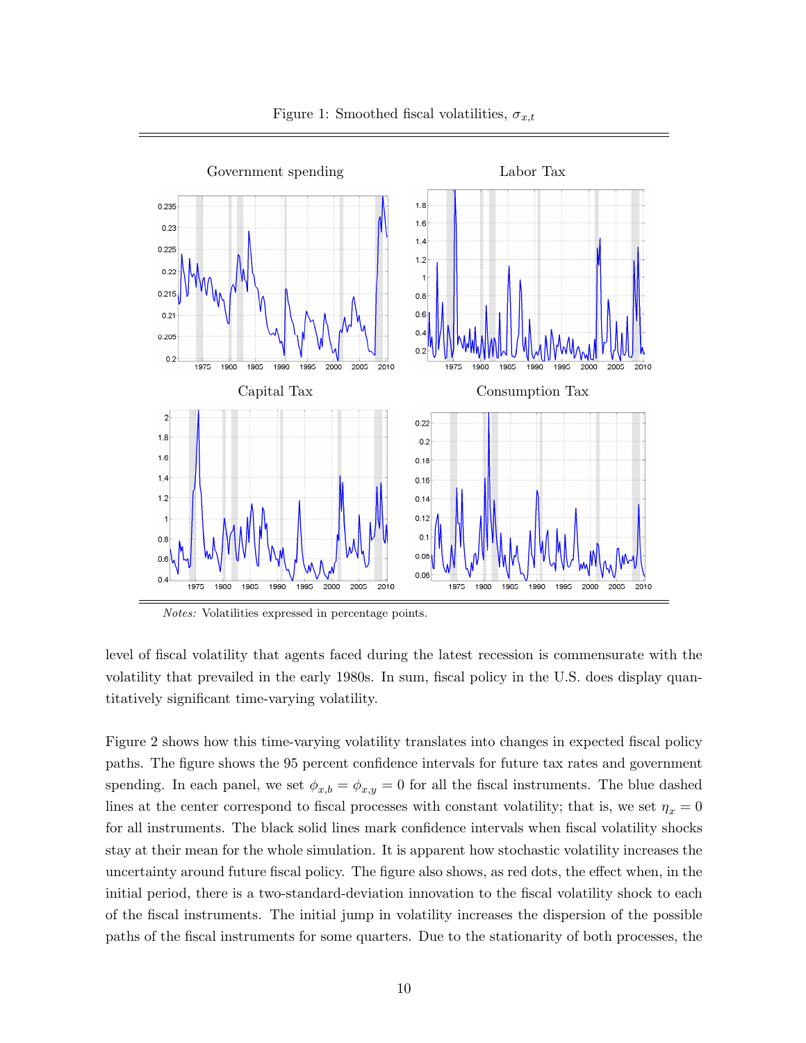Figure 1: Smoothed fiscal volatilities, $\sigma_{x,t}$

*Notes:* Volatilities expressed in percentage points.

level of fiscal volatility that agents faced during the latest recession is commensurate with the volatility that prevailed in the early 1980s. In sum, fiscal policy in the U.S. does display quantitatively significant time-varying volatility.

Figure 2 shows how this time-varying volatility translates into changes in expected fiscal policy paths. The figure shows the 95 percent confidence intervals for future tax rates and government spending. In each panel, we set $\phi_{x,b} = \phi_{x,y} = 0$ for all the fiscal instruments. The blue dashed lines at the center correspond to fiscal processes with constant volatility; that is, we set $\eta_x = 0$ for all instruments. The black solid lines mark confidence intervals when fiscal volatility shocks stay at their mean for the whole simulation. It is apparent how stochastic volatility increases the uncertainty around future fiscal policy. The figure also shows, as red dots, the effect when, in the initial period, there is a two-standard-deviation innovation to the fiscal volatility shock to each of the fiscal instruments. The initial jump in volatility increases the dispersion of the possible paths of the fiscal instruments for some quarters. Due to the stationarity of both processes, the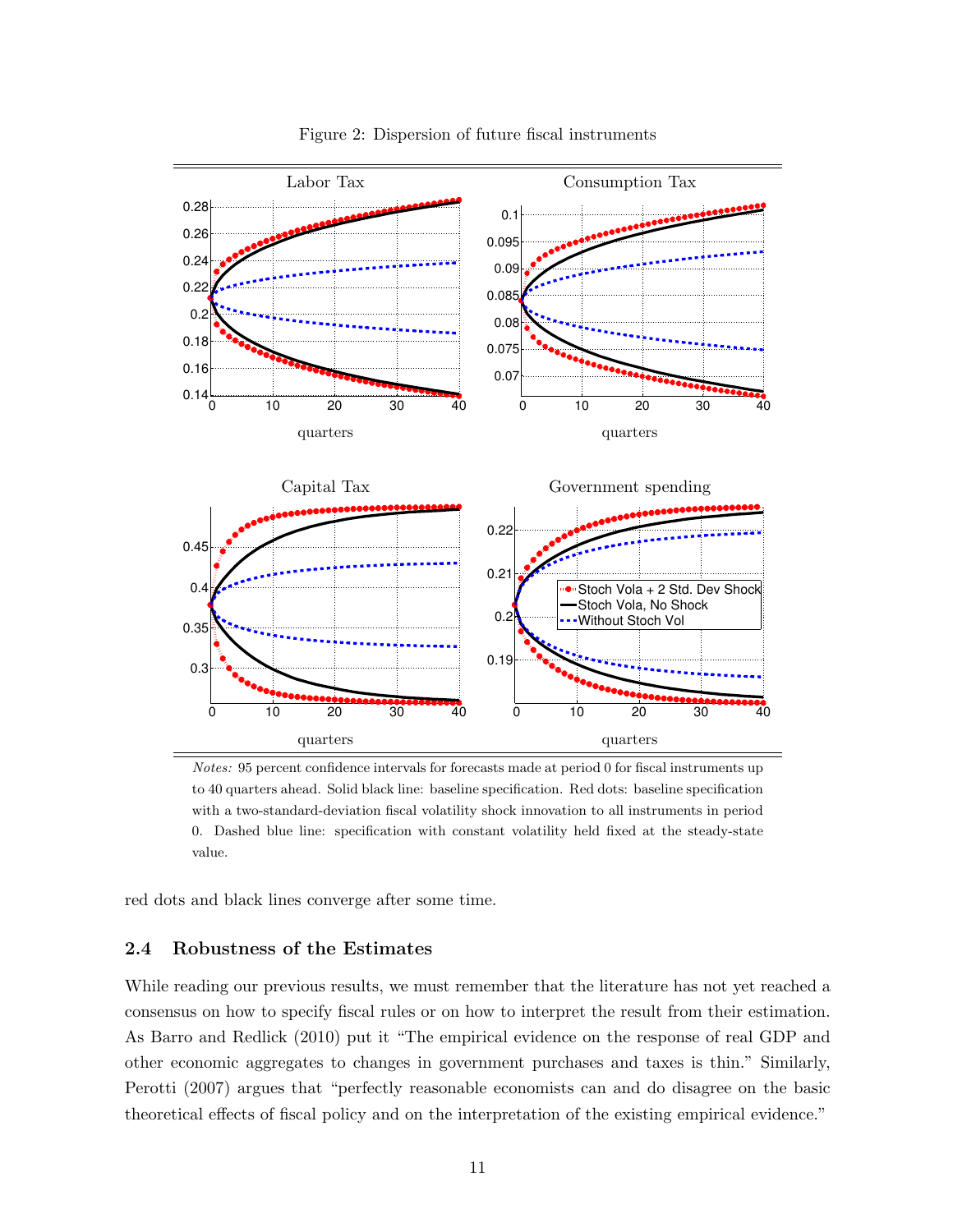Figure 2: Dispersion of future fiscal instruments

*Notes:* 95 percent confidence intervals for forecasts made at period 0 for fiscal instruments up to 40 quarters ahead. Solid black line: baseline specification. Red dots: baseline specification with a two-standard-deviation fiscal volatility shock innovation to all instruments in period 0. Dashed blue line: specification with constant volatility held fixed at the steady-state value.

red dots and black lines converge after some time.

### 2.4 Robustness of the Estimates

While reading our previous results, we must remember that the literature has not yet reached a consensus on how to specify fiscal rules or on how to interpret the result from their estimation. As Barro and Redlick (2010) put it "The empirical evidence on the response of real GDP and other economic aggregates to changes in government purchases and taxes is thin." Similarly, Perotti (2007) argues that "perfectly reasonable economists can and do disagree on the basic theoretical effects of fiscal policy and on the interpretation of the existing empirical evidence."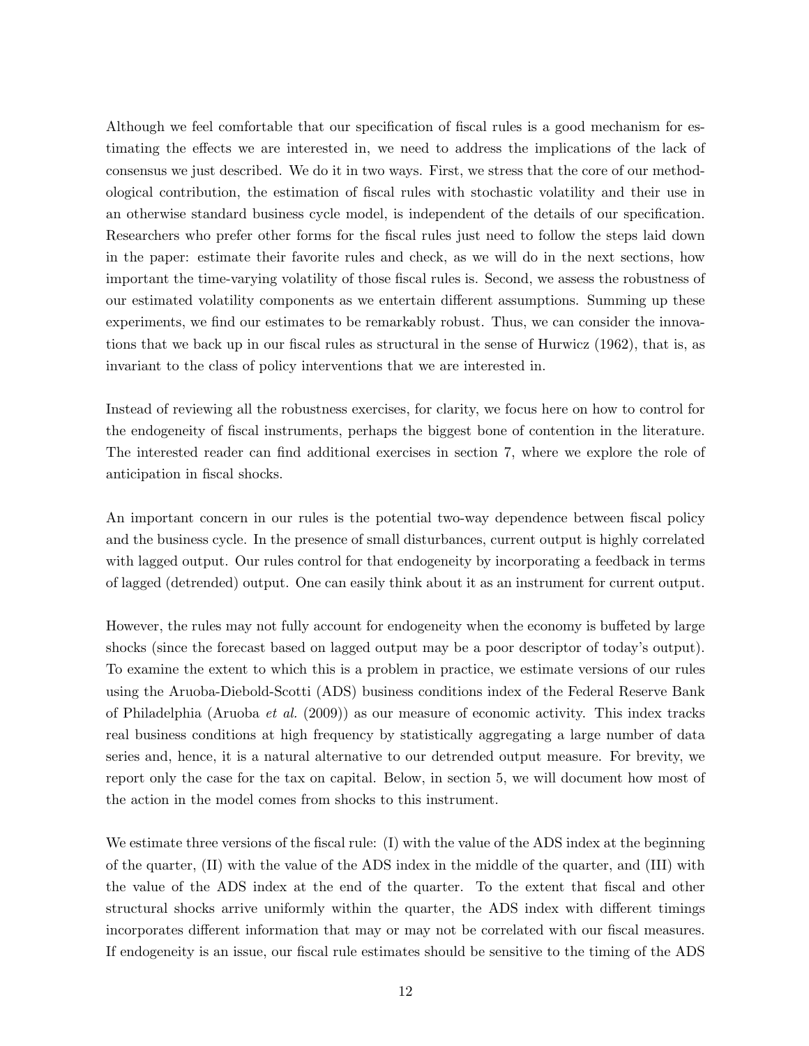Although we feel comfortable that our specification of fiscal rules is a good mechanism for estimating the effects we are interested in, we need to address the implications of the lack of consensus we just described. We do it in two ways. First, we stress that the core of our methodological contribution, the estimation of fiscal rules with stochastic volatility and their use in an otherwise standard business cycle model, is independent of the details of our specification. Researchers who prefer other forms for the fiscal rules just need to follow the steps laid down in the paper: estimate their favorite rules and check, as we will do in the next sections, how important the time-varying volatility of those fiscal rules is. Second, we assess the robustness of our estimated volatility components as we entertain different assumptions. Summing up these experiments, we find our estimates to be remarkably robust. Thus, we can consider the innovations that we back up in our fiscal rules as structural in the sense of Hurwicz (1962), that is, as invariant to the class of policy interventions that we are interested in.

Instead of reviewing all the robustness exercises, for clarity, we focus here on how to control for the endogeneity of fiscal instruments, perhaps the biggest bone of contention in the literature. The interested reader can find additional exercises in section 7, where we explore the role of anticipation in fiscal shocks.

An important concern in our rules is the potential two-way dependence between fiscal policy and the business cycle. In the presence of small disturbances, current output is highly correlated with lagged output. Our rules control for that endogeneity by incorporating a feedback in terms of lagged (detrended) output. One can easily think about it as an instrument for current output.

However, the rules may not fully account for endogeneity when the economy is buffeted by large shocks (since the forecast based on lagged output may be a poor descriptor of today's output). To examine the extent to which this is a problem in practice, we estimate versions of our rules using the Aruoba-Diebold-Scotti (ADS) business conditions index of the Federal Reserve Bank of Philadelphia (Aruoba *et al.* (2009)) as our measure of economic activity. This index tracks real business conditions at high frequency by statistically aggregating a large number of data series and, hence, it is a natural alternative to our detrended output measure. For brevity, we report only the case for the tax on capital. Below, in section 5, we will document how most of the action in the model comes from shocks to this instrument.

We estimate three versions of the fiscal rule: (I) with the value of the ADS index at the beginning of the quarter, (II) with the value of the ADS index in the middle of the quarter, and (III) with the value of the ADS index at the end of the quarter. To the extent that fiscal and other structural shocks arrive uniformly within the quarter, the ADS index with different timings incorporates different information that may or may not be correlated with our fiscal measures. If endogeneity is an issue, our fiscal rule estimates should be sensitive to the timing of the ADS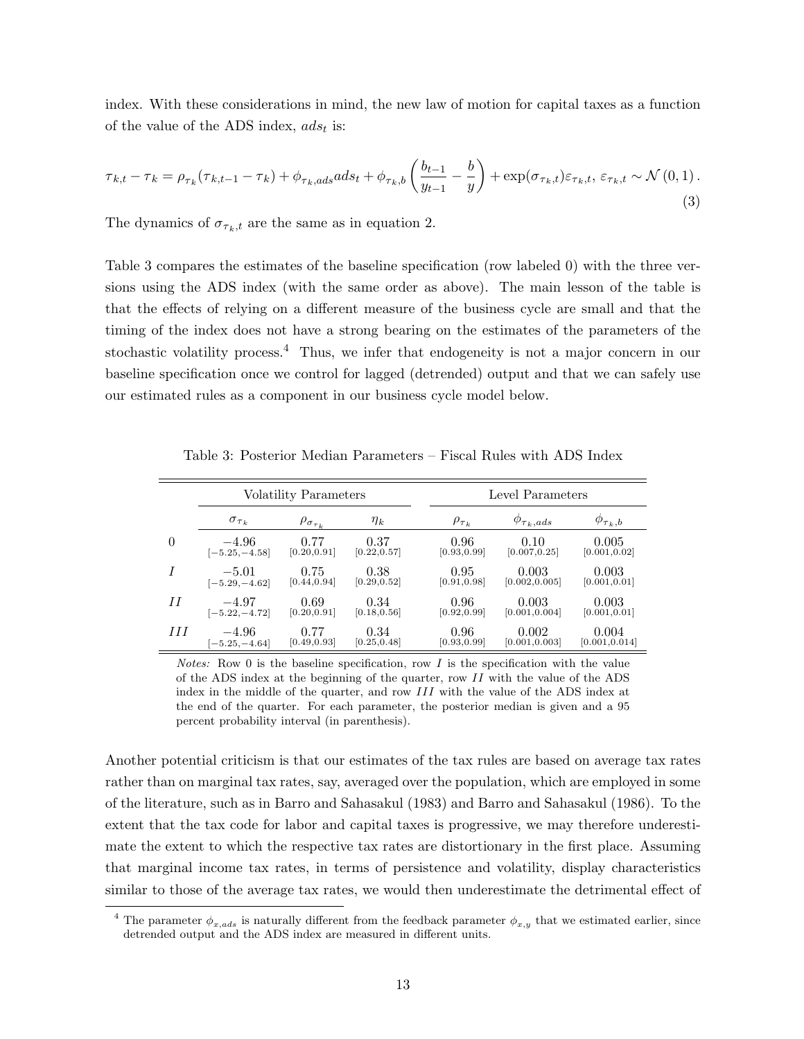index. With these considerations in mind, the new law of motion for capital taxes as a function of the value of the ADS index, $ads_t$ is:

$$
\tau_{k,t} - \tau_k = \rho_{\tau_k}(\tau_{k,t-1} - \tau_k) + \phi_{\tau_k,ads} ads_t + \phi_{\tau_k,b}\left(\frac{b_{t-1}}{y_{t-1}} - \frac{b}{y}\right) + \exp(\sigma_{\tau_k,t})\varepsilon_{\tau_k,t},\ \varepsilon_{\tau_k,t} \sim \mathcal{N}(0,1)\,. \tag{3}
$$

The dynamics of $\sigma_{\tau_k,t}$ are the same as in equation 2.

Table 3 compares the estimates of the baseline specification (row labeled 0) with the three versions using the ADS index (with the same order as above). The main lesson of the table is that the effects of relying on a different measure of the business cycle are small and that the timing of the index does not have a strong bearing on the estimates of the parameters of the stochastic volatility process.[4] Thus, we infer that endogeneity is not a major concern in our baseline specification once we control for lagged (detrended) output and that we can safely use our estimated rules as a component in our business cycle model below.

Table 3: Posterior Median Parameters – Fiscal Rules with ADS Index

| | Volatility Parameters | | | Level Parameters | | |
|---|---|---|---|---|---|---|
| | $\sigma_{\tau_k}$ | $\rho_{\sigma_{\tau_k}}$ | $\eta_k$ | $\rho_{\tau_k}$ | $\phi_{\tau_k,ads}$ | $\phi_{\tau_k,b}$ |
| 0 | $-4.96$ [$-5.25$,$-4.58$] | 0.77 [0.20,0.91] | 0.37 [0.22,0.57] | 0.96 [0.93,0.99] | 0.10 [0.007,0.25] | 0.005 [0.001,0.02] |
| $I$ | $-5.01$ [$-5.29$,$-4.62$] | 0.75 [0.44,0.94] | 0.38 [0.29,0.52] | 0.95 [0.91,0.98] | 0.003 [0.002,0.005] | 0.003 [0.001,0.01] |
| $II$ | $-4.97$ [$-5.22$,$-4.72$] | 0.69 [0.20,0.91] | 0.34 [0.18,0.56] | 0.96 [0.92,0.99] | 0.003 [0.001,0.004] | 0.003 [0.001,0.01] |
| $III$ | $-4.96$ [$-5.25$,$-4.64$] | 0.77 [0.49,0.93] | 0.34 [0.25,0.48] | 0.96 [0.93,0.99] | 0.002 [0.001,0.003] | 0.004 [0.001,0.014] |

*Notes:* Row 0 is the baseline specification, row $I$ is the specification with the value of the ADS index at the beginning of the quarter, row $II$ with the value of the ADS index in the middle of the quarter, and row $III$ with the value of the ADS index at the end of the quarter. For each parameter, the posterior median is given and a 95 percent probability interval (in parenthesis).

Another potential criticism is that our estimates of the tax rules are based on average tax rates rather than on marginal tax rates, say, averaged over the population, which are employed in some of the literature, such as in Barro and Sahasakul (1983) and Barro and Sahasakul (1986). To the extent that the tax code for labor and capital taxes is progressive, we may therefore underestimate the extent to which the respective tax rates are distortionary in the first place. Assuming that marginal income tax rates, in terms of persistence and volatility, display characteristics similar to those of the average tax rates, we would then underestimate the detrimental effect of

[4] The parameter $\phi_{x,ads}$ is naturally different from the feedback parameter $\phi_{x,y}$ that we estimated earlier, since detrended output and the ADS index are measured in different units.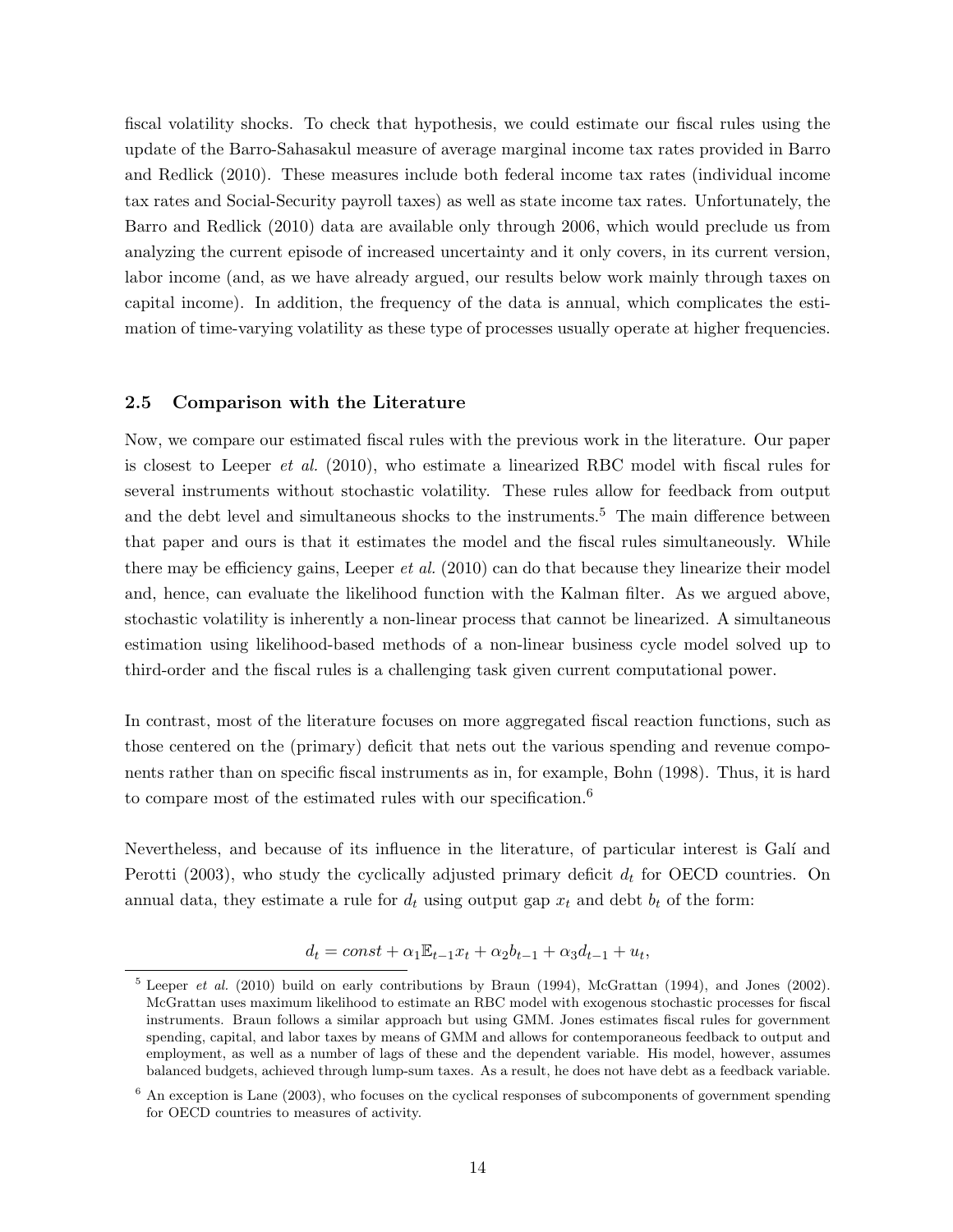fiscal volatility shocks. To check that hypothesis, we could estimate our fiscal rules using the update of the Barro-Sahasakul measure of average marginal income tax rates provided in Barro and Redlick (2010). These measures include both federal income tax rates (individual income tax rates and Social-Security payroll taxes) as well as state income tax rates. Unfortunately, the Barro and Redlick (2010) data are available only through 2006, which would preclude us from analyzing the current episode of increased uncertainty and it only covers, in its current version, labor income (and, as we have already argued, our results below work mainly through taxes on capital income). In addition, the frequency of the data is annual, which complicates the estimation of time-varying volatility as these type of processes usually operate at higher frequencies.

### 2.5 Comparison with the Literature

Now, we compare our estimated fiscal rules with the previous work in the literature. Our paper is closest to Leeper *et al.* (2010), who estimate a linearized RBC model with fiscal rules for several instruments without stochastic volatility. These rules allow for feedback from output and the debt level and simultaneous shocks to the instruments.[5] The main difference between that paper and ours is that it estimates the model and the fiscal rules simultaneously. While there may be efficiency gains, Leeper *et al.* (2010) can do that because they linearize their model and, hence, can evaluate the likelihood function with the Kalman filter. As we argued above, stochastic volatility is inherently a non-linear process that cannot be linearized. A simultaneous estimation using likelihood-based methods of a non-linear business cycle model solved up to third-order and the fiscal rules is a challenging task given current computational power.

In contrast, most of the literature focuses on more aggregated fiscal reaction functions, such as those centered on the (primary) deficit that nets out the various spending and revenue components rather than on specific fiscal instruments as in, for example, Bohn (1998). Thus, it is hard to compare most of the estimated rules with our specification.[6]

Nevertheless, and because of its influence in the literature, of particular interest is Galí and Perotti (2003), who study the cyclically adjusted primary deficit $d_t$ for OECD countries. On annual data, they estimate a rule for $d_t$ using output gap $x_t$ and debt $b_t$ of the form:

$$d_t = const + \alpha_1 \mathbb{E}_{t-1} x_t + \alpha_2 b_{t-1} + \alpha_3 d_{t-1} + u_t,$$

[5] Leeper *et al.* (2010) build on early contributions by Braun (1994), McGrattan (1994), and Jones (2002). McGrattan uses maximum likelihood to estimate an RBC model with exogenous stochastic processes for fiscal instruments. Braun follows a similar approach but using GMM. Jones estimates fiscal rules for government spending, capital, and labor taxes by means of GMM and allows for contemporaneous feedback to output and employment, as well as a number of lags of these and the dependent variable. His model, however, assumes balanced budgets, achieved through lump-sum taxes. As a result, he does not have debt as a feedback variable.

[6] An exception is Lane (2003), who focuses on the cyclical responses of subcomponents of government spending for OECD countries to measures of activity.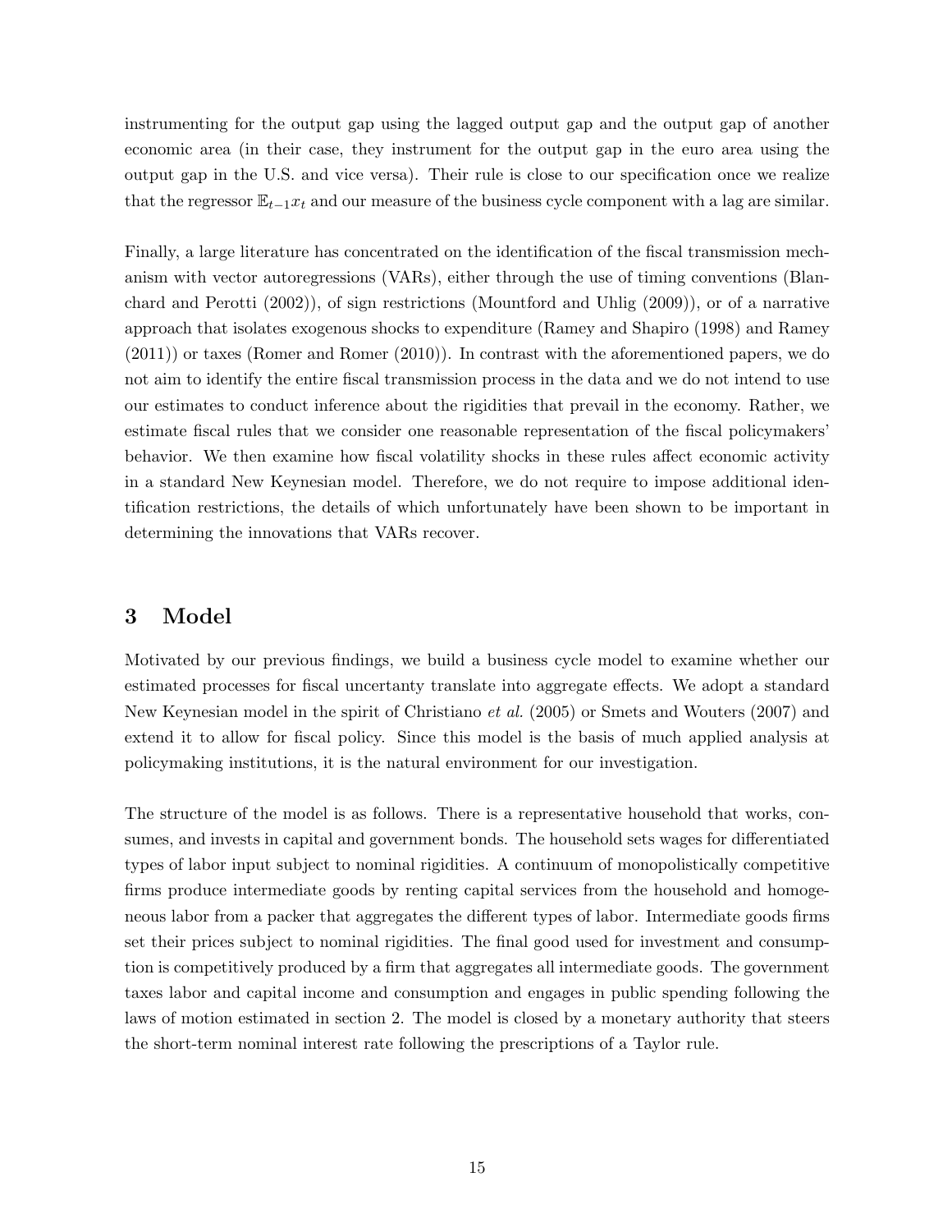instrumenting for the output gap using the lagged output gap and the output gap of another economic area (in their case, they instrument for the output gap in the euro area using the output gap in the U.S. and vice versa). Their rule is close to our specification once we realize that the regressor $\mathbb{E}_{t-1}x_t$ and our measure of the business cycle component with a lag are similar.

Finally, a large literature has concentrated on the identification of the fiscal transmission mechanism with vector autoregressions (VARs), either through the use of timing conventions (Blanchard and Perotti (2002)), of sign restrictions (Mountford and Uhlig (2009)), or of a narrative approach that isolates exogenous shocks to expenditure (Ramey and Shapiro (1998) and Ramey (2011)) or taxes (Romer and Romer (2010)). In contrast with the aforementioned papers, we do not aim to identify the entire fiscal transmission process in the data and we do not intend to use our estimates to conduct inference about the rigidities that prevail in the economy. Rather, we estimate fiscal rules that we consider one reasonable representation of the fiscal policymakers' behavior. We then examine how fiscal volatility shocks in these rules affect economic activity in a standard New Keynesian model. Therefore, we do not require to impose additional identification restrictions, the details of which unfortunately have been shown to be important in determining the innovations that VARs recover.

# 3 Model

Motivated by our previous findings, we build a business cycle model to examine whether our estimated processes for fiscal uncertanty translate into aggregate effects. We adopt a standard New Keynesian model in the spirit of Christiano *et al.* (2005) or Smets and Wouters (2007) and extend it to allow for fiscal policy. Since this model is the basis of much applied analysis at policymaking institutions, it is the natural environment for our investigation.

The structure of the model is as follows. There is a representative household that works, consumes, and invests in capital and government bonds. The household sets wages for differentiated types of labor input subject to nominal rigidities. A continuum of monopolistically competitive firms produce intermediate goods by renting capital services from the household and homogeneous labor from a packer that aggregates the different types of labor. Intermediate goods firms set their prices subject to nominal rigidities. The final good used for investment and consumption is competitively produced by a firm that aggregates all intermediate goods. The government taxes labor and capital income and consumption and engages in public spending following the laws of motion estimated in section 2. The model is closed by a monetary authority that steers the short-term nominal interest rate following the prescriptions of a Taylor rule.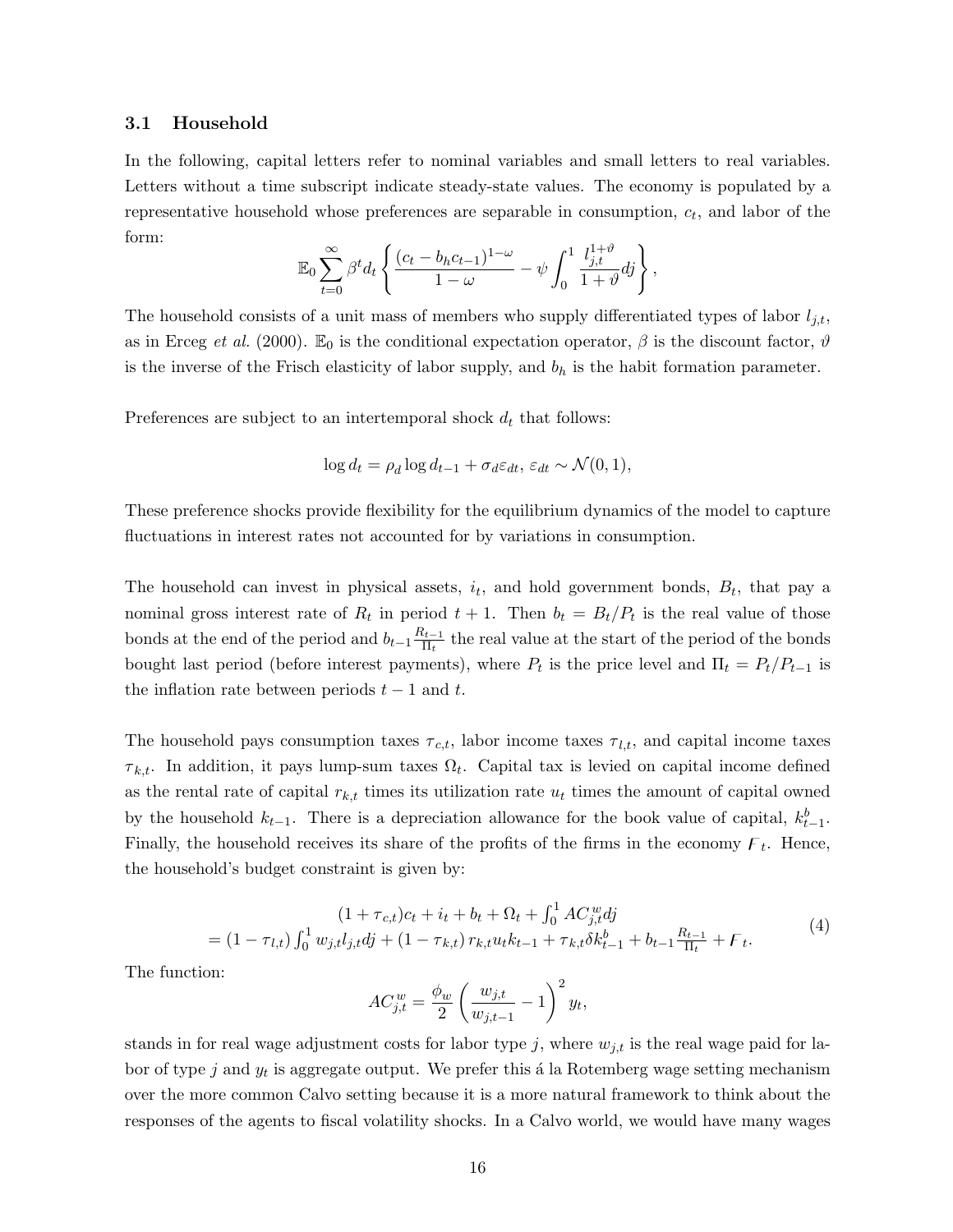### 3.1 Household

In the following, capital letters refer to nominal variables and small letters to real variables. Letters without a time subscript indicate steady-state values. The economy is populated by a representative household whose preferences are separable in consumption, $c_t$, and labor of the form:

$$\mathbb{E}_0 \sum_{t=0}^{\infty} \beta^t d_t \left\{ \frac{(c_t - b_h c_{t-1})^{1-\omega}}{1-\omega} - \psi \int_0^1 \frac{l_{j,t}^{1+\vartheta}}{1+\vartheta} dj \right\},$$

The household consists of a unit mass of members who supply differentiated types of labor $l_{j,t}$, as in Erceg *et al.* (2000). $\mathbb{E}_0$ is the conditional expectation operator, $\beta$ is the discount factor, $\vartheta$ is the inverse of the Frisch elasticity of labor supply, and $b_h$ is the habit formation parameter.

Preferences are subject to an intertemporal shock $d_t$ that follows:

$$\log d_t = \rho_d \log d_{t-1} + \sigma_d \varepsilon_{dt},\ \varepsilon_{dt} \sim \mathcal{N}(0,1),$$

These preference shocks provide flexibility for the equilibrium dynamics of the model to capture fluctuations in interest rates not accounted for by variations in consumption.

The household can invest in physical assets, $i_t$, and hold government bonds, $B_t$, that pay a nominal gross interest rate of $R_t$ in period $t+1$. Then $b_t = B_t/P_t$ is the real value of those bonds at the end of the period and $b_{t-1}\frac{R_{t-1}}{\Pi_t}$ the real value at the start of the period of the bonds bought last period (before interest payments), where $P_t$ is the price level and $\Pi_t = P_t/P_{t-1}$ is the inflation rate between periods $t-1$ and $t$.

The household pays consumption taxes $\tau_{c,t}$, labor income taxes $\tau_{l,t}$, and capital income taxes $\tau_{k,t}$. In addition, it pays lump-sum taxes $\Omega_t$. Capital tax is levied on capital income defined as the rental rate of capital $r_{k,t}$ times its utilization rate $u_t$ times the amount of capital owned by the household $k_{t-1}$. There is a depreciation allowance for the book value of capital, $k_{t-1}^b$. Finally, the household receives its share of the profits of the firms in the economy $F_t$. Hence, the household's budget constraint is given by:

$$\begin{aligned} &(1+\tau_{c,t})c_t + i_t + b_t + \Omega_t + \textstyle\int_0^1 AC_{j,t}^w dj \\ &= (1-\tau_{l,t})\textstyle\int_0^1 w_{j,t} l_{j,t} dj + (1-\tau_{k,t})\, r_{k,t} u_t k_{t-1} + \tau_{k,t}\delta k_{t-1}^b + b_{t-1}\frac{R_{t-1}}{\Pi_t} + F_t. \end{aligned} \tag{4}$$

The function:

$$AC_{j,t}^w = \frac{\phi_w}{2}\left(\frac{w_{j,t}}{w_{j,t-1}} - 1\right)^2 y_t,$$

stands in for real wage adjustment costs for labor type $j$, where $w_{j,t}$ is the real wage paid for labor of type $j$ and $y_t$ is aggregate output. We prefer this á la Rotemberg wage setting mechanism over the more common Calvo setting because it is a more natural framework to think about the responses of the agents to fiscal volatility shocks. In a Calvo world, we would have many wages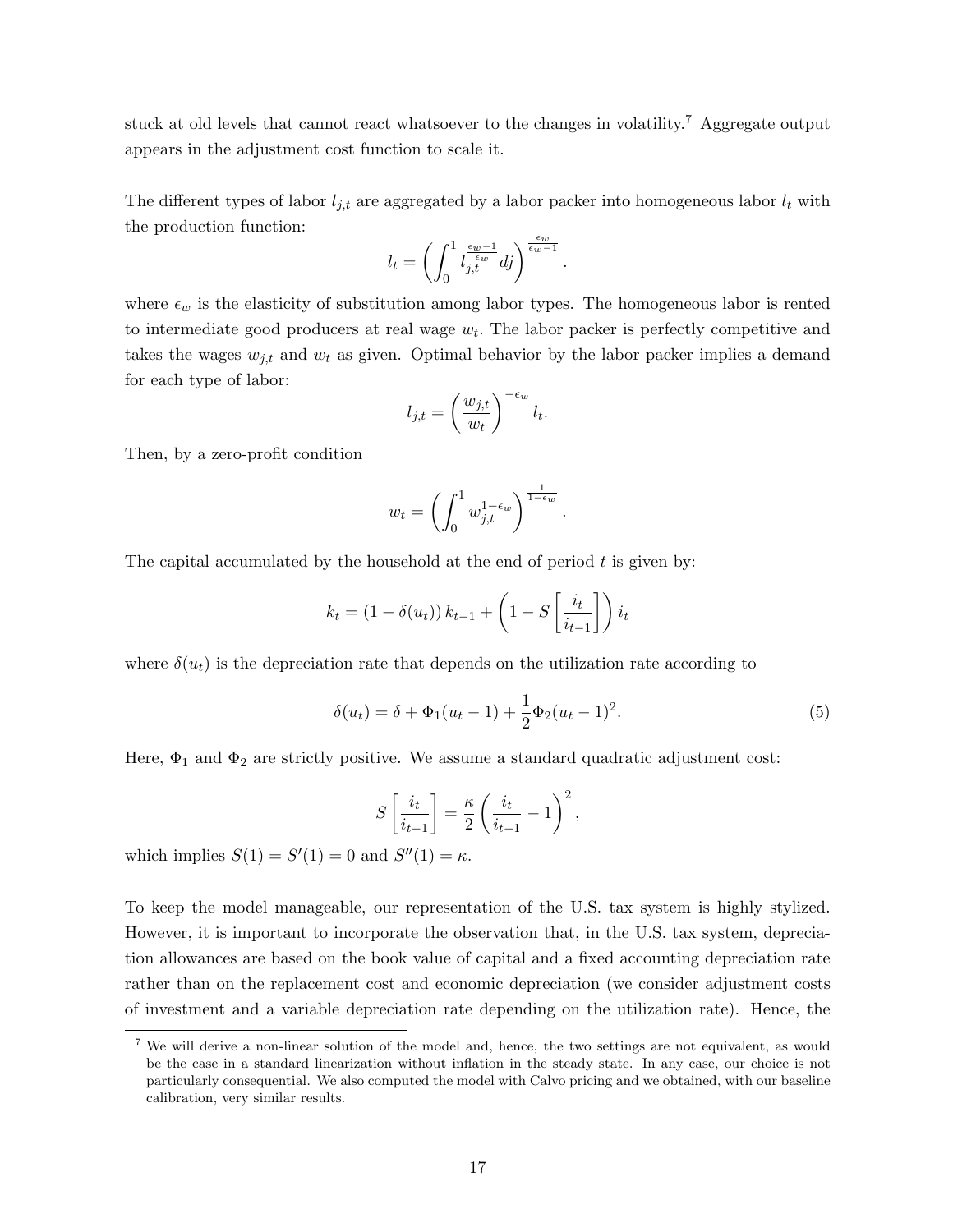stuck at old levels that cannot react whatsoever to the changes in volatility.[7] Aggregate output appears in the adjustment cost function to scale it.

The different types of labor $l_{j,t}$ are aggregated by a labor packer into homogeneous labor $l_t$ with the production function:

$$l_t = \left( \int_0^1 l_{j,t}^{\frac{\epsilon_w - 1}{\epsilon_w}} dj \right)^{\frac{\epsilon_w}{\epsilon_w - 1}}.$$

where $\epsilon_w$ is the elasticity of substitution among labor types. The homogeneous labor is rented to intermediate good producers at real wage $w_t$. The labor packer is perfectly competitive and takes the wages $w_{j,t}$ and $w_t$ as given. Optimal behavior by the labor packer implies a demand for each type of labor:

$$l_{j,t} = \left( \frac{w_{j,t}}{w_t} \right)^{-\epsilon_w} l_t.$$

Then, by a zero-profit condition

$$w_t = \left( \int_0^1 w_{j,t}^{1-\epsilon_w} \right)^{\frac{1}{1-\epsilon_w}}.$$

The capital accumulated by the household at the end of period $t$ is given by:

$$k_t = (1 - \delta(u_t)) k_{t-1} + \left( 1 - S\left[ \frac{i_t}{i_{t-1}} \right] \right) i_t$$

where $\delta(u_t)$ is the depreciation rate that depends on the utilization rate according to

$$\delta(u_t) = \delta + \Phi_1(u_t - 1) + \frac{1}{2}\Phi_2(u_t - 1)^2. \tag{5}$$

Here, $\Phi_1$ and $\Phi_2$ are strictly positive. We assume a standard quadratic adjustment cost:

$$S\left[ \frac{i_t}{i_{t-1}} \right] = \frac{\kappa}{2} \left( \frac{i_t}{i_{t-1}} - 1 \right)^2,$$

which implies $S(1) = S'(1) = 0$ and $S''(1) = \kappa$.

To keep the model manageable, our representation of the U.S. tax system is highly stylized. However, it is important to incorporate the observation that, in the U.S. tax system, depreciation allowances are based on the book value of capital and a fixed accounting depreciation rate rather than on the replacement cost and economic depreciation (we consider adjustment costs of investment and a variable depreciation rate depending on the utilization rate). Hence, the

[7] We will derive a non-linear solution of the model and, hence, the two settings are not equivalent, as would be the case in a standard linearization without inflation in the steady state. In any case, our choice is not particularly consequential. We also computed the model with Calvo pricing and we obtained, with our baseline calibration, very similar results.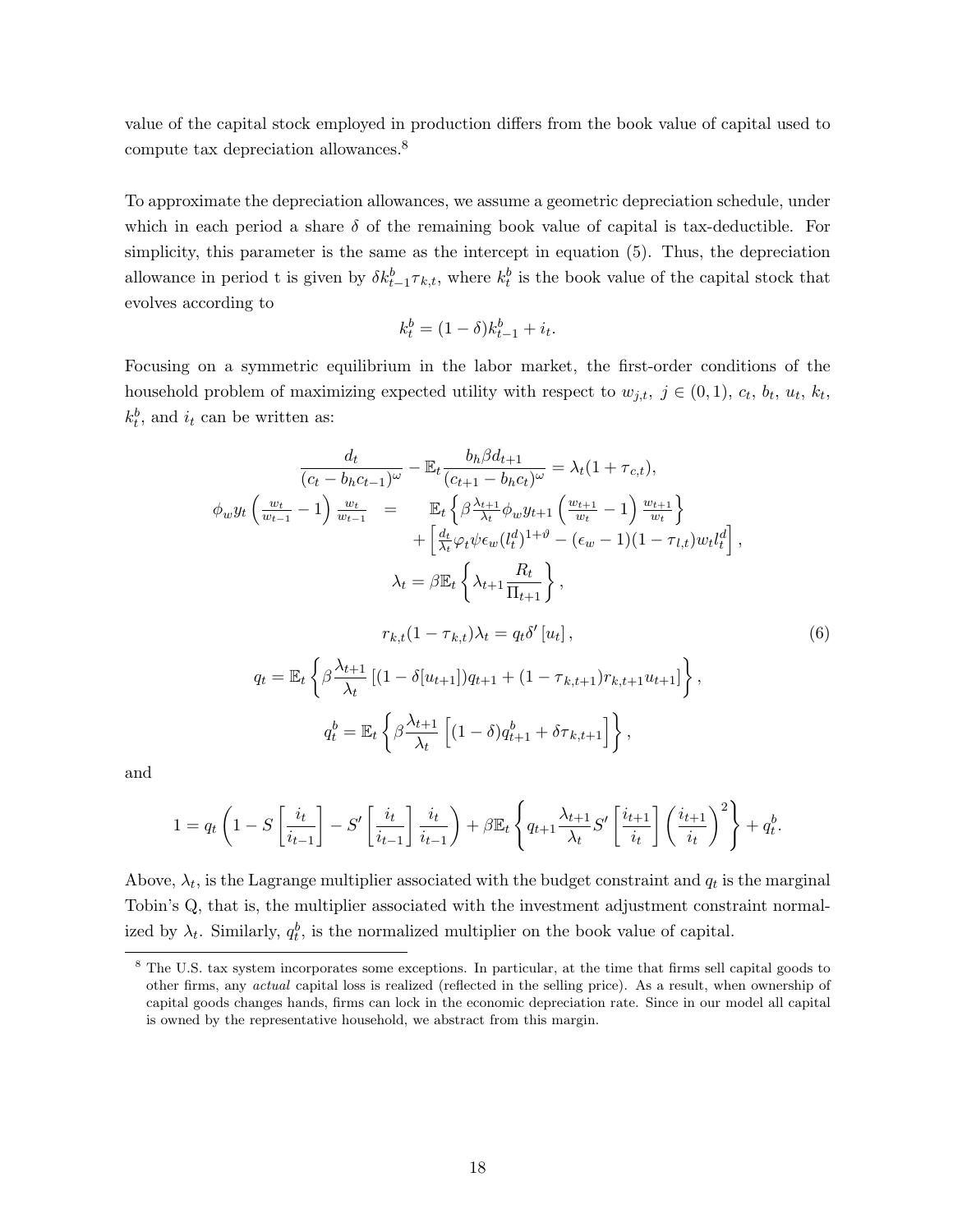value of the capital stock employed in production differs from the book value of capital used to compute tax depreciation allowances.[8]

To approximate the depreciation allowances, we assume a geometric depreciation schedule, under which in each period a share $\delta$ of the remaining book value of capital is tax-deductible. For simplicity, this parameter is the same as the intercept in equation (5). Thus, the depreciation allowance in period t is given by $\delta k^b_{t-1}\tau_{k,t}$, where $k^b_t$ is the book value of the capital stock that evolves according to

$$k^b_t = (1-\delta)k^b_{t-1} + i_t.$$

Focusing on a symmetric equilibrium in the labor market, the first-order conditions of the household problem of maximizing expected utility with respect to $w_{j,t}$, $j \in (0,1)$, $c_t$, $b_t$, $u_t$, $k_t$, $k^b_t$, and $i_t$ can be written as:

$$\frac{d_t}{(c_t - b_h c_{t-1})^{\omega}} - \mathbb{E}_t \frac{b_h \beta d_{t+1}}{(c_{t+1} - b_h c_t)^{\omega}} = \lambda_t (1 + \tau_{c,t}),$$

$$\phi_w y_t \left(\frac{w_t}{w_{t-1}} - 1\right)\frac{w_t}{w_{t-1}} = \mathbb{E}_t \left\{ \beta \frac{\lambda_{t+1}}{\lambda_t} \phi_w y_{t+1} \left(\frac{w_{t+1}}{w_t} - 1\right)\frac{w_{t+1}}{w_t} \right\} + \left[ \frac{d_t}{\lambda_t}\varphi_t \psi \epsilon_w (l^d_t)^{1+\vartheta} - (\epsilon_w - 1)(1-\tau_{l,t}) w_t l^d_t \right],$$

$$\lambda_t = \beta \mathbb{E}_t \left\{ \lambda_{t+1} \frac{R_t}{\Pi_{t+1}} \right\},$$

$$r_{k,t}(1-\tau_{k,t})\lambda_t = q_t \delta' [u_t], \tag{6}$$

$$q_t = \mathbb{E}_t \left\{ \beta \frac{\lambda_{t+1}}{\lambda_t} \left[ (1 - \delta[u_{t+1}]) q_{t+1} + (1-\tau_{k,t+1}) r_{k,t+1} u_{t+1} \right] \right\},$$

$$q^b_t = \mathbb{E}_t \left\{ \beta \frac{\lambda_{t+1}}{\lambda_t} \left[ (1-\delta) q^b_{t+1} + \delta \tau_{k,t+1} \right] \right\},$$

and

$$1 = q_t \left( 1 - S\left[\frac{i_t}{i_{t-1}}\right] - S'\left[\frac{i_t}{i_{t-1}}\right]\frac{i_t}{i_{t-1}} \right) + \beta \mathbb{E}_t \left\{ q_{t+1} \frac{\lambda_{t+1}}{\lambda_t} S'\left[\frac{i_{t+1}}{i_t}\right] \left(\frac{i_{t+1}}{i_t}\right)^2 \right\} + q^b_t.$$

Above, $\lambda_t$, is the Lagrange multiplier associated with the budget constraint and $q_t$ is the marginal Tobin's Q, that is, the multiplier associated with the investment adjustment constraint normalized by $\lambda_t$. Similarly, $q^b_t$, is the normalized multiplier on the book value of capital.

[8] The U.S. tax system incorporates some exceptions. In particular, at the time that firms sell capital goods to other firms, any *actual* capital loss is realized (reflected in the selling price). As a result, when ownership of capital goods changes hands, firms can lock in the economic depreciation rate. Since in our model all capital is owned by the representative household, we abstract from this margin.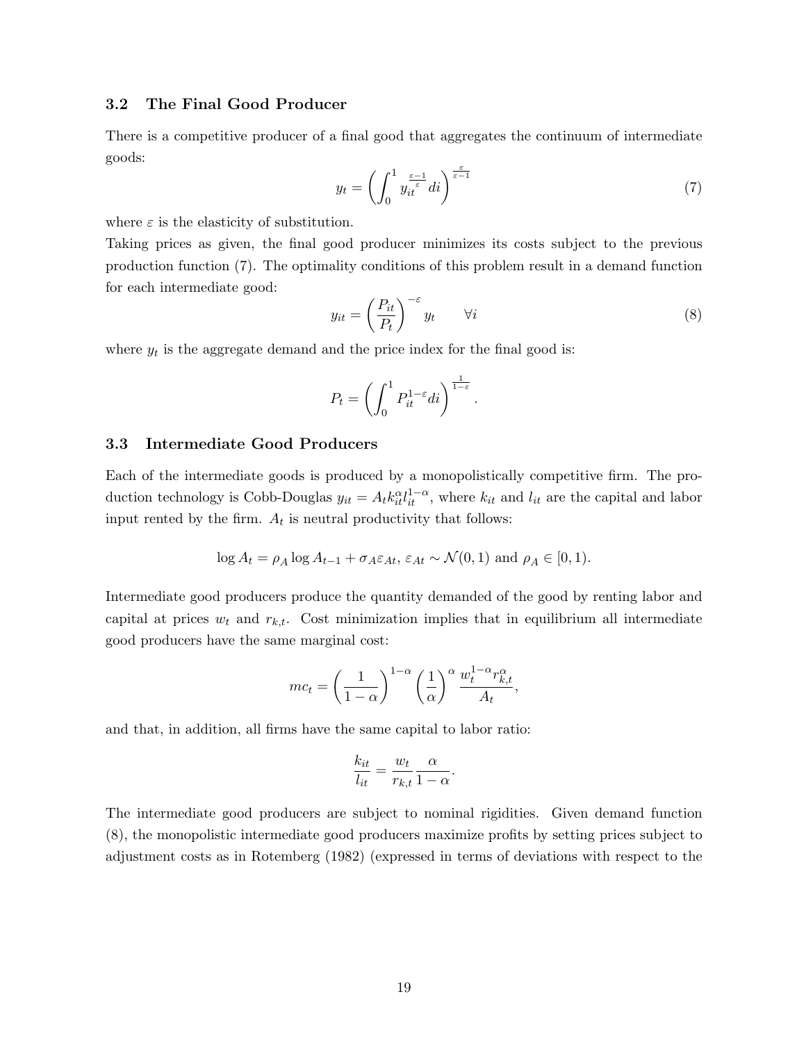### 3.2 The Final Good Producer

There is a competitive producer of a final good that aggregates the continuum of intermediate goods:

$$y_t = \left( \int_0^1 y_{it}^{\frac{\varepsilon-1}{\varepsilon}} di \right)^{\frac{\varepsilon}{\varepsilon-1}} \tag{7}$$

where $\varepsilon$ is the elasticity of substitution.

Taking prices as given, the final good producer minimizes its costs subject to the previous production function (7). The optimality conditions of this problem result in a demand function for each intermediate good:

$$y_{it} = \left( \frac{P_{it}}{P_t} \right)^{-\varepsilon} y_t \qquad \forall i \tag{8}$$

where $y_t$ is the aggregate demand and the price index for the final good is:

$$P_t = \left( \int_0^1 P_{it}^{1-\varepsilon} di \right)^{\frac{1}{1-\varepsilon}}.$$

### 3.3 Intermediate Good Producers

Each of the intermediate goods is produced by a monopolistically competitive firm. The production technology is Cobb-Douglas $y_{it} = A_t k_{it}^{\alpha} l_{it}^{1-\alpha}$, where $k_{it}$ and $l_{it}$ are the capital and labor input rented by the firm. $A_t$ is neutral productivity that follows:

$$\log A_t = \rho_A \log A_{t-1} + \sigma_A \varepsilon_{At},\ \varepsilon_{At} \sim \mathcal{N}(0,1) \text{ and } \rho_A \in [0,1).$$

Intermediate good producers produce the quantity demanded of the good by renting labor and capital at prices $w_t$ and $r_{k,t}$. Cost minimization implies that in equilibrium all intermediate good producers have the same marginal cost:

$$mc_t = \left( \frac{1}{1-\alpha} \right)^{1-\alpha} \left( \frac{1}{\alpha} \right)^{\alpha} \frac{w_t^{1-\alpha} r_{k,t}^{\alpha}}{A_t},$$

and that, in addition, all firms have the same capital to labor ratio:

$$\frac{k_{it}}{l_{it}} = \frac{w_t}{r_{k,t}} \frac{\alpha}{1-\alpha}.$$

The intermediate good producers are subject to nominal rigidities. Given demand function (8), the monopolistic intermediate good producers maximize profits by setting prices subject to adjustment costs as in Rotemberg (1982) (expressed in terms of deviations with respect to the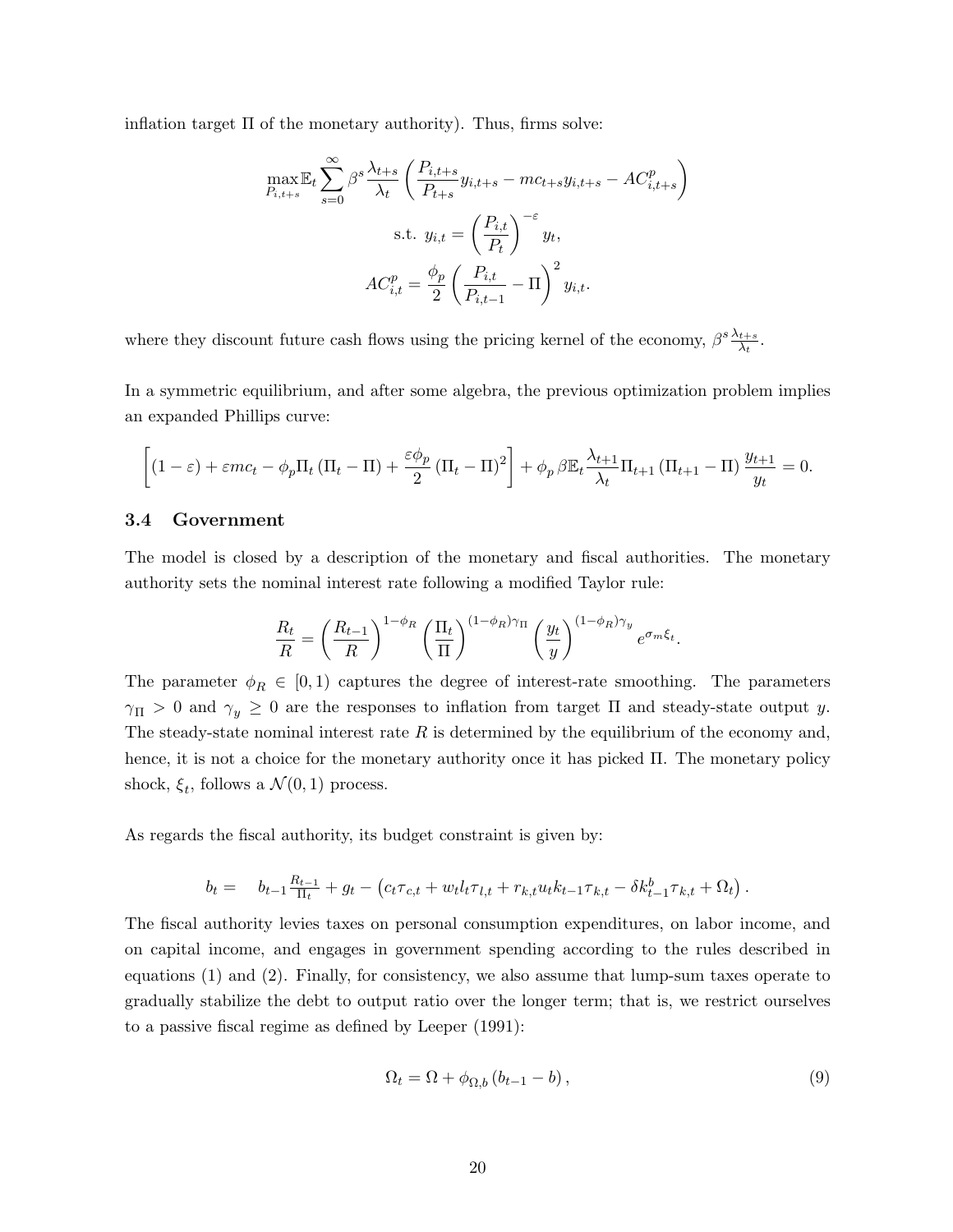inflation target $\Pi$ of the monetary authority). Thus, firms solve:

$$\max_{P_{i,t+s}} \mathbb{E}_t \sum_{s=0}^{\infty} \beta^s \frac{\lambda_{t+s}}{\lambda_t} \left( \frac{P_{i,t+s}}{P_{t+s}} y_{i,t+s} - mc_{t+s} y_{i,t+s} - AC^p_{i,t+s} \right)$$

$$\text{s.t. } y_{i,t} = \left( \frac{P_{i,t}}{P_t} \right)^{-\varepsilon} y_t,$$

$$AC^p_{i,t} = \frac{\phi_p}{2} \left( \frac{P_{i,t}}{P_{i,t-1}} - \Pi \right)^2 y_{i,t}.$$

where they discount future cash flows using the pricing kernel of the economy, $\beta^s \frac{\lambda_{t+s}}{\lambda_t}$.

In a symmetric equilibrium, and after some algebra, the previous optimization problem implies an expanded Phillips curve:

$$\left[ (1-\varepsilon) + \varepsilon mc_t - \phi_p \Pi_t \left( \Pi_t - \Pi \right) + \frac{\varepsilon \phi_p}{2} \left( \Pi_t - \Pi \right)^2 \right] + \phi_p \beta \mathbb{E}_t \frac{\lambda_{t+1}}{\lambda_t} \Pi_{t+1} \left( \Pi_{t+1} - \Pi \right) \frac{y_{t+1}}{y_t} = 0.$$

### 3.4 Government

The model is closed by a description of the monetary and fiscal authorities. The monetary authority sets the nominal interest rate following a modified Taylor rule:

$$\frac{R_t}{R} = \left( \frac{R_{t-1}}{R} \right)^{1-\phi_R} \left( \frac{\Pi_t}{\Pi} \right)^{(1-\phi_R)\gamma_\Pi} \left( \frac{y_t}{y} \right)^{(1-\phi_R)\gamma_y} e^{\sigma_m \xi_t}.$$

The parameter $\phi_R \in [0, 1)$ captures the degree of interest-rate smoothing. The parameters $\gamma_\Pi > 0$ and $\gamma_y \geq 0$ are the responses to inflation from target $\Pi$ and steady-state output $y$. The steady-state nominal interest rate $R$ is determined by the equilibrium of the economy and, hence, it is not a choice for the monetary authority once it has picked $\Pi$. The monetary policy shock, $\xi_t$, follows a $\mathcal{N}(0, 1)$ process.

As regards the fiscal authority, its budget constraint is given by:

$$b_t = \quad b_{t-1} \frac{R_{t-1}}{\Pi_t} + g_t - \left( c_t \tau_{c,t} + w_t l_t \tau_{l,t} + r_{k,t} u_t k_{t-1} \tau_{k,t} - \delta k^b_{t-1} \tau_{k,t} + \Omega_t \right).$$

The fiscal authority levies taxes on personal consumption expenditures, on labor income, and on capital income, and engages in government spending according to the rules described in equations (1) and (2). Finally, for consistency, we also assume that lump-sum taxes operate to gradually stabilize the debt to output ratio over the longer term; that is, we restrict ourselves to a passive fiscal regime as defined by Leeper (1991):

$$\Omega_t = \Omega + \phi_{\Omega,b} \left( b_{t-1} - b \right), \tag{9}$$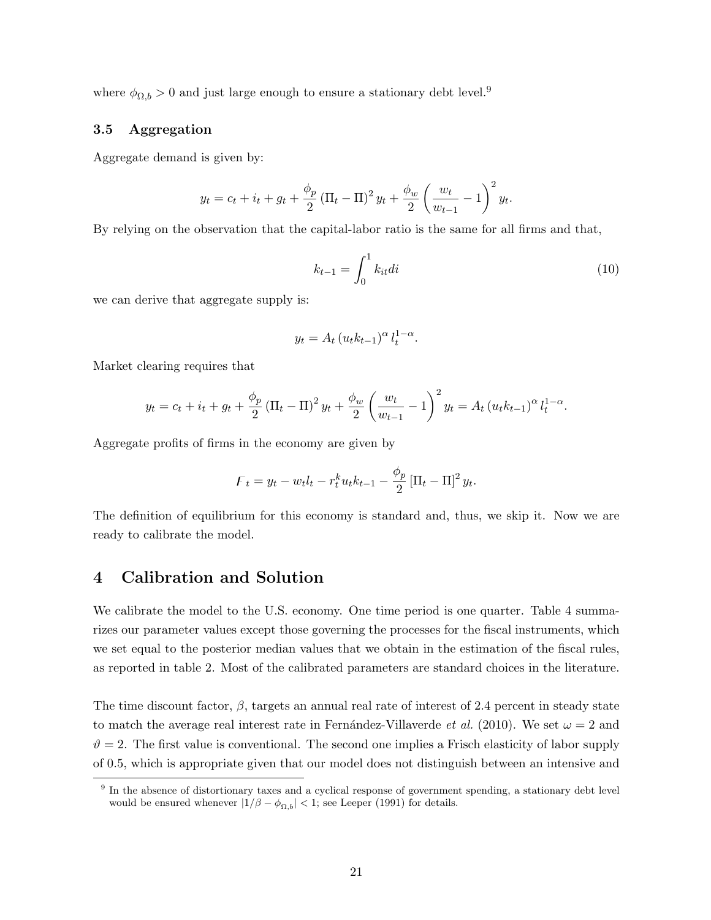where $\phi_{\Omega,b} > 0$ and just large enough to ensure a stationary debt level.[9]

### 3.5 Aggregation

Aggregate demand is given by:

$$y_t = c_t + i_t + g_t + \frac{\phi_p}{2} (\Pi_t - \Pi)^2 y_t + \frac{\phi_w}{2} \left( \frac{w_t}{w_{t-1}} - 1 \right)^2 y_t.$$

By relying on the observation that the capital-labor ratio is the same for all firms and that,

$$k_{t-1} = \int_0^1 k_{it} di \tag{10}$$

we can derive that aggregate supply is:

$$y_t = A_t (u_t k_{t-1})^\alpha l_t^{1-\alpha}.$$

Market clearing requires that

$$y_t = c_t + i_t + g_t + \frac{\phi_p}{2} (\Pi_t - \Pi)^2 y_t + \frac{\phi_w}{2} \left( \frac{w_t}{w_{t-1}} - 1 \right)^2 y_t = A_t (u_t k_{t-1})^\alpha l_t^{1-\alpha}.$$

Aggregate profits of firms in the economy are given by

$$F_t = y_t - w_t l_t - r_t^k u_t k_{t-1} - \frac{\phi_p}{2} [\Pi_t - \Pi]^2 y_t.$$

The definition of equilibrium for this economy is standard and, thus, we skip it. Now we are ready to calibrate the model.

## 4 Calibration and Solution

We calibrate the model to the U.S. economy. One time period is one quarter. Table 4 summarizes our parameter values except those governing the processes for the fiscal instruments, which we set equal to the posterior median values that we obtain in the estimation of the fiscal rules, as reported in table 2. Most of the calibrated parameters are standard choices in the literature.

The time discount factor, $\beta$, targets an annual real rate of interest of 2.4 percent in steady state to match the average real interest rate in Fernández-Villaverde *et al.* (2010). We set $\omega = 2$ and $\vartheta = 2$. The first value is conventional. The second one implies a Frisch elasticity of labor supply of 0.5, which is appropriate given that our model does not distinguish between an intensive and

[9] In the absence of distortionary taxes and a cyclical response of government spending, a stationary debt level would be ensured whenever $|1/\beta - \phi_{\Omega,b}| < 1$; see Leeper (1991) for details.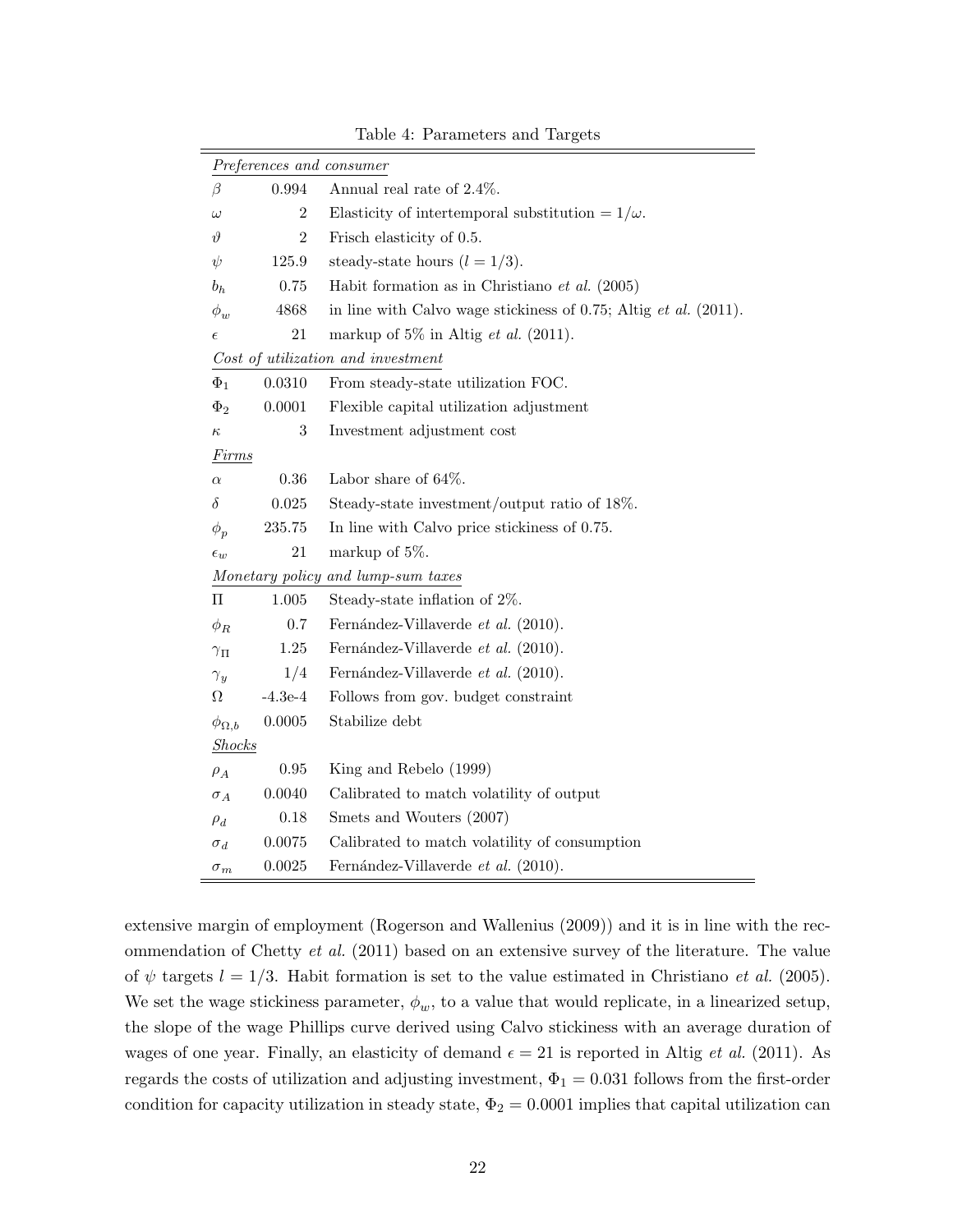Table 4: Parameters and Targets

| | | |
|---|---|---|
| *Preferences and consumer* | | |
| $\beta$ | 0.994 | Annual real rate of 2.4%. |
| $\omega$ | 2 | Elasticity of intertemporal substitution $= 1/\omega$. |
| $\vartheta$ | 2 | Frisch elasticity of 0.5. |
| $\psi$ | 125.9 | steady-state hours ($l = 1/3$). |
| $b_h$ | 0.75 | Habit formation as in Christiano *et al.* (2005) |
| $\phi_w$ | 4868 | in line with Calvo wage stickiness of 0.75; Altig *et al.* (2011). |
| $\epsilon$ | 21 | markup of 5% in Altig *et al.* (2011). |
| *Cost of utilization and investment* | | |
| $\Phi_1$ | 0.0310 | From steady-state utilization FOC. |
| $\Phi_2$ | 0.0001 | Flexible capital utilization adjustment |
| $\kappa$ | 3 | Investment adjustment cost |
| *Firms* | | |
| $\alpha$ | 0.36 | Labor share of 64%. |
| $\delta$ | 0.025 | Steady-state investment/output ratio of 18%. |
| $\phi_p$ | 235.75 | In line with Calvo price stickiness of 0.75. |
| $\epsilon_w$ | 21 | markup of 5%. |
| *Monetary policy and lump-sum taxes* | | |
| $\Pi$ | 1.005 | Steady-state inflation of 2%. |
| $\phi_R$ | 0.7 | Fernández-Villaverde *et al.* (2010). |
| $\gamma_\Pi$ | 1.25 | Fernández-Villaverde *et al.* (2010). |
| $\gamma_y$ | 1/4 | Fernández-Villaverde *et al.* (2010). |
| $\Omega$ | -4.3e-4 | Follows from gov. budget constraint |
| $\phi_{\Omega,b}$ | 0.0005 | Stabilize debt |
| *Shocks* | | |
| $\rho_A$ | 0.95 | King and Rebelo (1999) |
| $\sigma_A$ | 0.0040 | Calibrated to match volatility of output |
| $\rho_d$ | 0.18 | Smets and Wouters (2007) |
| $\sigma_d$ | 0.0075 | Calibrated to match volatility of consumption |
| $\sigma_m$ | 0.0025 | Fernández-Villaverde *et al.* (2010). |

extensive margin of employment (Rogerson and Wallenius (2009)) and it is in line with the recommendation of Chetty *et al.* (2011) based on an extensive survey of the literature. The value of $\psi$ targets $l = 1/3$. Habit formation is set to the value estimated in Christiano *et al.* (2005). We set the wage stickiness parameter, $\phi_w$, to a value that would replicate, in a linearized setup, the slope of the wage Phillips curve derived using Calvo stickiness with an average duration of wages of one year. Finally, an elasticity of demand $\epsilon = 21$ is reported in Altig *et al.* (2011). As regards the costs of utilization and adjusting investment, $\Phi_1 = 0.031$ follows from the first-order condition for capacity utilization in steady state, $\Phi_2 = 0.0001$ implies that capital utilization can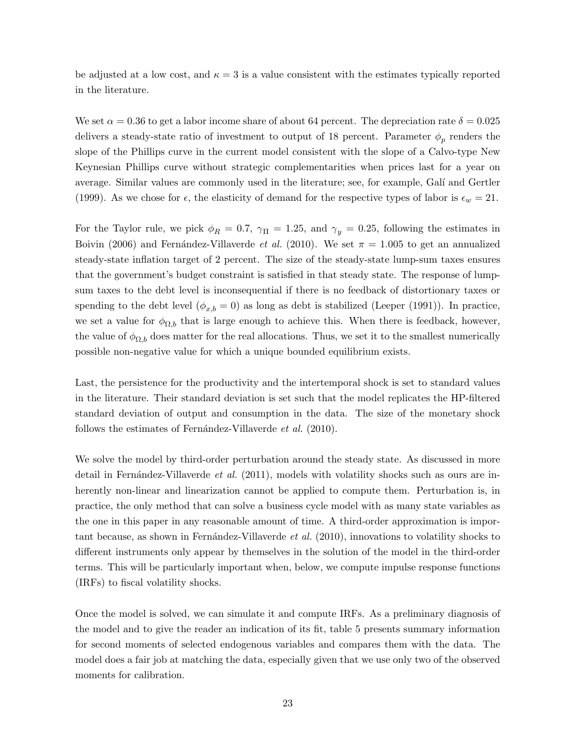be adjusted at a low cost, and $\kappa = 3$ is a value consistent with the estimates typically reported in the literature.

We set $\alpha = 0.36$ to get a labor income share of about 64 percent. The depreciation rate $\delta = 0.025$ delivers a steady-state ratio of investment to output of 18 percent. Parameter $\phi_p$ renders the slope of the Phillips curve in the current model consistent with the slope of a Calvo-type New Keynesian Phillips curve without strategic complementarities when prices last for a year on average. Similar values are commonly used in the literature; see, for example, Galí and Gertler (1999). As we chose for $\epsilon$, the elasticity of demand for the respective types of labor is $\epsilon_w = 21$.

For the Taylor rule, we pick $\phi_R = 0.7$, $\gamma_\Pi = 1.25$, and $\gamma_y = 0.25$, following the estimates in Boivin (2006) and Fernández-Villaverde *et al.* (2010). We set $\pi = 1.005$ to get an annualized steady-state inflation target of 2 percent. The size of the steady-state lump-sum taxes ensures that the government's budget constraint is satisfied in that steady state. The response of lump-sum taxes to the debt level is inconsequential if there is no feedback of distortionary taxes or spending to the debt level ($\phi_{x,b} = 0$) as long as debt is stabilized (Leeper (1991)). In practice, we set a value for $\phi_{\Omega,b}$ that is large enough to achieve this. When there is feedback, however, the value of $\phi_{\Omega,b}$ does matter for the real allocations. Thus, we set it to the smallest numerically possible non-negative value for which a unique bounded equilibrium exists.

Last, the persistence for the productivity and the intertemporal shock is set to standard values in the literature. Their standard deviation is set such that the model replicates the HP-filtered standard deviation of output and consumption in the data. The size of the monetary shock follows the estimates of Fernández-Villaverde *et al.* (2010).

We solve the model by third-order perturbation around the steady state. As discussed in more detail in Fernández-Villaverde *et al.* (2011), models with volatility shocks such as ours are inherently non-linear and linearization cannot be applied to compute them. Perturbation is, in practice, the only method that can solve a business cycle model with as many state variables as the one in this paper in any reasonable amount of time. A third-order approximation is important because, as shown in Fernández-Villaverde *et al.* (2010), innovations to volatility shocks to different instruments only appear by themselves in the solution of the model in the third-order terms. This will be particularly important when, below, we compute impulse response functions (IRFs) to fiscal volatility shocks.

Once the model is solved, we can simulate it and compute IRFs. As a preliminary diagnosis of the model and to give the reader an indication of its fit, table 5 presents summary information for second moments of selected endogenous variables and compares them with the data. The model does a fair job at matching the data, especially given that we use only two of the observed moments for calibration.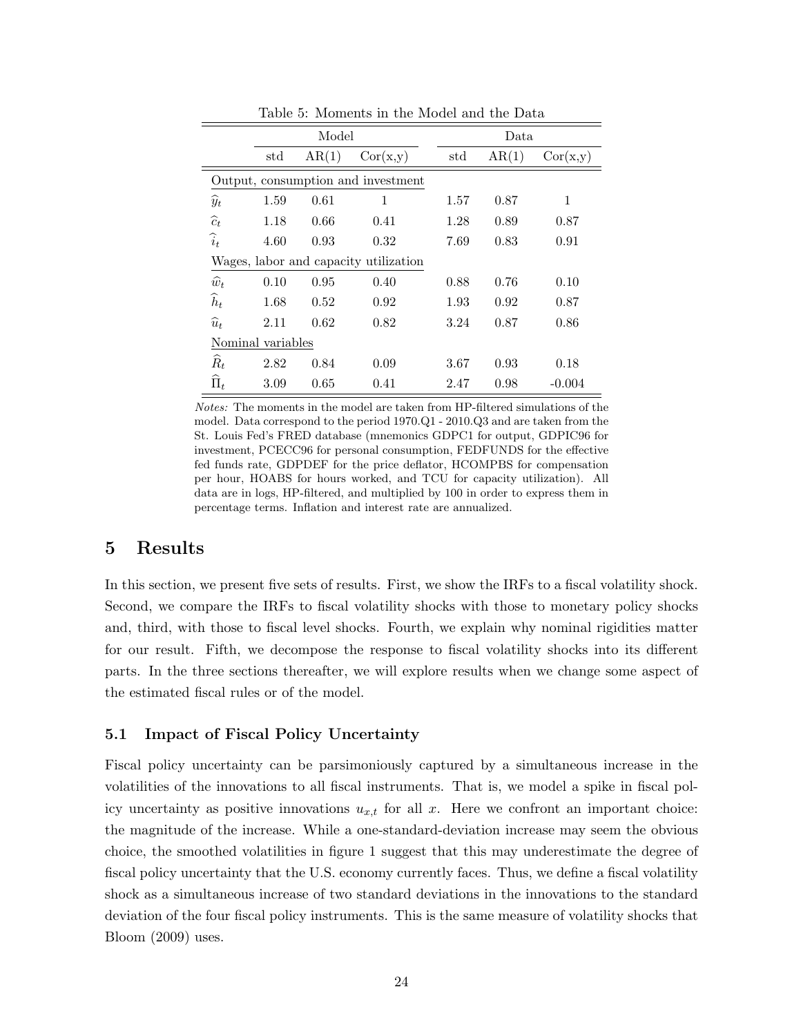Table 5: Moments in the Model and the Data

| | Model | | | Data | | |
|---|---|---|---|---|---|---|
| | std | AR(1) | Cor(x,y) | std | AR(1) | Cor(x,y) |
| *Output, consumption and investment* | | | | | | |
| $\widehat{y}_t$ | 1.59 | 0.61 | 1 | 1.57 | 0.87 | 1 |
| $\widehat{c}_t$ | 1.18 | 0.66 | 0.41 | 1.28 | 0.89 | 0.87 |
| $\widehat{i}_t$ | 4.60 | 0.93 | 0.32 | 7.69 | 0.83 | 0.91 |
| *Wages, labor and capacity utilization* | | | | | | |
| $\widehat{w}_t$ | 0.10 | 0.95 | 0.40 | 0.88 | 0.76 | 0.10 |
| $\widehat{h}_t$ | 1.68 | 0.52 | 0.92 | 1.93 | 0.92 | 0.87 |
| $\widehat{u}_t$ | 2.11 | 0.62 | 0.82 | 3.24 | 0.87 | 0.86 |
| *Nominal variables* | | | | | | |
| $\widehat{R}_t$ | 2.82 | 0.84 | 0.09 | 3.67 | 0.93 | 0.18 |
| $\widehat{\Pi}_t$ | 3.09 | 0.65 | 0.41 | 2.47 | 0.98 | -0.004 |

*Notes:* The moments in the model are taken from HP-filtered simulations of the model. Data correspond to the period 1970.Q1 - 2010.Q3 and are taken from the St. Louis Fed's FRED database (mnemonics GDPC1 for output, GDPIC96 for investment, PCECC96 for personal consumption, FEDFUNDS for the effective fed funds rate, GDPDEF for the price deflator, HCOMPBS for compensation per hour, HOABS for hours worked, and TCU for capacity utilization). All data are in logs, HP-filtered, and multiplied by 100 in order to express them in percentage terms. Inflation and interest rate are annualized.

# 5 Results

In this section, we present five sets of results. First, we show the IRFs to a fiscal volatility shock. Second, we compare the IRFs to fiscal volatility shocks with those to monetary policy shocks and, third, with those to fiscal level shocks. Fourth, we explain why nominal rigidities matter for our result. Fifth, we decompose the response to fiscal volatility shocks into its different parts. In the three sections thereafter, we will explore results when we change some aspect of the estimated fiscal rules or of the model.

## 5.1 Impact of Fiscal Policy Uncertainty

Fiscal policy uncertainty can be parsimoniously captured by a simultaneous increase in the volatilities of the innovations to all fiscal instruments. That is, we model a spike in fiscal policy uncertainty as positive innovations $u_{x,t}$ for all $x$. Here we confront an important choice: the magnitude of the increase. While a one-standard-deviation increase may seem the obvious choice, the smoothed volatilities in figure 1 suggest that this may underestimate the degree of fiscal policy uncertainty that the U.S. economy currently faces. Thus, we define a fiscal volatility shock as a simultaneous increase of two standard deviations in the innovations to the standard deviation of the four fiscal policy instruments. This is the same measure of volatility shocks that Bloom (2009) uses.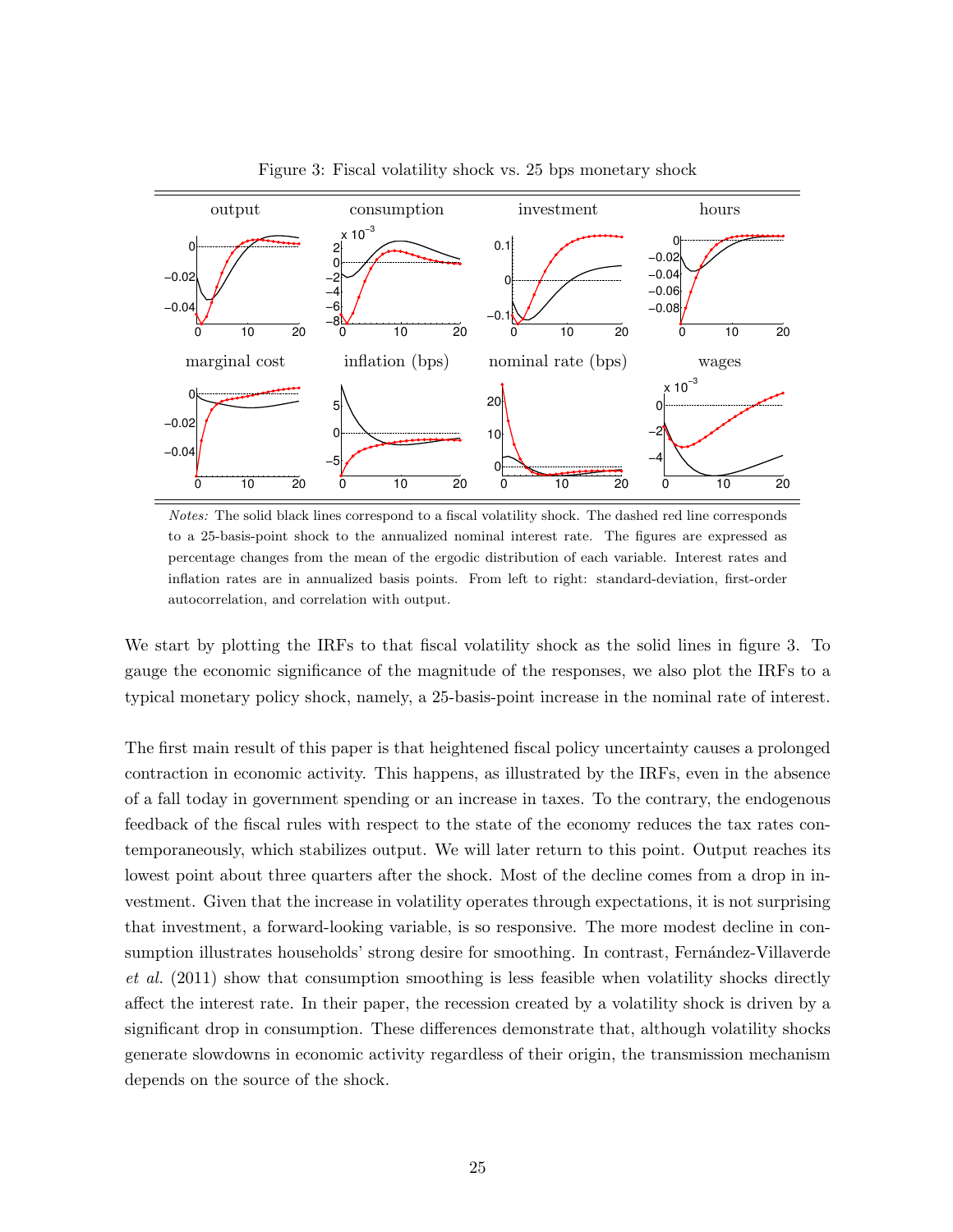Figure 3: Fiscal volatility shock vs. 25 bps monetary shock

*Notes:* The solid black lines correspond to a fiscal volatility shock. The dashed red line corresponds to a 25-basis-point shock to the annualized nominal interest rate. The figures are expressed as percentage changes from the mean of the ergodic distribution of each variable. Interest rates and inflation rates are in annualized basis points. From left to right: standard-deviation, first-order autocorrelation, and correlation with output.

We start by plotting the IRFs to that fiscal volatility shock as the solid lines in figure 3. To gauge the economic significance of the magnitude of the responses, we also plot the IRFs to a typical monetary policy shock, namely, a 25-basis-point increase in the nominal rate of interest.

The first main result of this paper is that heightened fiscal policy uncertainty causes a prolonged contraction in economic activity. This happens, as illustrated by the IRFs, even in the absence of a fall today in government spending or an increase in taxes. To the contrary, the endogenous feedback of the fiscal rules with respect to the state of the economy reduces the tax rates contemporaneously, which stabilizes output. We will later return to this point. Output reaches its lowest point about three quarters after the shock. Most of the decline comes from a drop in investment. Given that the increase in volatility operates through expectations, it is not surprising that investment, a forward-looking variable, is so responsive. The more modest decline in consumption illustrates households' strong desire for smoothing. In contrast, Fernández-Villaverde *et al.* (2011) show that consumption smoothing is less feasible when volatility shocks directly affect the interest rate. In their paper, the recession created by a volatility shock is driven by a significant drop in consumption. These differences demonstrate that, although volatility shocks generate slowdowns in economic activity regardless of their origin, the transmission mechanism depends on the source of the shock.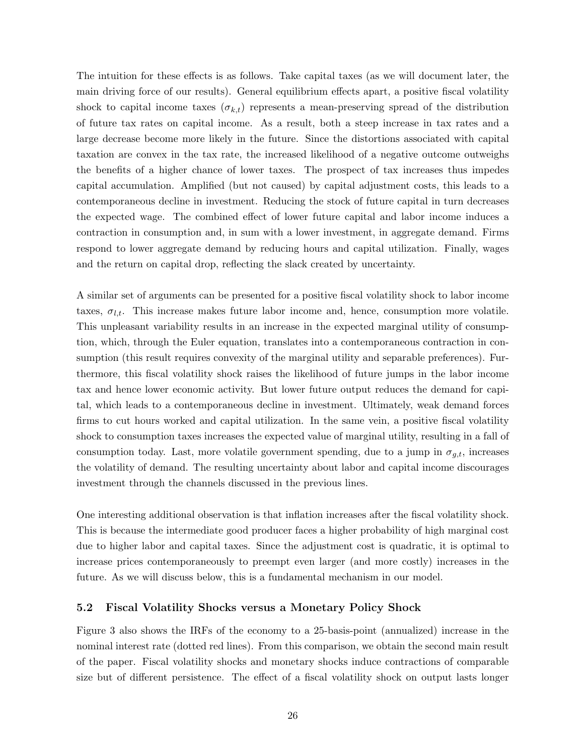The intuition for these effects is as follows. Take capital taxes (as we will document later, the main driving force of our results). General equilibrium effects apart, a positive fiscal volatility shock to capital income taxes ($\sigma_{k,t}$) represents a mean-preserving spread of the distribution of future tax rates on capital income. As a result, both a steep increase in tax rates and a large decrease become more likely in the future. Since the distortions associated with capital taxation are convex in the tax rate, the increased likelihood of a negative outcome outweighs the benefits of a higher chance of lower taxes. The prospect of tax increases thus impedes capital accumulation. Amplified (but not caused) by capital adjustment costs, this leads to a contemporaneous decline in investment. Reducing the stock of future capital in turn decreases the expected wage. The combined effect of lower future capital and labor income induces a contraction in consumption and, in sum with a lower investment, in aggregate demand. Firms respond to lower aggregate demand by reducing hours and capital utilization. Finally, wages and the return on capital drop, reflecting the slack created by uncertainty.

A similar set of arguments can be presented for a positive fiscal volatility shock to labor income taxes, $\sigma_{l,t}$. This increase makes future labor income and, hence, consumption more volatile. This unpleasant variability results in an increase in the expected marginal utility of consumption, which, through the Euler equation, translates into a contemporaneous contraction in consumption (this result requires convexity of the marginal utility and separable preferences). Furthermore, this fiscal volatility shock raises the likelihood of future jumps in the labor income tax and hence lower economic activity. But lower future output reduces the demand for capital, which leads to a contemporaneous decline in investment. Ultimately, weak demand forces firms to cut hours worked and capital utilization. In the same vein, a positive fiscal volatility shock to consumption taxes increases the expected value of marginal utility, resulting in a fall of consumption today. Last, more volatile government spending, due to a jump in $\sigma_{g,t}$, increases the volatility of demand. The resulting uncertainty about labor and capital income discourages investment through the channels discussed in the previous lines.

One interesting additional observation is that inflation increases after the fiscal volatility shock. This is because the intermediate good producer faces a higher probability of high marginal cost due to higher labor and capital taxes. Since the adjustment cost is quadratic, it is optimal to increase prices contemporaneously to preempt even larger (and more costly) increases in the future. As we will discuss below, this is a fundamental mechanism in our model.

### 5.2 Fiscal Volatility Shocks versus a Monetary Policy Shock

Figure 3 also shows the IRFs of the economy to a 25-basis-point (annualized) increase in the nominal interest rate (dotted red lines). From this comparison, we obtain the second main result of the paper. Fiscal volatility shocks and monetary shocks induce contractions of comparable size but of different persistence. The effect of a fiscal volatility shock on output lasts longer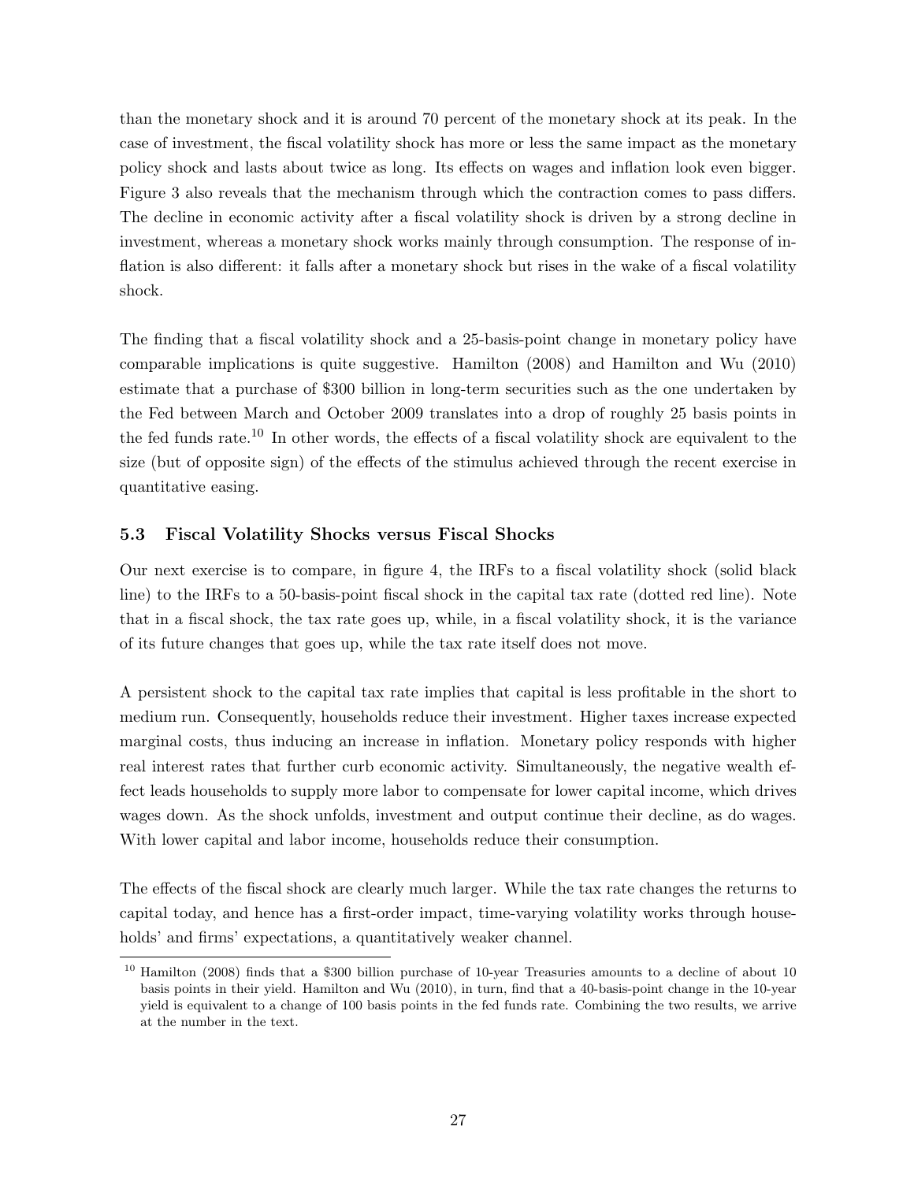than the monetary shock and it is around 70 percent of the monetary shock at its peak. In the case of investment, the fiscal volatility shock has more or less the same impact as the monetary policy shock and lasts about twice as long. Its effects on wages and inflation look even bigger. Figure 3 also reveals that the mechanism through which the contraction comes to pass differs. The decline in economic activity after a fiscal volatility shock is driven by a strong decline in investment, whereas a monetary shock works mainly through consumption. The response of inflation is also different: it falls after a monetary shock but rises in the wake of a fiscal volatility shock.

The finding that a fiscal volatility shock and a 25-basis-point change in monetary policy have comparable implications is quite suggestive. Hamilton (2008) and Hamilton and Wu (2010) estimate that a purchase of $300 billion in long-term securities such as the one undertaken by the Fed between March and October 2009 translates into a drop of roughly 25 basis points in the fed funds rate.[10] In other words, the effects of a fiscal volatility shock are equivalent to the size (but of opposite sign) of the effects of the stimulus achieved through the recent exercise in quantitative easing.

### 5.3 Fiscal Volatility Shocks versus Fiscal Shocks

Our next exercise is to compare, in figure 4, the IRFs to a fiscal volatility shock (solid black line) to the IRFs to a 50-basis-point fiscal shock in the capital tax rate (dotted red line). Note that in a fiscal shock, the tax rate goes up, while, in a fiscal volatility shock, it is the variance of its future changes that goes up, while the tax rate itself does not move.

A persistent shock to the capital tax rate implies that capital is less profitable in the short to medium run. Consequently, households reduce their investment. Higher taxes increase expected marginal costs, thus inducing an increase in inflation. Monetary policy responds with higher real interest rates that further curb economic activity. Simultaneously, the negative wealth effect leads households to supply more labor to compensate for lower capital income, which drives wages down. As the shock unfolds, investment and output continue their decline, as do wages. With lower capital and labor income, households reduce their consumption.

The effects of the fiscal shock are clearly much larger. While the tax rate changes the returns to capital today, and hence has a first-order impact, time-varying volatility works through households' and firms' expectations, a quantitatively weaker channel.

[10] Hamilton (2008) finds that a $300 billion purchase of 10-year Treasuries amounts to a decline of about 10 basis points in their yield. Hamilton and Wu (2010), in turn, find that a 40-basis-point change in the 10-year yield is equivalent to a change of 100 basis points in the fed funds rate. Combining the two results, we arrive at the number in the text.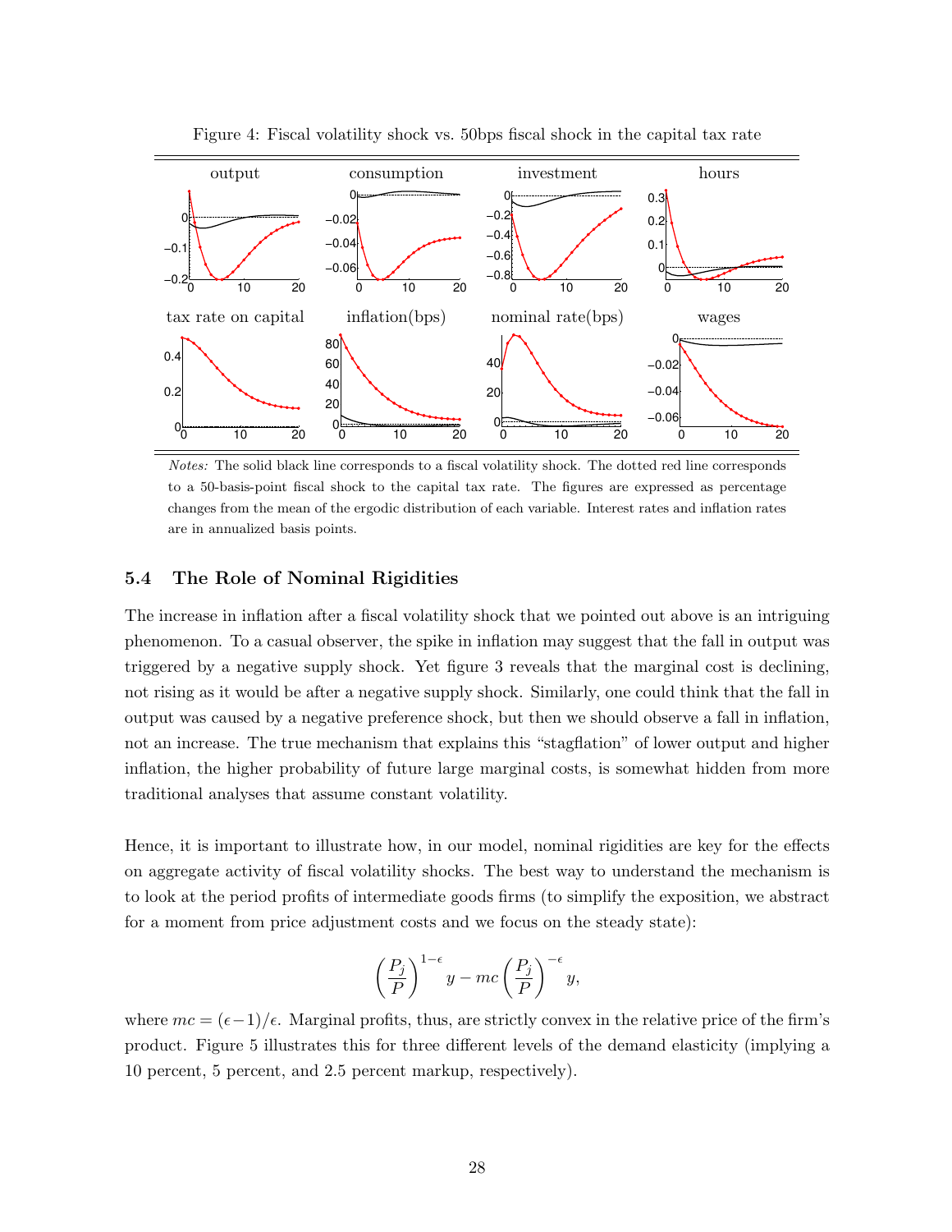Figure 4: Fiscal volatility shock vs. 50bps fiscal shock in the capital tax rate

*Notes:* The solid black line corresponds to a fiscal volatility shock. The dotted red line corresponds to a 50-basis-point fiscal shock to the capital tax rate. The figures are expressed as percentage changes from the mean of the ergodic distribution of each variable. Interest rates and inflation rates are in annualized basis points.

### 5.4 The Role of Nominal Rigidities

The increase in inflation after a fiscal volatility shock that we pointed out above is an intriguing phenomenon. To a casual observer, the spike in inflation may suggest that the fall in output was triggered by a negative supply shock. Yet figure 3 reveals that the marginal cost is declining, not rising as it would be after a negative supply shock. Similarly, one could think that the fall in output was caused by a negative preference shock, but then we should observe a fall in inflation, not an increase. The true mechanism that explains this "stagflation" of lower output and higher inflation, the higher probability of future large marginal costs, is somewhat hidden from more traditional analyses that assume constant volatility.

Hence, it is important to illustrate how, in our model, nominal rigidities are key for the effects on aggregate activity of fiscal volatility shocks. The best way to understand the mechanism is to look at the period profits of intermediate goods firms (to simplify the exposition, we abstract for a moment from price adjustment costs and we focus on the steady state):

$$\left(\frac{P_j}{P}\right)^{1-\epsilon} y - mc\left(\frac{P_j}{P}\right)^{-\epsilon} y,$$

where $mc = (\epsilon - 1)/\epsilon$. Marginal profits, thus, are strictly convex in the relative price of the firm's product. Figure 5 illustrates this for three different levels of the demand elasticity (implying a 10 percent, 5 percent, and 2.5 percent markup, respectively).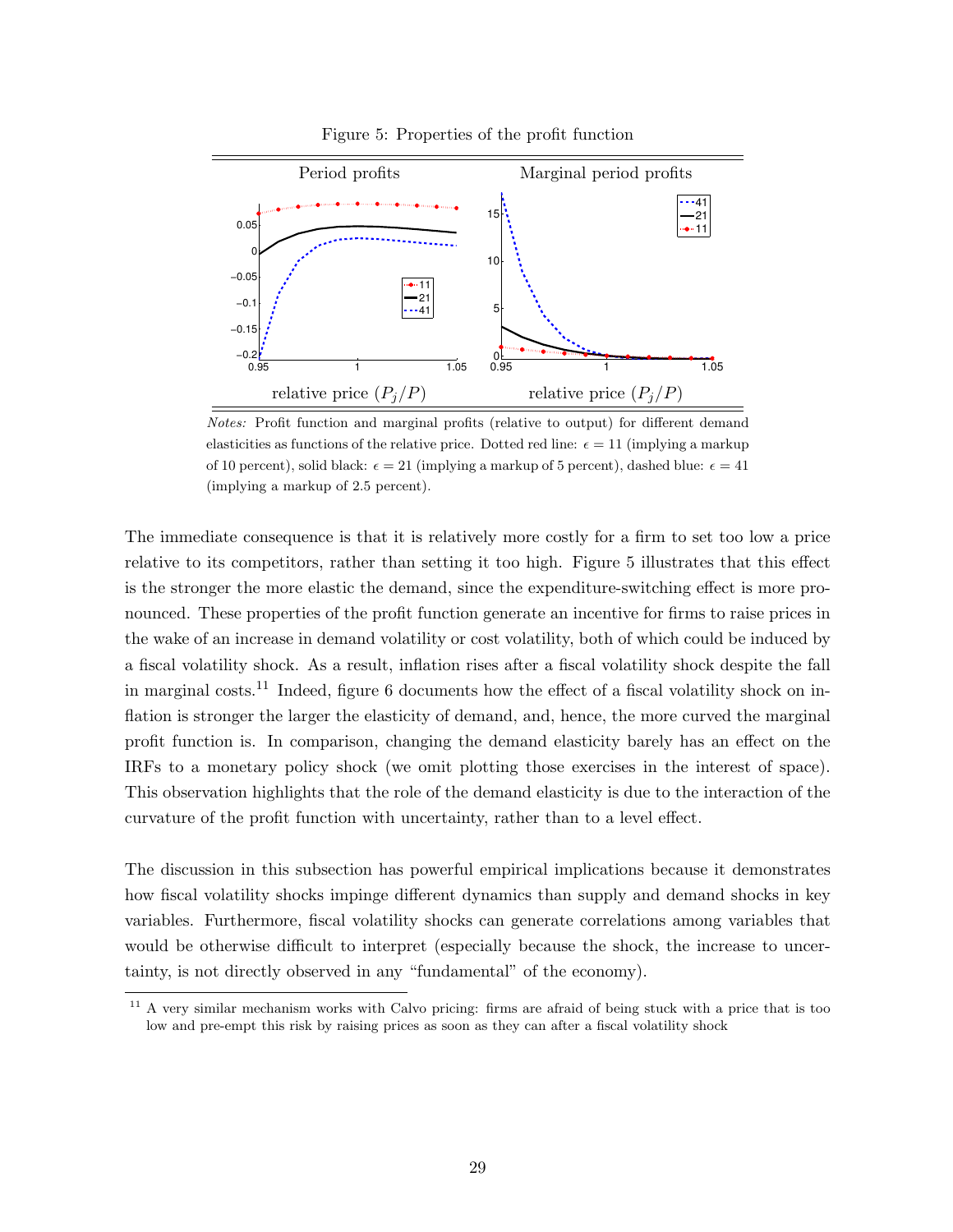Figure 5: Properties of the profit function

Notes: Profit function and marginal profits (relative to output) for different demand elasticities as functions of the relative price. Dotted red line: $\epsilon = 11$ (implying a markup of 10 percent), solid black: $\epsilon = 21$ (implying a markup of 5 percent), dashed blue: $\epsilon = 41$ (implying a markup of 2.5 percent).

The immediate consequence is that it is relatively more costly for a firm to set too low a price relative to its competitors, rather than setting it too high. Figure 5 illustrates that this effect is the stronger the more elastic the demand, since the expenditure-switching effect is more pronounced. These properties of the profit function generate an incentive for firms to raise prices in the wake of an increase in demand volatility or cost volatility, both of which could be induced by a fiscal volatility shock. As a result, inflation rises after a fiscal volatility shock despite the fall in marginal costs.[11] Indeed, figure 6 documents how the effect of a fiscal volatility shock on inflation is stronger the larger the elasticity of demand, and, hence, the more curved the marginal profit function is. In comparison, changing the demand elasticity barely has an effect on the IRFs to a monetary policy shock (we omit plotting those exercises in the interest of space). This observation highlights that the role of the demand elasticity is due to the interaction of the curvature of the profit function with uncertainty, rather than to a level effect.

The discussion in this subsection has powerful empirical implications because it demonstrates how fiscal volatility shocks impinge different dynamics than supply and demand shocks in key variables. Furthermore, fiscal volatility shocks can generate correlations among variables that would be otherwise difficult to interpret (especially because the shock, the increase to uncertainty, is not directly observed in any "fundamental" of the economy).

[11] A very similar mechanism works with Calvo pricing: firms are afraid of being stuck with a price that is too low and pre-empt this risk by raising prices as soon as they can after a fiscal volatility shock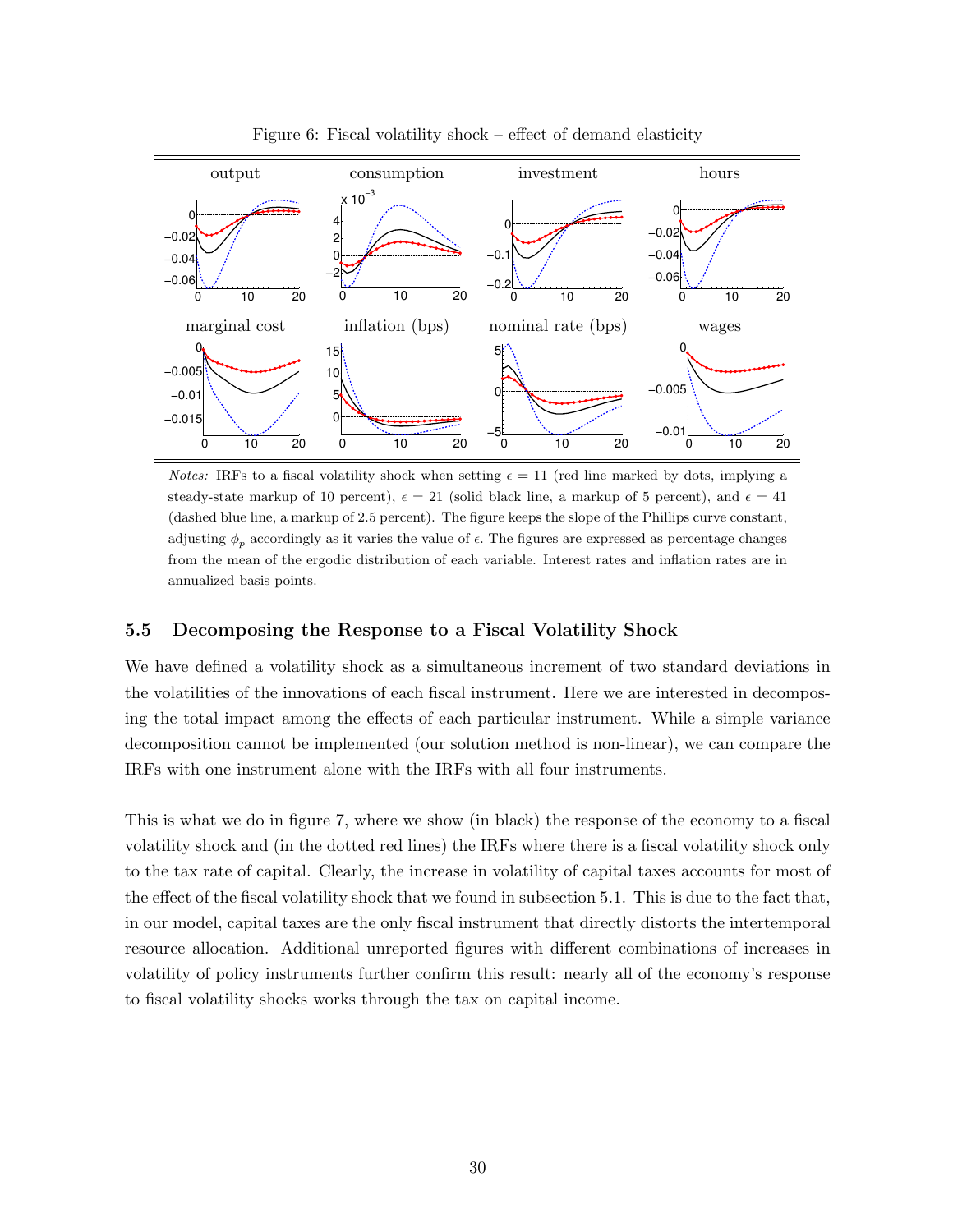Figure 6: Fiscal volatility shock – effect of demand elasticity

*Notes:* IRFs to a fiscal volatility shock when setting $\epsilon = 11$ (red line marked by dots, implying a steady-state markup of 10 percent), $\epsilon = 21$ (solid black line, a markup of 5 percent), and $\epsilon = 41$ (dashed blue line, a markup of 2.5 percent). The figure keeps the slope of the Phillips curve constant, adjusting $\phi_p$ accordingly as it varies the value of $\epsilon$. The figures are expressed as percentage changes from the mean of the ergodic distribution of each variable. Interest rates and inflation rates are in annualized basis points.

### 5.5 Decomposing the Response to a Fiscal Volatility Shock

We have defined a volatility shock as a simultaneous increment of two standard deviations in the volatilities of the innovations of each fiscal instrument. Here we are interested in decomposing the total impact among the effects of each particular instrument. While a simple variance decomposition cannot be implemented (our solution method is non-linear), we can compare the IRFs with one instrument alone with the IRFs with all four instruments.

This is what we do in figure 7, where we show (in black) the response of the economy to a fiscal volatility shock and (in the dotted red lines) the IRFs where there is a fiscal volatility shock only to the tax rate of capital. Clearly, the increase in volatility of capital taxes accounts for most of the effect of the fiscal volatility shock that we found in subsection 5.1. This is due to the fact that, in our model, capital taxes are the only fiscal instrument that directly distorts the intertemporal resource allocation. Additional unreported figures with different combinations of increases in volatility of policy instruments further confirm this result: nearly all of the economy's response to fiscal volatility shocks works through the tax on capital income.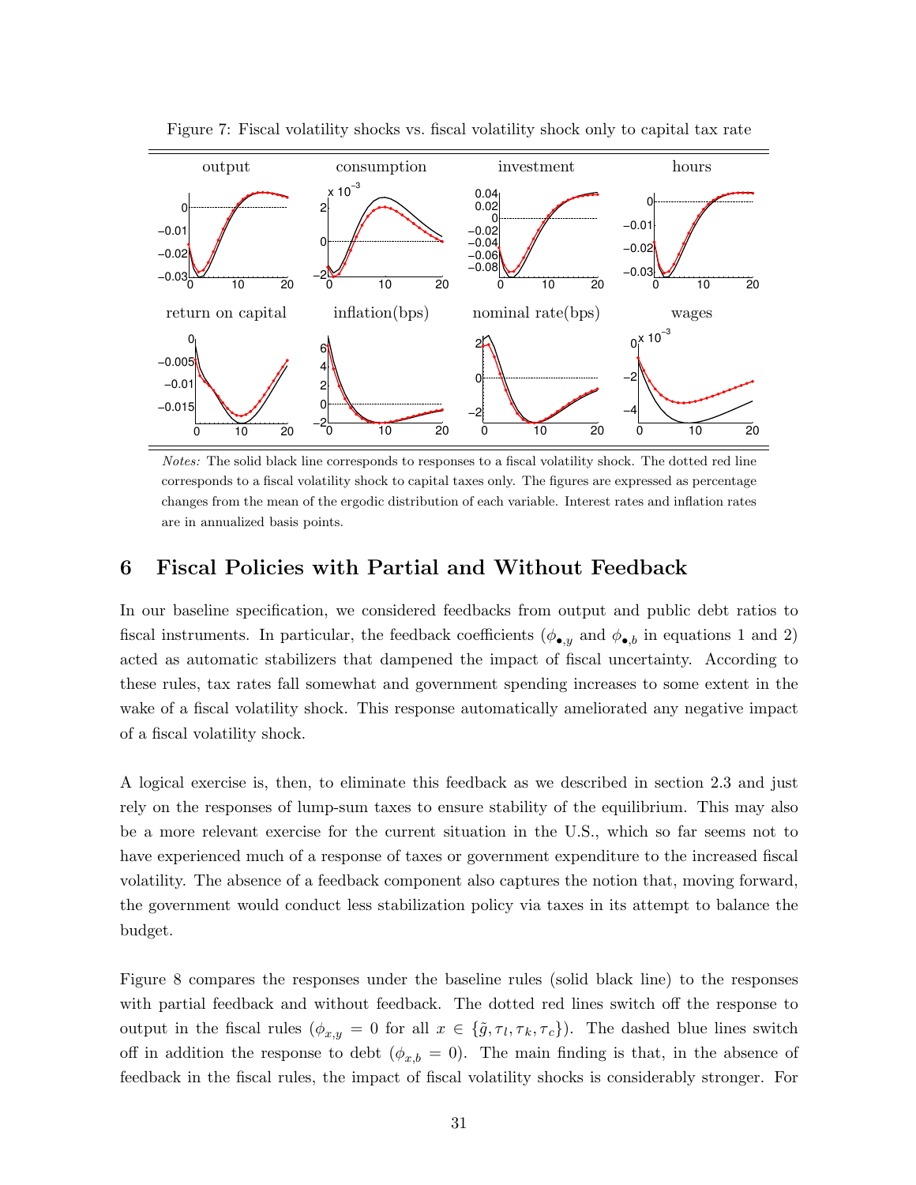Figure 7: Fiscal volatility shocks vs. fiscal volatility shock only to capital tax rate

*Notes:* The solid black line corresponds to responses to a fiscal volatility shock. The dotted red line corresponds to a fiscal volatility shock to capital taxes only. The figures are expressed as percentage changes from the mean of the ergodic distribution of each variable. Interest rates and inflation rates are in annualized basis points.

## 6 Fiscal Policies with Partial and Without Feedback

In our baseline specification, we considered feedbacks from output and public debt ratios to fiscal instruments. In particular, the feedback coefficients ($\phi_{\bullet,y}$ and $\phi_{\bullet,b}$ in equations 1 and 2) acted as automatic stabilizers that dampened the impact of fiscal uncertainty. According to these rules, tax rates fall somewhat and government spending increases to some extent in the wake of a fiscal volatility shock. This response automatically ameliorated any negative impact of a fiscal volatility shock.

A logical exercise is, then, to eliminate this feedback as we described in section 2.3 and just rely on the responses of lump-sum taxes to ensure stability of the equilibrium. This may also be a more relevant exercise for the current situation in the U.S., which so far seems not to have experienced much of a response of taxes or government expenditure to the increased fiscal volatility. The absence of a feedback component also captures the notion that, moving forward, the government would conduct less stabilization policy via taxes in its attempt to balance the budget.

Figure 8 compares the responses under the baseline rules (solid black line) to the responses with partial feedback and without feedback. The dotted red lines switch off the response to output in the fiscal rules ($\phi_{x,y} = 0$ for all $x \in \{\tilde{g}, \tau_l, \tau_k, \tau_c\}$). The dashed blue lines switch off in addition the response to debt ($\phi_{x,b} = 0$). The main finding is that, in the absence of feedback in the fiscal rules, the impact of fiscal volatility shocks is considerably stronger. For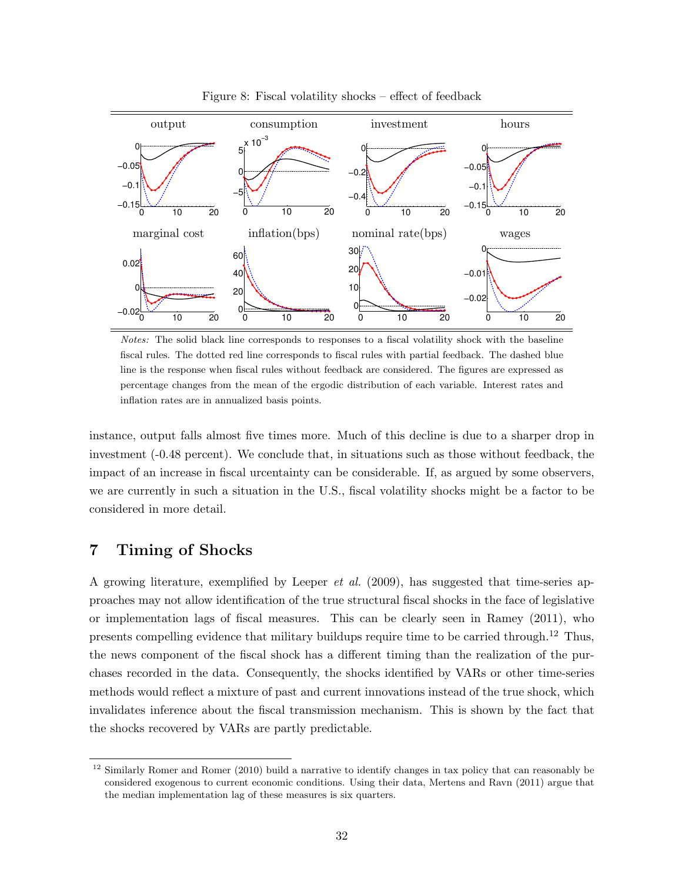Figure 8: Fiscal volatility shocks – effect of feedback

*Notes:* The solid black line corresponds to responses to a fiscal volatility shock with the baseline fiscal rules. The dotted red line corresponds to fiscal rules with partial feedback. The dashed blue line is the response when fiscal rules without feedback are considered. The figures are expressed as percentage changes from the mean of the ergodic distribution of each variable. Interest rates and inflation rates are in annualized basis points.

instance, output falls almost five times more. Much of this decline is due to a sharper drop in investment (-0.48 percent). We conclude that, in situations such as those without feedback, the impact of an increase in fiscal urcentainty can be considerable. If, as argued by some observers, we are currently in such a situation in the U.S., fiscal volatility shocks might be a factor to be considered in more detail.

# 7 Timing of Shocks

A growing literature, exemplified by Leeper *et al.* (2009), has suggested that time-series approaches may not allow identification of the true structural fiscal shocks in the face of legislative or implementation lags of fiscal measures. This can be clearly seen in Ramey (2011), who presents compelling evidence that military buildups require time to be carried through.[12] Thus, the news component of the fiscal shock has a different timing than the realization of the purchases recorded in the data. Consequently, the shocks identified by VARs or other time-series methods would reflect a mixture of past and current innovations instead of the true shock, which invalidates inference about the fiscal transmission mechanism. This is shown by the fact that the shocks recovered by VARs are partly predictable.

[12] Similarly Romer and Romer (2010) build a narrative to identify changes in tax policy that can reasonably be considered exogenous to current economic conditions. Using their data, Mertens and Ravn (2011) argue that the median implementation lag of these measures is six quarters.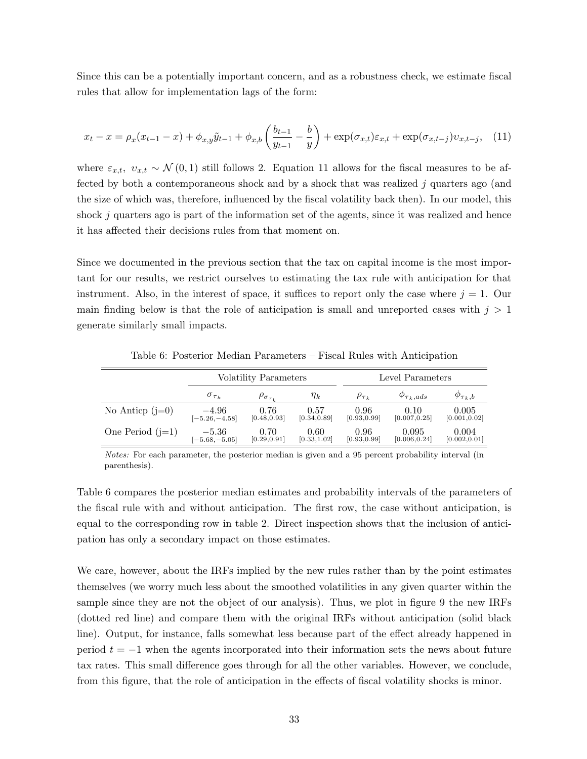Since this can be a potentially important concern, and as a robustness check, we estimate fiscal rules that allow for implementation lags of the form:

$$x_t - x = \rho_x(x_{t-1} - x) + \phi_{x,y}\tilde{y}_{t-1} + \phi_{x,b}\left(\frac{b_{t-1}}{y_{t-1}} - \frac{b}{y}\right) + \exp(\sigma_{x,t})\varepsilon_{x,t} + \exp(\sigma_{x,t-j})\upsilon_{x,t-j}, \quad (11)$$

where $\varepsilon_{x,t},\ \upsilon_{x,t} \sim \mathcal{N}(0,1)$ still follows 2. Equation 11 allows for the fiscal measures to be affected by both a contemporaneous shock and by a shock that was realized $j$ quarters ago (and the size of which was, therefore, influenced by the fiscal volatility back then). In our model, this shock $j$ quarters ago is part of the information set of the agents, since it was realized and hence it has affected their decisions rules from that moment on.

Since we documented in the previous section that the tax on capital income is the most important for our results, we restrict ourselves to estimating the tax rule with anticipation for that instrument. Also, in the interest of space, it suffices to report only the case where $j = 1$. Our main finding below is that the role of anticipation is small and unreported cases with $j > 1$ generate similarly small impacts.

Table 6: Posterior Median Parameters – Fiscal Rules with Anticipation

| | Volatility Parameters | | | Level Parameters | | |
|---|---|---|---|---|---|---|
| | $\sigma_{\tau_k}$ | $\rho_{\sigma_{\tau_k}}$ | $\eta_k$ | $\rho_{\tau_k}$ | $\phi_{\tau_k,ads}$ | $\phi_{\tau_k,b}$ |
| No Anticp (j=0) | $-4.96$ $[-5.26,-4.58]$ | 0.76 [0.48,0.93] | 0.57 [0.34,0.89] | 0.96 [0.93,0.99] | 0.10 [0.007,0.25] | 0.005 [0.001,0.02] |
| One Period (j=1) | $-5.36$ $[-5.68,-5.05]$ | 0.70 [0.29,0.91] | 0.60 [0.33,1.02] | 0.96 [0.93,0.99] | 0.095 [0.006,0.24] | 0.004 [0.002,0.01] |

*Notes:* For each parameter, the posterior median is given and a 95 percent probability interval (in parenthesis).

Table 6 compares the posterior median estimates and probability intervals of the parameters of the fiscal rule with and without anticipation. The first row, the case without anticipation, is equal to the corresponding row in table 2. Direct inspection shows that the inclusion of anticipation has only a secondary impact on those estimates.

We care, however, about the IRFs implied by the new rules rather than by the point estimates themselves (we worry much less about the smoothed volatilities in any given quarter within the sample since they are not the object of our analysis). Thus, we plot in figure 9 the new IRFs (dotted red line) and compare them with the original IRFs without anticipation (solid black line). Output, for instance, falls somewhat less because part of the effect already happened in period $t = -1$ when the agents incorporated into their information sets the news about future tax rates. This small difference goes through for all the other variables. However, we conclude, from this figure, that the role of anticipation in the effects of fiscal volatility shocks is minor.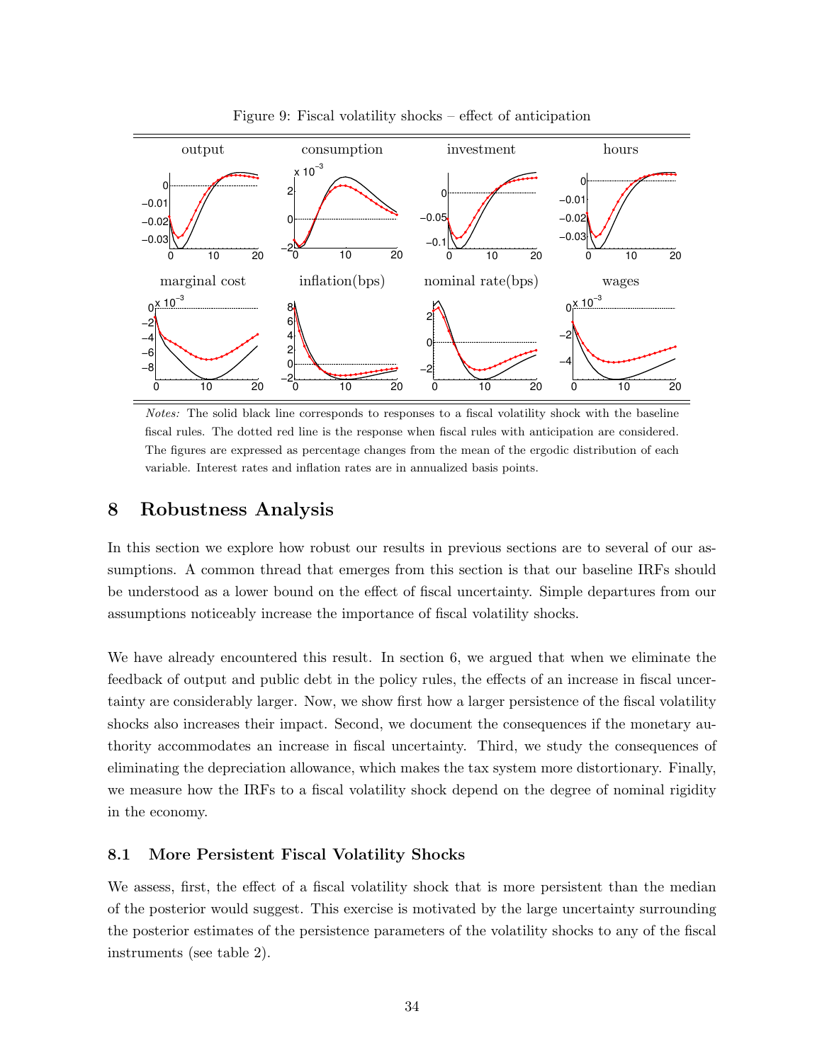Figure 9: Fiscal volatility shocks – effect of anticipation

*Notes:* The solid black line corresponds to responses to a fiscal volatility shock with the baseline fiscal rules. The dotted red line is the response when fiscal rules with anticipation are considered. The figures are expressed as percentage changes from the mean of the ergodic distribution of each variable. Interest rates and inflation rates are in annualized basis points.

## 8 Robustness Analysis

In this section we explore how robust our results in previous sections are to several of our assumptions. A common thread that emerges from this section is that our baseline IRFs should be understood as a lower bound on the effect of fiscal uncertainty. Simple departures from our assumptions noticeably increase the importance of fiscal volatility shocks.

We have already encountered this result. In section 6, we argued that when we eliminate the feedback of output and public debt in the policy rules, the effects of an increase in fiscal uncertainty are considerably larger. Now, we show first how a larger persistence of the fiscal volatility shocks also increases their impact. Second, we document the consequences if the monetary authority accommodates an increase in fiscal uncertainty. Third, we study the consequences of eliminating the depreciation allowance, which makes the tax system more distortionary. Finally, we measure how the IRFs to a fiscal volatility shock depend on the degree of nominal rigidity in the economy.

### 8.1 More Persistent Fiscal Volatility Shocks

We assess, first, the effect of a fiscal volatility shock that is more persistent than the median of the posterior would suggest. This exercise is motivated by the large uncertainty surrounding the posterior estimates of the persistence parameters of the volatility shocks to any of the fiscal instruments (see table 2).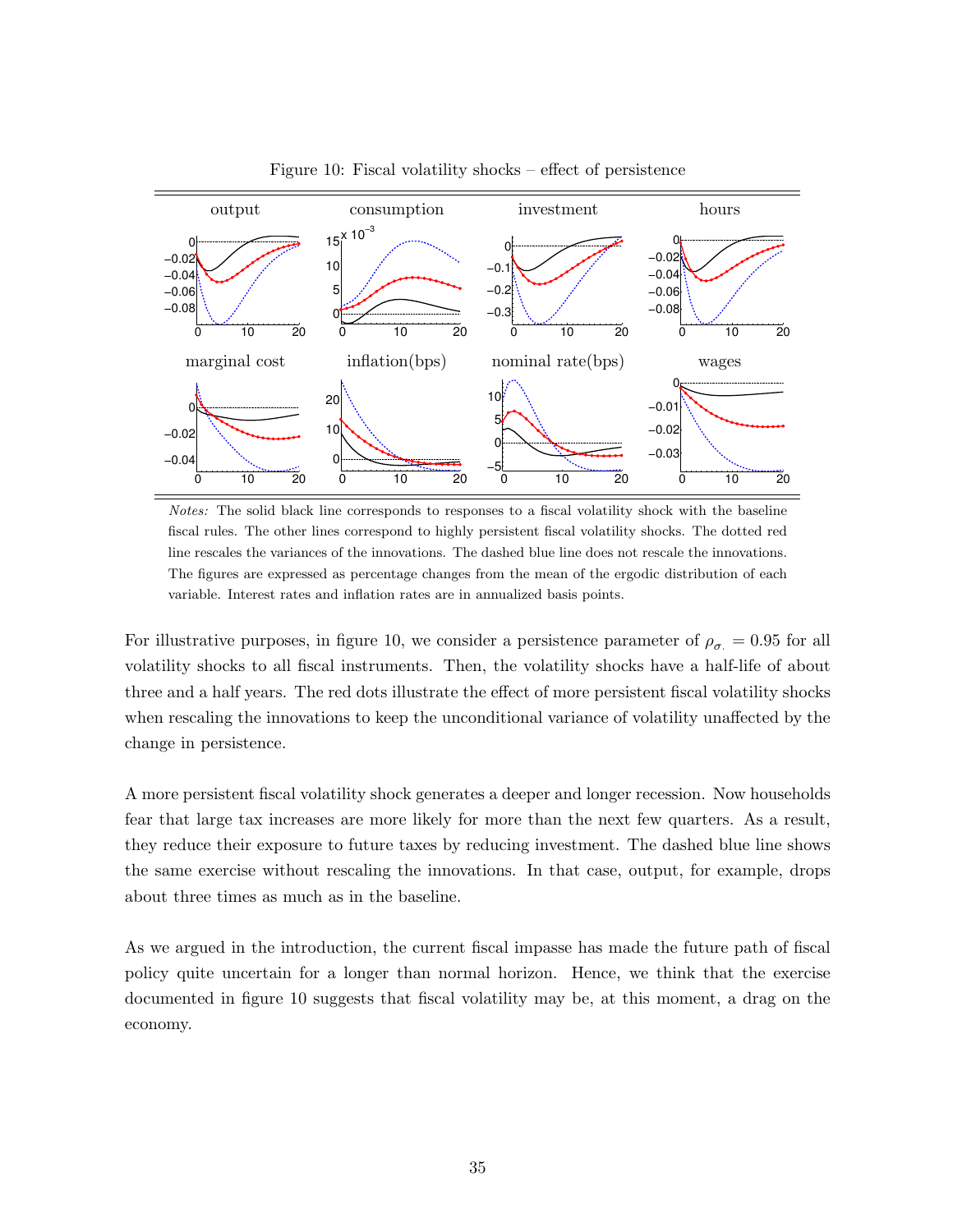Figure 10: Fiscal volatility shocks – effect of persistence

*Notes:* The solid black line corresponds to responses to a fiscal volatility shock with the baseline fiscal rules. The other lines correspond to highly persistent fiscal volatility shocks. The dotted red line rescales the variances of the innovations. The dashed blue line does not rescale the innovations. The figures are expressed as percentage changes from the mean of the ergodic distribution of each variable. Interest rates and inflation rates are in annualized basis points.

For illustrative purposes, in figure 10, we consider a persistence parameter of $\rho_{\sigma_{\cdot}} = 0.95$ for all volatility shocks to all fiscal instruments. Then, the volatility shocks have a half-life of about three and a half years. The red dots illustrate the effect of more persistent fiscal volatility shocks when rescaling the innovations to keep the unconditional variance of volatility unaffected by the change in persistence.

A more persistent fiscal volatility shock generates a deeper and longer recession. Now households fear that large tax increases are more likely for more than the next few quarters. As a result, they reduce their exposure to future taxes by reducing investment. The dashed blue line shows the same exercise without rescaling the innovations. In that case, output, for example, drops about three times as much as in the baseline.

As we argued in the introduction, the current fiscal impasse has made the future path of fiscal policy quite uncertain for a longer than normal horizon. Hence, we think that the exercise documented in figure 10 suggests that fiscal volatility may be, at this moment, a drag on the economy.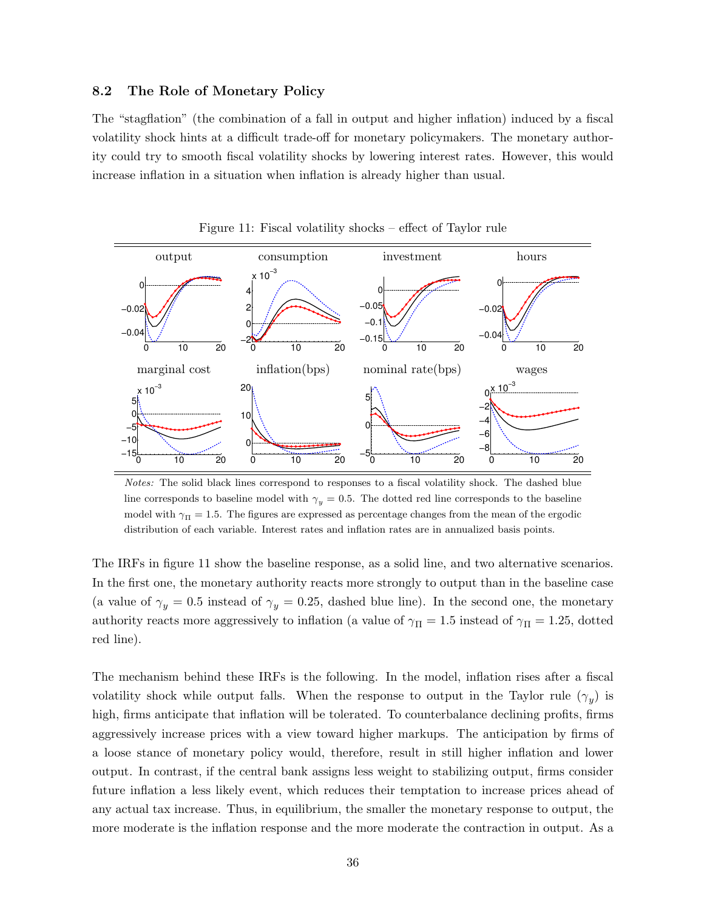### 8.2 The Role of Monetary Policy

The "stagflation" (the combination of a fall in output and higher inflation) induced by a fiscal volatility shock hints at a difficult trade-off for monetary policymakers. The monetary authority could try to smooth fiscal volatility shocks by lowering interest rates. However, this would increase inflation in a situation when inflation is already higher than usual.

Figure 11: Fiscal volatility shocks – effect of Taylor rule

*Notes:* The solid black lines correspond to responses to a fiscal volatility shock. The dashed blue line corresponds to baseline model with $\gamma_y = 0.5$. The dotted red line corresponds to the baseline model with $\gamma_\Pi = 1.5$. The figures are expressed as percentage changes from the mean of the ergodic distribution of each variable. Interest rates and inflation rates are in annualized basis points.

The IRFs in figure 11 show the baseline response, as a solid line, and two alternative scenarios. In the first one, the monetary authority reacts more strongly to output than in the baseline case (a value of $\gamma_y = 0.5$ instead of $\gamma_y = 0.25$, dashed blue line). In the second one, the monetary authority reacts more aggressively to inflation (a value of $\gamma_\Pi = 1.5$ instead of $\gamma_\Pi = 1.25$, dotted red line).

The mechanism behind these IRFs is the following. In the model, inflation rises after a fiscal volatility shock while output falls. When the response to output in the Taylor rule ($\gamma_y$) is high, firms anticipate that inflation will be tolerated. To counterbalance declining profits, firms aggressively increase prices with a view toward higher markups. The anticipation by firms of a loose stance of monetary policy would, therefore, result in still higher inflation and lower output. In contrast, if the central bank assigns less weight to stabilizing output, firms consider future inflation a less likely event, which reduces their temptation to increase prices ahead of any actual tax increase. Thus, in equilibrium, the smaller the monetary response to output, the more moderate is the inflation response and the more moderate the contraction in output. As a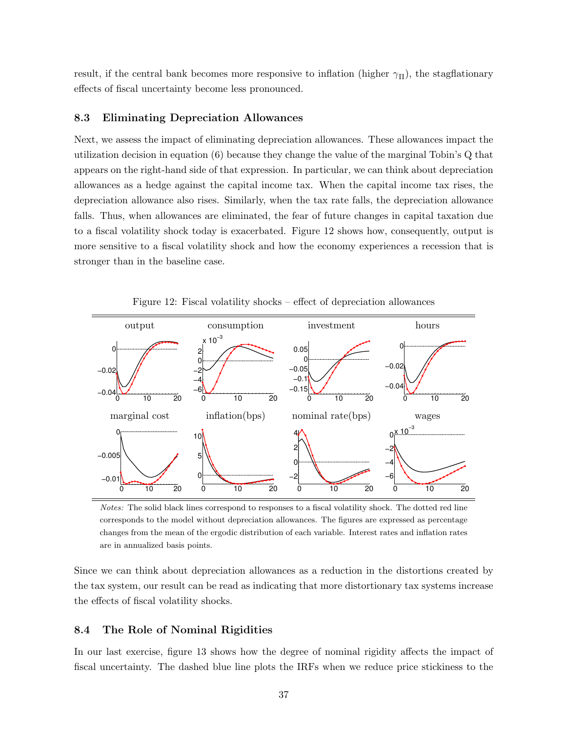result, if the central bank becomes more responsive to inflation (higher $\gamma_\Pi$), the stagflationary effects of fiscal uncertainty become less pronounced.

### 8.3 Eliminating Depreciation Allowances

Next, we assess the impact of eliminating depreciation allowances. These allowances impact the utilization decision in equation (6) because they change the value of the marginal Tobin's Q that appears on the right-hand side of that expression. In particular, we can think about depreciation allowances as a hedge against the capital income tax. When the capital income tax rises, the depreciation allowance also rises. Similarly, when the tax rate falls, the depreciation allowance falls. Thus, when allowances are eliminated, the fear of future changes in capital taxation due to a fiscal volatility shock today is exacerbated. Figure 12 shows how, consequently, output is more sensitive to a fiscal volatility shock and how the economy experiences a recession that is stronger than in the baseline case.

Figure 12: Fiscal volatility shocks – effect of depreciation allowances

*Notes:* The solid black lines correspond to responses to a fiscal volatility shock. The dotted red line corresponds to the model without depreciation allowances. The figures are expressed as percentage changes from the mean of the ergodic distribution of each variable. Interest rates and inflation rates are in annualized basis points.

Since we can think about depreciation allowances as a reduction in the distortions created by the tax system, our result can be read as indicating that more distortionary tax systems increase the effects of fiscal volatility shocks.

### 8.4 The Role of Nominal Rigidities

In our last exercise, figure 13 shows how the degree of nominal rigidity affects the impact of fiscal uncertainty. The dashed blue line plots the IRFs when we reduce price stickiness to the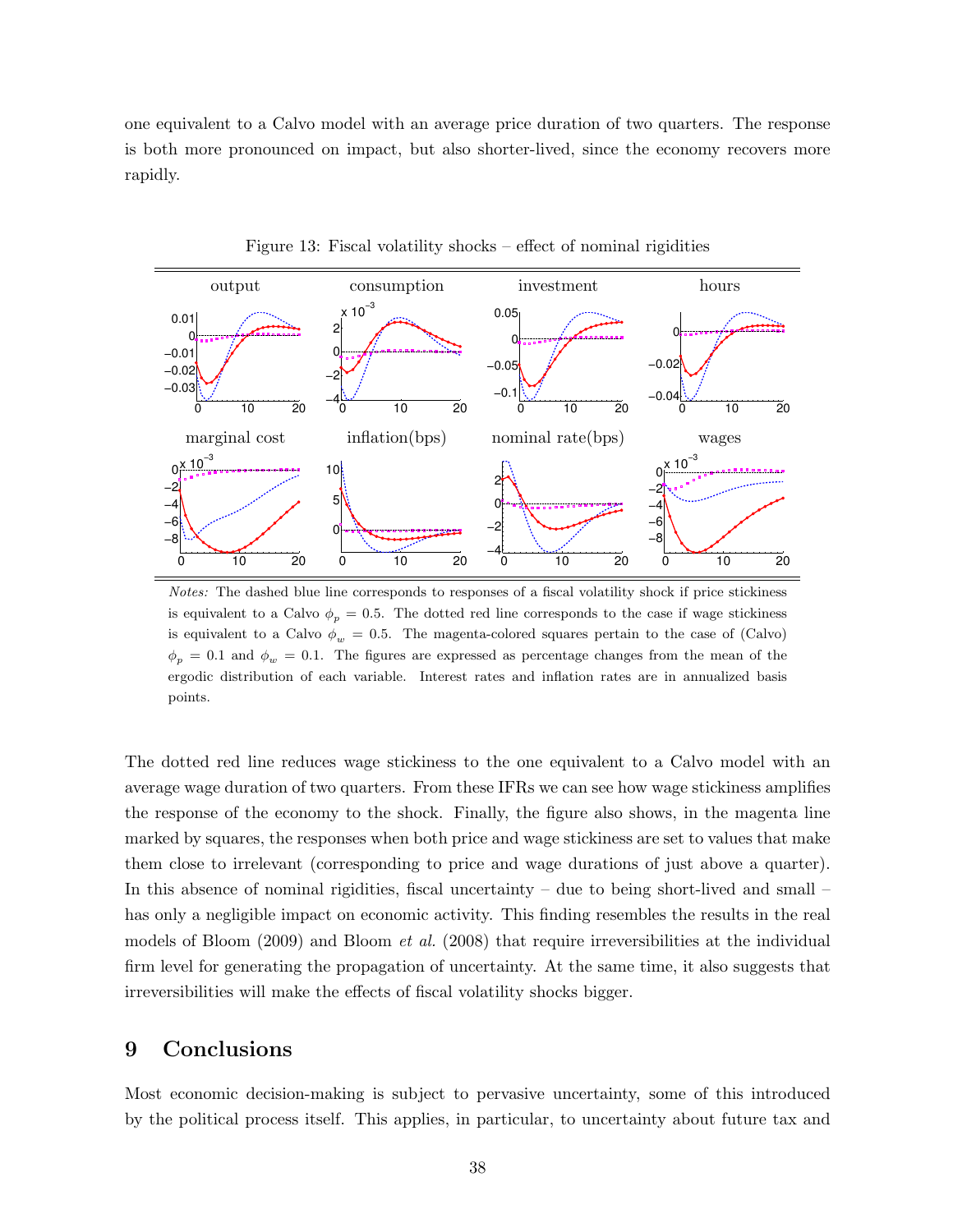one equivalent to a Calvo model with an average price duration of two quarters. The response is both more pronounced on impact, but also shorter-lived, since the economy recovers more rapidly.

Figure 13: Fiscal volatility shocks – effect of nominal rigidities

*Notes:* The dashed blue line corresponds to responses of a fiscal volatility shock if price stickiness is equivalent to a Calvo $\phi_p = 0.5$. The dotted red line corresponds to the case if wage stickiness is equivalent to a Calvo $\phi_w = 0.5$. The magenta-colored squares pertain to the case of (Calvo) $\phi_p = 0.1$ and $\phi_w = 0.1$. The figures are expressed as percentage changes from the mean of the ergodic distribution of each variable. Interest rates and inflation rates are in annualized basis points.

The dotted red line reduces wage stickiness to the one equivalent to a Calvo model with an average wage duration of two quarters. From these IFRs we can see how wage stickiness amplifies the response of the economy to the shock. Finally, the figure also shows, in the magenta line marked by squares, the responses when both price and wage stickiness are set to values that make them close to irrelevant (corresponding to price and wage durations of just above a quarter). In this absence of nominal rigidities, fiscal uncertainty – due to being short-lived and small – has only a negligible impact on economic activity. This finding resembles the results in the real models of Bloom (2009) and Bloom *et al.* (2008) that require irreversibilities at the individual firm level for generating the propagation of uncertainty. At the same time, it also suggests that irreversibilities will make the effects of fiscal volatility shocks bigger.

# 9 Conclusions

Most economic decision-making is subject to pervasive uncertainty, some of this introduced by the political process itself. This applies, in particular, to uncertainty about future tax and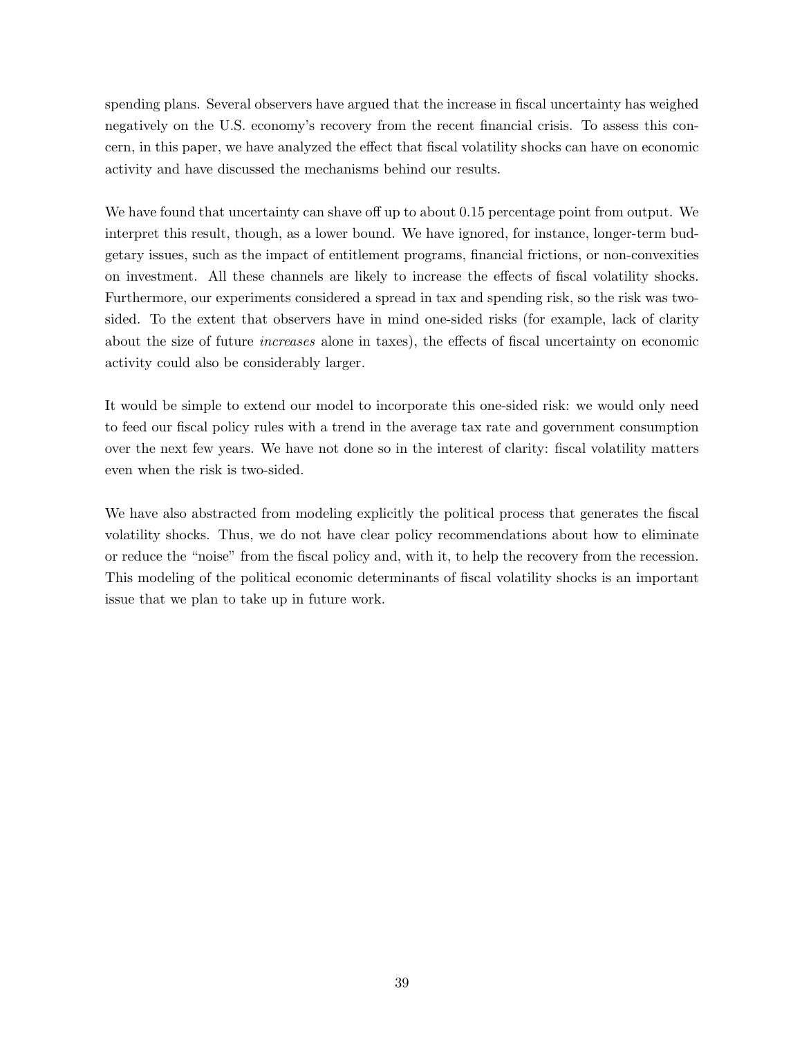spending plans. Several observers have argued that the increase in fiscal uncertainty has weighed negatively on the U.S. economy's recovery from the recent financial crisis. To assess this concern, in this paper, we have analyzed the effect that fiscal volatility shocks can have on economic activity and have discussed the mechanisms behind our results.

We have found that uncertainty can shave off up to about 0.15 percentage point from output. We interpret this result, though, as a lower bound. We have ignored, for instance, longer-term budgetary issues, such as the impact of entitlement programs, financial frictions, or non-convexities on investment. All these channels are likely to increase the effects of fiscal volatility shocks. Furthermore, our experiments considered a spread in tax and spending risk, so the risk was two-sided. To the extent that observers have in mind one-sided risks (for example, lack of clarity about the size of future *increases* alone in taxes), the effects of fiscal uncertainty on economic activity could also be considerably larger.

It would be simple to extend our model to incorporate this one-sided risk: we would only need to feed our fiscal policy rules with a trend in the average tax rate and government consumption over the next few years. We have not done so in the interest of clarity: fiscal volatility matters even when the risk is two-sided.

We have also abstracted from modeling explicitly the political process that generates the fiscal volatility shocks. Thus, we do not have clear policy recommendations about how to eliminate or reduce the "noise" from the fiscal policy and, with it, to help the recovery from the recession. This modeling of the political economic determinants of fiscal volatility shocks is an important issue that we plan to take up in future work.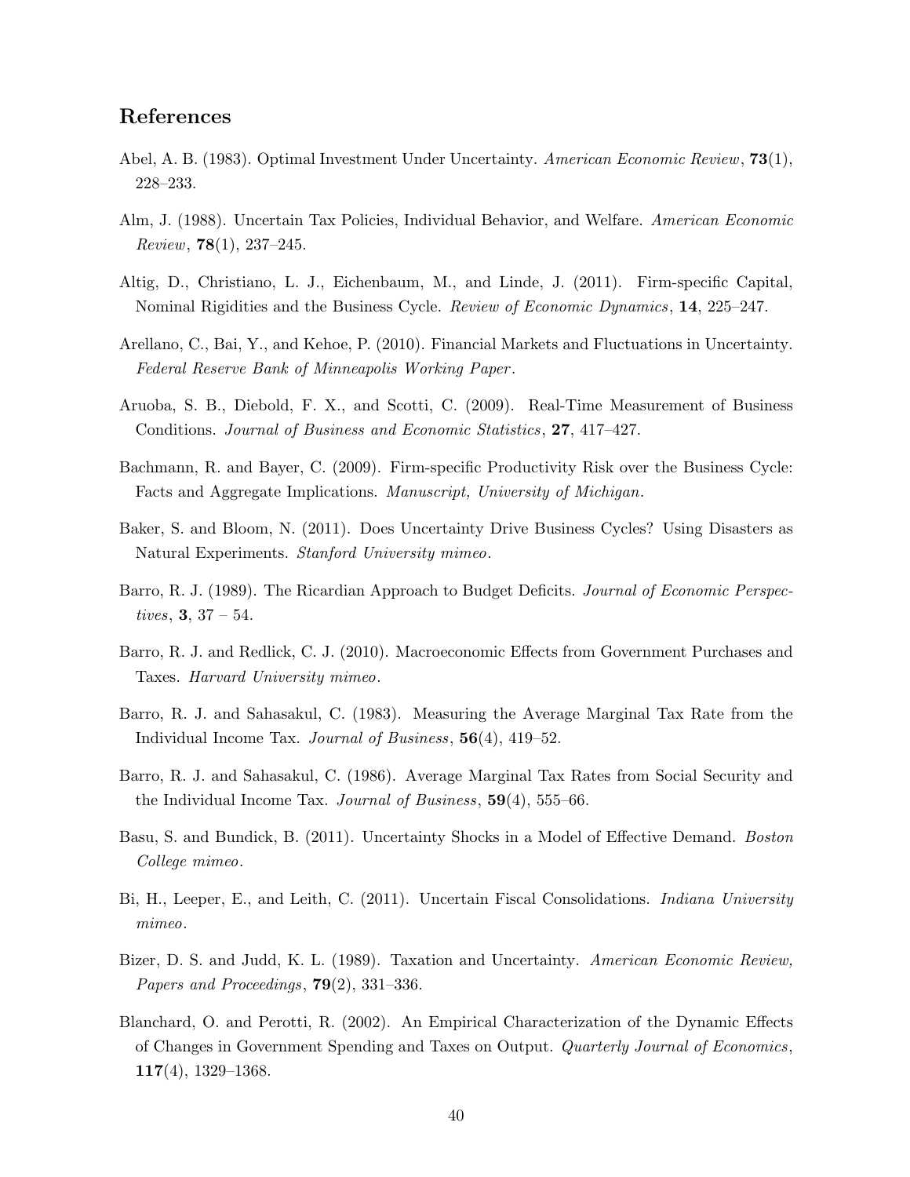## References

Abel, A. B. (1983). Optimal Investment Under Uncertainty. *American Economic Review*, **73**(1), 228–233.

Alm, J. (1988). Uncertain Tax Policies, Individual Behavior, and Welfare. *American Economic Review*, **78**(1), 237–245.

Altig, D., Christiano, L. J., Eichenbaum, M., and Linde, J. (2011). Firm-specific Capital, Nominal Rigidities and the Business Cycle. *Review of Economic Dynamics*, **14**, 225–247.

Arellano, C., Bai, Y., and Kehoe, P. (2010). Financial Markets and Fluctuations in Uncertainty. *Federal Reserve Bank of Minneapolis Working Paper*.

Aruoba, S. B., Diebold, F. X., and Scotti, C. (2009). Real-Time Measurement of Business Conditions. *Journal of Business and Economic Statistics*, **27**, 417–427.

Bachmann, R. and Bayer, C. (2009). Firm-specific Productivity Risk over the Business Cycle: Facts and Aggregate Implications. *Manuscript, University of Michigan*.

Baker, S. and Bloom, N. (2011). Does Uncertainty Drive Business Cycles? Using Disasters as Natural Experiments. *Stanford University mimeo*.

Barro, R. J. (1989). The Ricardian Approach to Budget Deficits. *Journal of Economic Perspectives*, **3**, 37 – 54.

Barro, R. J. and Redlick, C. J. (2010). Macroeconomic Effects from Government Purchases and Taxes. *Harvard University mimeo*.

Barro, R. J. and Sahasakul, C. (1983). Measuring the Average Marginal Tax Rate from the Individual Income Tax. *Journal of Business*, **56**(4), 419–52.

Barro, R. J. and Sahasakul, C. (1986). Average Marginal Tax Rates from Social Security and the Individual Income Tax. *Journal of Business*, **59**(4), 555–66.

Basu, S. and Bundick, B. (2011). Uncertainty Shocks in a Model of Effective Demand. *Boston College mimeo*.

Bi, H., Leeper, E., and Leith, C. (2011). Uncertain Fiscal Consolidations. *Indiana University mimeo*.

Bizer, D. S. and Judd, K. L. (1989). Taxation and Uncertainty. *American Economic Review, Papers and Proceedings*, **79**(2), 331–336.

Blanchard, O. and Perotti, R. (2002). An Empirical Characterization of the Dynamic Effects of Changes in Government Spending and Taxes on Output. *Quarterly Journal of Economics*, **117**(4), 1329–1368.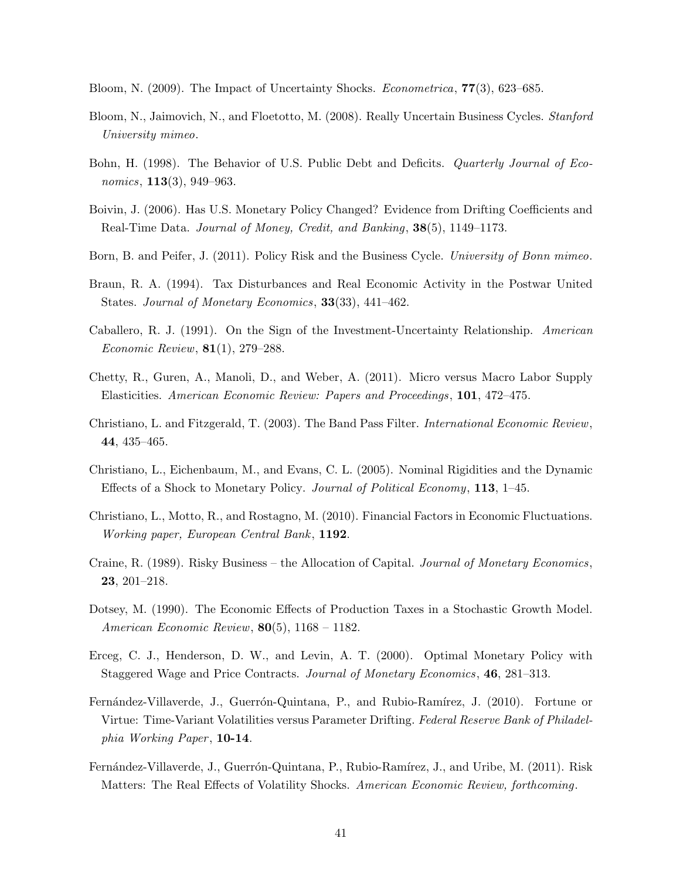Bloom, N. (2009). The Impact of Uncertainty Shocks. *Econometrica*, **77**(3), 623–685.

Bloom, N., Jaimovich, N., and Floetotto, M. (2008). Really Uncertain Business Cycles. *Stanford University mimeo*.

Bohn, H. (1998). The Behavior of U.S. Public Debt and Deficits. *Quarterly Journal of Economics*, **113**(3), 949–963.

Boivin, J. (2006). Has U.S. Monetary Policy Changed? Evidence from Drifting Coefficients and Real-Time Data. *Journal of Money, Credit, and Banking*, **38**(5), 1149–1173.

Born, B. and Peifer, J. (2011). Policy Risk and the Business Cycle. *University of Bonn mimeo*.

Braun, R. A. (1994). Tax Disturbances and Real Economic Activity in the Postwar United States. *Journal of Monetary Economics*, **33**(33), 441–462.

Caballero, R. J. (1991). On the Sign of the Investment-Uncertainty Relationship. *American Economic Review*, **81**(1), 279–288.

Chetty, R., Guren, A., Manoli, D., and Weber, A. (2011). Micro versus Macro Labor Supply Elasticities. *American Economic Review: Papers and Proceedings*, **101**, 472–475.

Christiano, L. and Fitzgerald, T. (2003). The Band Pass Filter. *International Economic Review*, **44**, 435–465.

Christiano, L., Eichenbaum, M., and Evans, C. L. (2005). Nominal Rigidities and the Dynamic Effects of a Shock to Monetary Policy. *Journal of Political Economy*, **113**, 1–45.

Christiano, L., Motto, R., and Rostagno, M. (2010). Financial Factors in Economic Fluctuations. *Working paper, European Central Bank*, **1192**.

Craine, R. (1989). Risky Business – the Allocation of Capital. *Journal of Monetary Economics*, **23**, 201–218.

Dotsey, M. (1990). The Economic Effects of Production Taxes in a Stochastic Growth Model. *American Economic Review*, **80**(5), 1168 – 1182.

Erceg, C. J., Henderson, D. W., and Levin, A. T. (2000). Optimal Monetary Policy with Staggered Wage and Price Contracts. *Journal of Monetary Economics*, **46**, 281–313.

Fernández-Villaverde, J., Guerrón-Quintana, P., and Rubio-Ramírez, J. (2010). Fortune or Virtue: Time-Variant Volatilities versus Parameter Drifting. *Federal Reserve Bank of Philadelphia Working Paper*, **10-14**.

Fernández-Villaverde, J., Guerrón-Quintana, P., Rubio-Ramírez, J., and Uribe, M. (2011). Risk Matters: The Real Effects of Volatility Shocks. *American Economic Review, forthcoming*.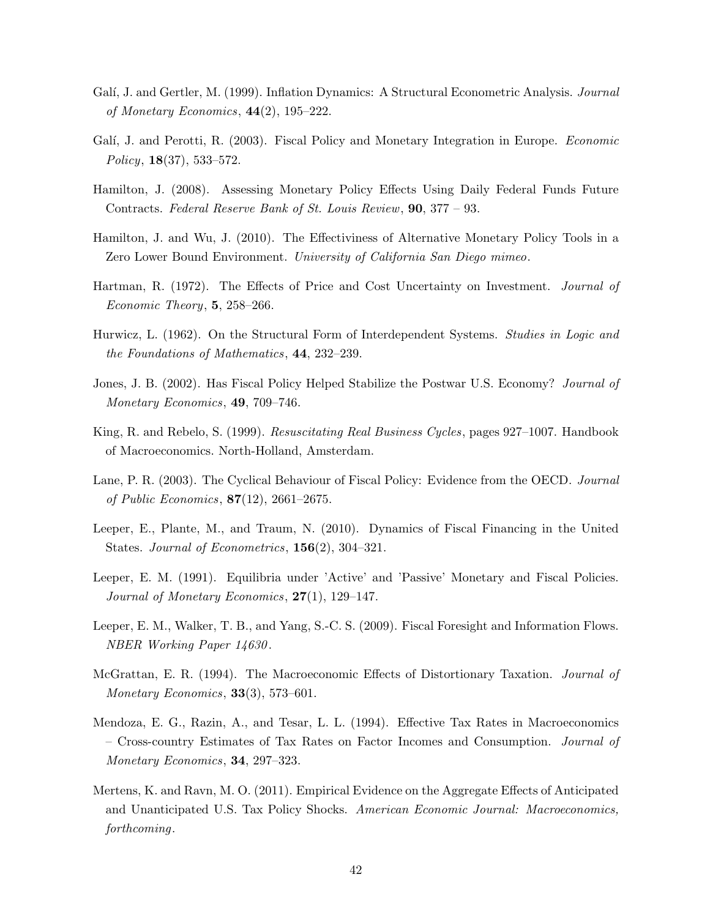Galí, J. and Gertler, M. (1999). Inflation Dynamics: A Structural Econometric Analysis. *Journal of Monetary Economics*, **44**(2), 195–222.

Galí, J. and Perotti, R. (2003). Fiscal Policy and Monetary Integration in Europe. *Economic Policy*, **18**(37), 533–572.

Hamilton, J. (2008). Assessing Monetary Policy Effects Using Daily Federal Funds Future Contracts. *Federal Reserve Bank of St. Louis Review*, **90**, 377 – 93.

Hamilton, J. and Wu, J. (2010). The Effectiviness of Alternative Monetary Policy Tools in a Zero Lower Bound Environment. *University of California San Diego mimeo*.

Hartman, R. (1972). The Effects of Price and Cost Uncertainty on Investment. *Journal of Economic Theory*, **5**, 258–266.

Hurwicz, L. (1962). On the Structural Form of Interdependent Systems. *Studies in Logic and the Foundations of Mathematics*, **44**, 232–239.

Jones, J. B. (2002). Has Fiscal Policy Helped Stabilize the Postwar U.S. Economy? *Journal of Monetary Economics*, **49**, 709–746.

King, R. and Rebelo, S. (1999). *Resuscitating Real Business Cycles*, pages 927–1007. Handbook of Macroeconomics. North-Holland, Amsterdam.

Lane, P. R. (2003). The Cyclical Behaviour of Fiscal Policy: Evidence from the OECD. *Journal of Public Economics*, **87**(12), 2661–2675.

Leeper, E., Plante, M., and Traum, N. (2010). Dynamics of Fiscal Financing in the United States. *Journal of Econometrics*, **156**(2), 304–321.

Leeper, E. M. (1991). Equilibria under 'Active' and 'Passive' Monetary and Fiscal Policies. *Journal of Monetary Economics*, **27**(1), 129–147.

Leeper, E. M., Walker, T. B., and Yang, S.-C. S. (2009). Fiscal Foresight and Information Flows. *NBER Working Paper 14630*.

McGrattan, E. R. (1994). The Macroeconomic Effects of Distortionary Taxation. *Journal of Monetary Economics*, **33**(3), 573–601.

Mendoza, E. G., Razin, A., and Tesar, L. L. (1994). Effective Tax Rates in Macroeconomics – Cross-country Estimates of Tax Rates on Factor Incomes and Consumption. *Journal of Monetary Economics*, **34**, 297–323.

Mertens, K. and Ravn, M. O. (2011). Empirical Evidence on the Aggregate Effects of Anticipated and Unanticipated U.S. Tax Policy Shocks. *American Economic Journal: Macroeconomics, forthcoming*.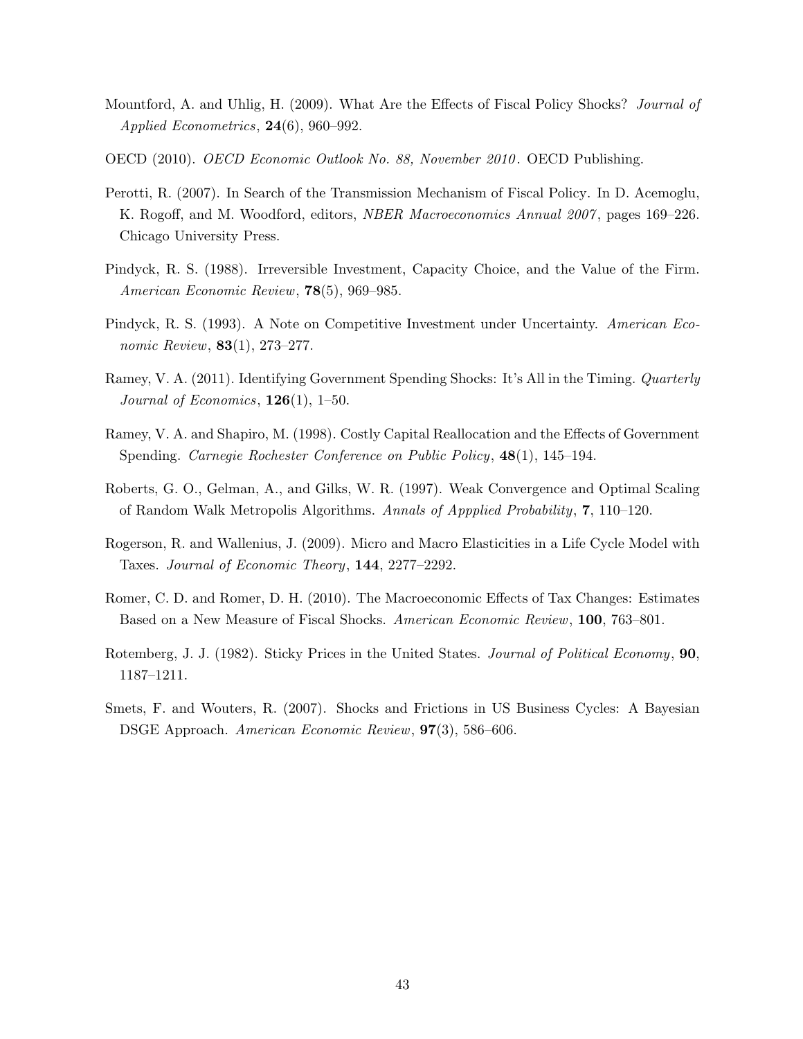Mountford, A. and Uhlig, H. (2009). What Are the Effects of Fiscal Policy Shocks? *Journal of Applied Econometrics*, **24**(6), 960–992.

OECD (2010). *OECD Economic Outlook No. 88, November 2010*. OECD Publishing.

Perotti, R. (2007). In Search of the Transmission Mechanism of Fiscal Policy. In D. Acemoglu, K. Rogoff, and M. Woodford, editors, *NBER Macroeconomics Annual 2007*, pages 169–226. Chicago University Press.

Pindyck, R. S. (1988). Irreversible Investment, Capacity Choice, and the Value of the Firm. *American Economic Review*, **78**(5), 969–985.

Pindyck, R. S. (1993). A Note on Competitive Investment under Uncertainty. *American Economic Review*, **83**(1), 273–277.

Ramey, V. A. (2011). Identifying Government Spending Shocks: It's All in the Timing. *Quarterly Journal of Economics*, **126**(1), 1–50.

Ramey, V. A. and Shapiro, M. (1998). Costly Capital Reallocation and the Effects of Government Spending. *Carnegie Rochester Conference on Public Policy*, **48**(1), 145–194.

Roberts, G. O., Gelman, A., and Gilks, W. R. (1997). Weak Convergence and Optimal Scaling of Random Walk Metropolis Algorithms. *Annals of Appplied Probability*, **7**, 110–120.

Rogerson, R. and Wallenius, J. (2009). Micro and Macro Elasticities in a Life Cycle Model with Taxes. *Journal of Economic Theory*, **144**, 2277–2292.

Romer, C. D. and Romer, D. H. (2010). The Macroeconomic Effects of Tax Changes: Estimates Based on a New Measure of Fiscal Shocks. *American Economic Review*, **100**, 763–801.

Rotemberg, J. J. (1982). Sticky Prices in the United States. *Journal of Political Economy*, **90**, 1187–1211.

Smets, F. and Wouters, R. (2007). Shocks and Frictions in US Business Cycles: A Bayesian DSGE Approach. *American Economic Review*, **97**(3), 586–606.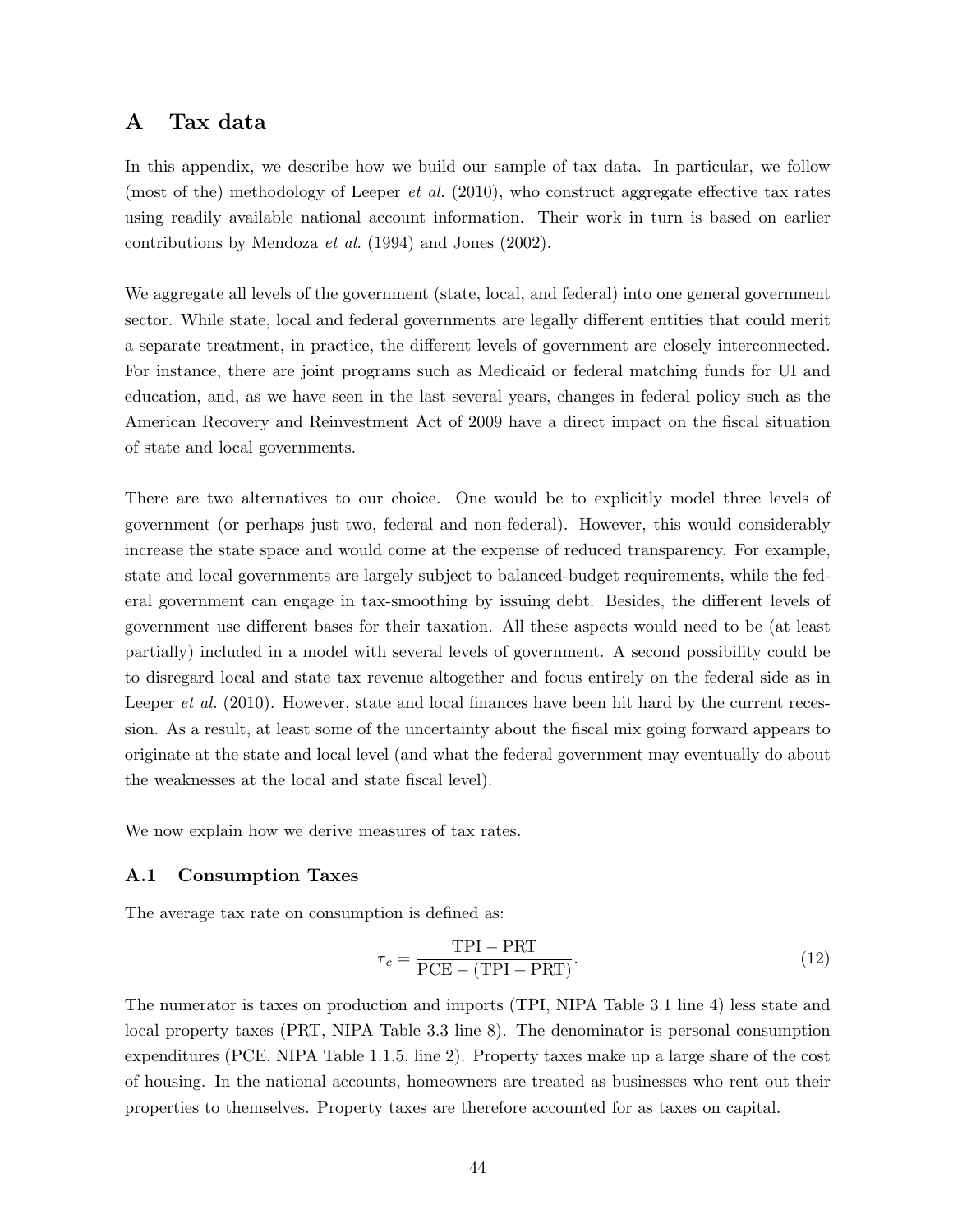# A Tax data

In this appendix, we describe how we build our sample of tax data. In particular, we follow (most of the) methodology of Leeper *et al.* (2010), who construct aggregate effective tax rates using readily available national account information. Their work in turn is based on earlier contributions by Mendoza *et al.* (1994) and Jones (2002).

We aggregate all levels of the government (state, local, and federal) into one general government sector. While state, local and federal governments are legally different entities that could merit a separate treatment, in practice, the different levels of government are closely interconnected. For instance, there are joint programs such as Medicaid or federal matching funds for UI and education, and, as we have seen in the last several years, changes in federal policy such as the American Recovery and Reinvestment Act of 2009 have a direct impact on the fiscal situation of state and local governments.

There are two alternatives to our choice. One would be to explicitly model three levels of government (or perhaps just two, federal and non-federal). However, this would considerably increase the state space and would come at the expense of reduced transparency. For example, state and local governments are largely subject to balanced-budget requirements, while the federal government can engage in tax-smoothing by issuing debt. Besides, the different levels of government use different bases for their taxation. All these aspects would need to be (at least partially) included in a model with several levels of government. A second possibility could be to disregard local and state tax revenue altogether and focus entirely on the federal side as in Leeper *et al.* (2010). However, state and local finances have been hit hard by the current recession. As a result, at least some of the uncertainty about the fiscal mix going forward appears to originate at the state and local level (and what the federal government may eventually do about the weaknesses at the local and state fiscal level).

We now explain how we derive measures of tax rates.

## A.1 Consumption Taxes

The average tax rate on consumption is defined as:

$$\tau_c = \frac{\text{TPI} - \text{PRT}}{\text{PCE} - (\text{TPI} - \text{PRT})}. \tag{12}$$

The numerator is taxes on production and imports (TPI, NIPA Table 3.1 line 4) less state and local property taxes (PRT, NIPA Table 3.3 line 8). The denominator is personal consumption expenditures (PCE, NIPA Table 1.1.5, line 2). Property taxes make up a large share of the cost of housing. In the national accounts, homeowners are treated as businesses who rent out their properties to themselves. Property taxes are therefore accounted for as taxes on capital.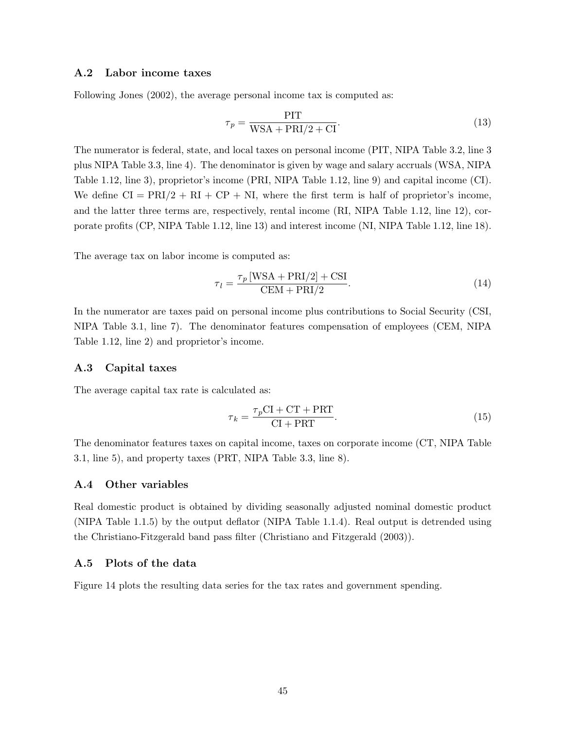### A.2 Labor income taxes

Following Jones (2002), the average personal income tax is computed as:

$$\tau_p = \frac{\text{PIT}}{\text{WSA} + \text{PRI}/2 + \text{CI}}. \tag{13}$$

The numerator is federal, state, and local taxes on personal income (PIT, NIPA Table 3.2, line 3 plus NIPA Table 3.3, line 4). The denominator is given by wage and salary accruals (WSA, NIPA Table 1.12, line 3), proprietor's income (PRI, NIPA Table 1.12, line 9) and capital income (CI). We define CI = PRI/2 + RI + CP + NI, where the first term is half of proprietor's income, and the latter three terms are, respectively, rental income (RI, NIPA Table 1.12, line 12), corporate profits (CP, NIPA Table 1.12, line 13) and interest income (NI, NIPA Table 1.12, line 18).

The average tax on labor income is computed as:

$$\tau_l = \frac{\tau_p \left[\text{WSA} + \text{PRI}/2\right] + \text{CSI}}{\text{CEM} + \text{PRI}/2}. \tag{14}$$

In the numerator are taxes paid on personal income plus contributions to Social Security (CSI, NIPA Table 3.1, line 7). The denominator features compensation of employees (CEM, NIPA Table 1.12, line 2) and proprietor's income.

### A.3 Capital taxes

The average capital tax rate is calculated as:

$$\tau_k = \frac{\tau_p \text{CI} + \text{CT} + \text{PRT}}{\text{CI} + \text{PRT}}. \tag{15}$$

The denominator features taxes on capital income, taxes on corporate income (CT, NIPA Table 3.1, line 5), and property taxes (PRT, NIPA Table 3.3, line 8).

### A.4 Other variables

Real domestic product is obtained by dividing seasonally adjusted nominal domestic product (NIPA Table 1.1.5) by the output deflator (NIPA Table 1.1.4). Real output is detrended using the Christiano-Fitzgerald band pass filter (Christiano and Fitzgerald (2003)).

### A.5 Plots of the data

Figure 14 plots the resulting data series for the tax rates and government spending.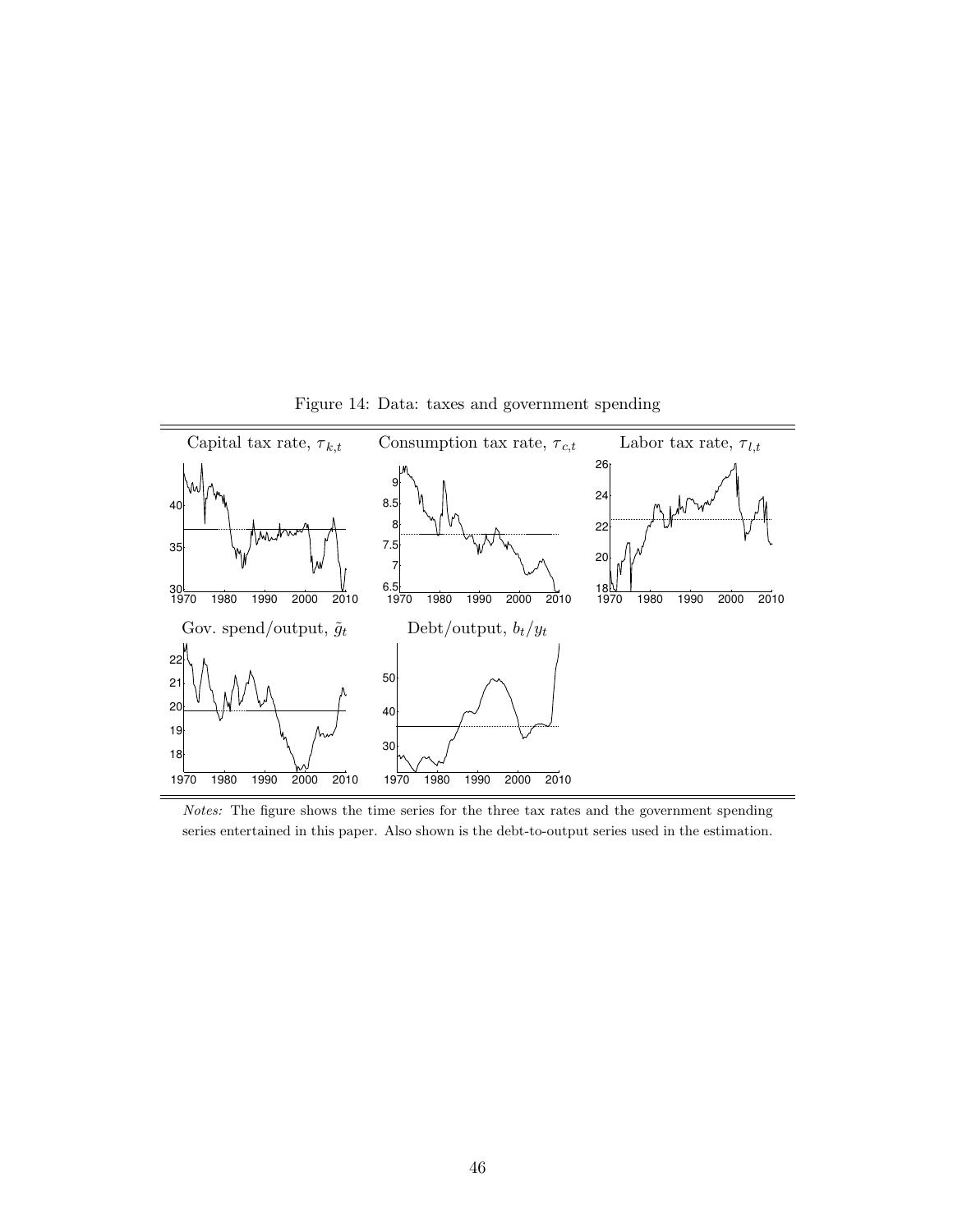Figure 14: Data: taxes and government spending

Capital tax rate, $\tau_{k,t}$

30
35
40
1970 1980 1990 2000 2010

Consumption tax rate, $\tau_{c,t}$

6.5
7
7.5
8
8.5
9
1970 1980 1990 2000 2010

Labor tax rate, $\tau_{l,t}$

18
20
22
24
26
1970 1980 1990 2000 2010

Gov. spend/output, $\tilde{g}_t$

18
19
20
21
22
1970 1980 1990 2000 2010

Debt/output, $b_t/y_t$

30
40
50
1970 1980 1990 2000 2010

*Notes:* The figure shows the time series for the three tax rates and the government spending series entertained in this paper. Also shown is the debt-to-output series used in the estimation.